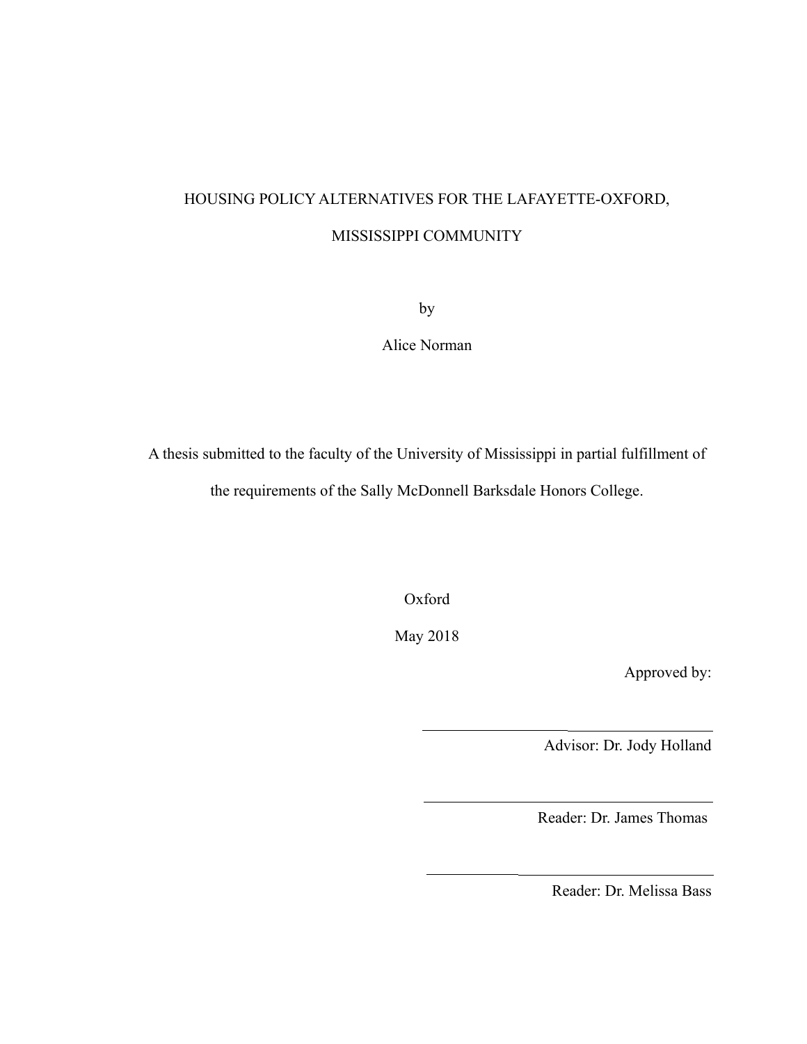# HOUSING POLICY ALTERNATIVES FOR THE LAFAYETTE-OXFORD, MISSISSIPPI COMMUNITY

by

Alice Norman

A thesis submitted to the faculty of the University of Mississippi in partial fulfillment of the requirements of the Sally McDonnell Barksdale Honors College.

Oxford

May 2018

Approved by:

Advisor: Dr. Jody Holland

Reader: Dr. James Thomas

Reader: Dr. Melissa Bass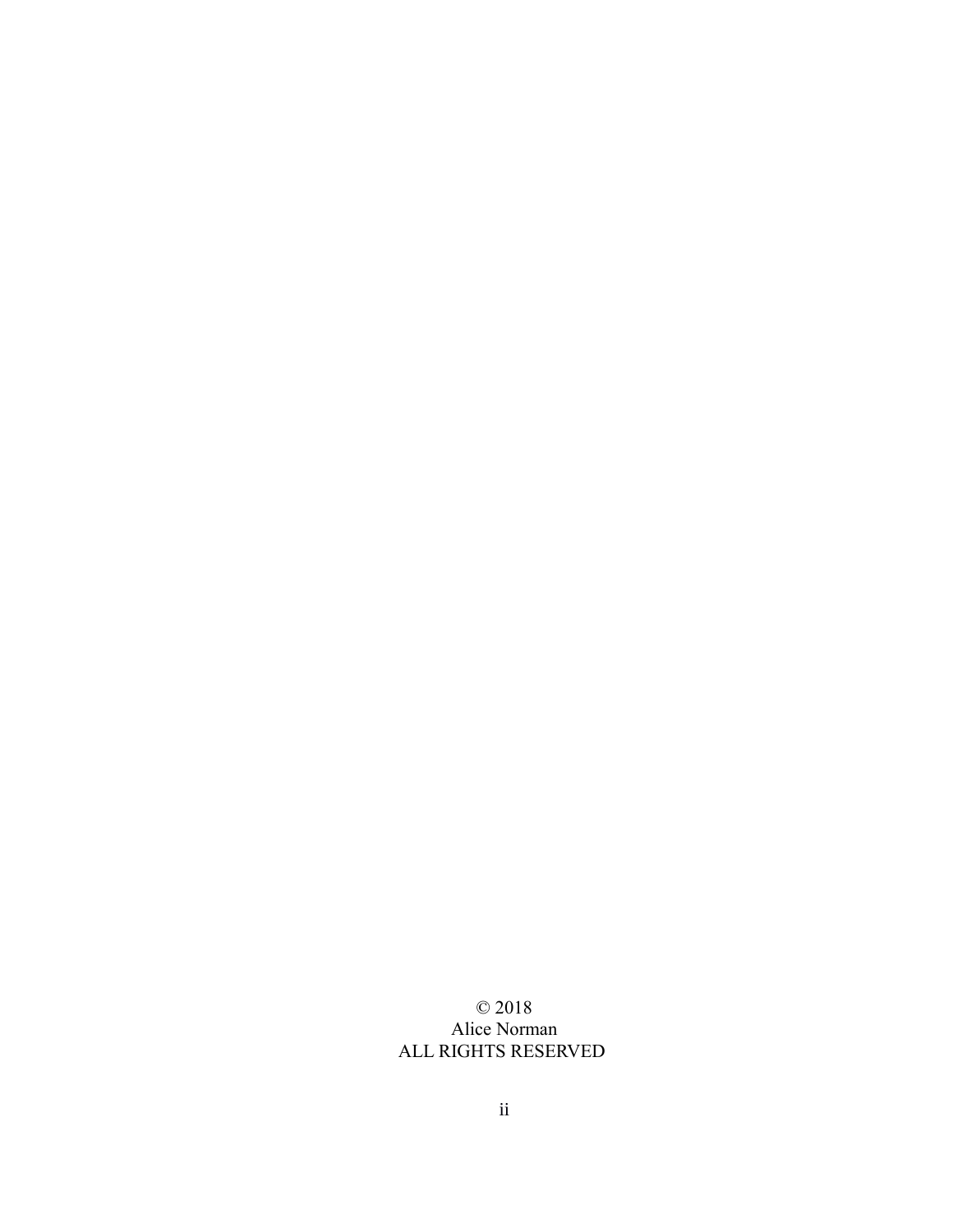© 2018
Alice Norman
ALL RIGHTS RESERVED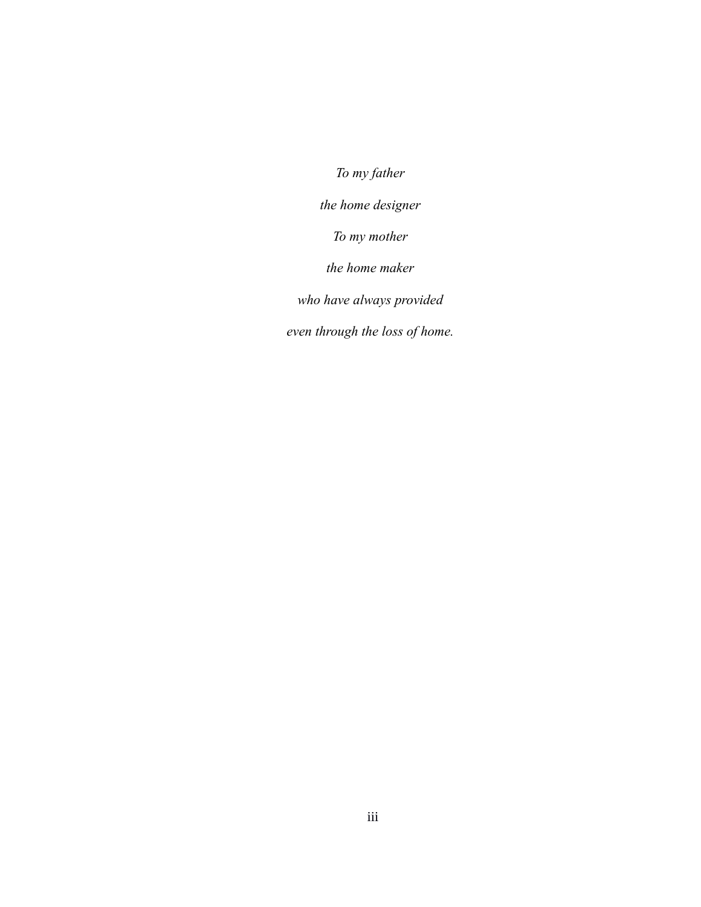*To my father*

*the home designer*

*To my mother*

*the home maker*

*who have always provided*

*even through the loss of home.*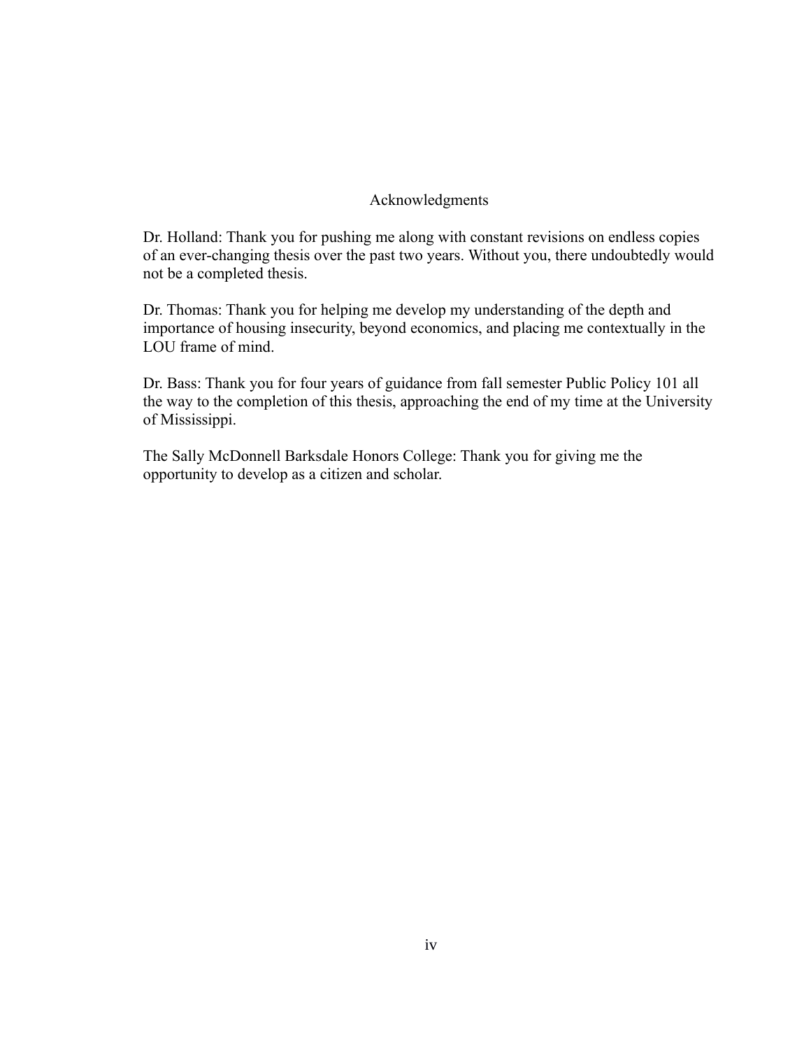# Acknowledgments

Dr. Holland: Thank you for pushing me along with constant revisions on endless copies of an ever-changing thesis over the past two years. Without you, there undoubtedly would not be a completed thesis.

Dr. Thomas: Thank you for helping me develop my understanding of the depth and importance of housing insecurity, beyond economics, and placing me contextually in the LOU frame of mind.

Dr. Bass: Thank you for four years of guidance from fall semester Public Policy 101 all the way to the completion of this thesis, approaching the end of my time at the University of Mississippi.

The Sally McDonnell Barksdale Honors College: Thank you for giving me the opportunity to develop as a citizen and scholar.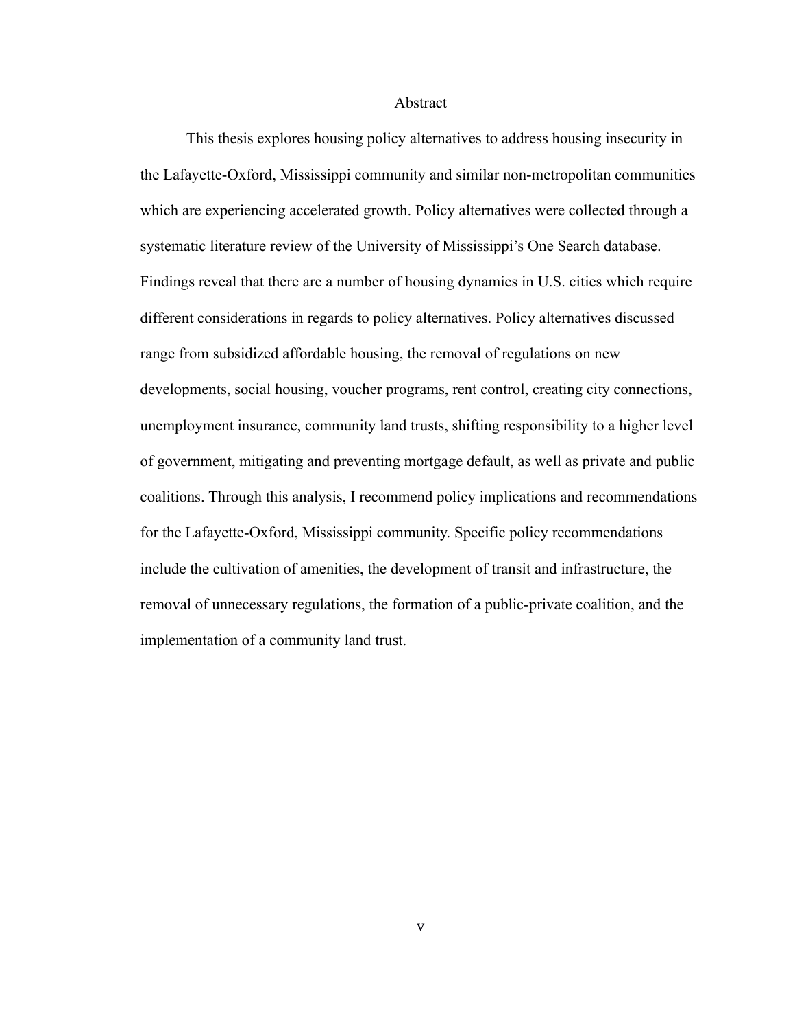# Abstract

This thesis explores housing policy alternatives to address housing insecurity in the Lafayette-Oxford, Mississippi community and similar non-metropolitan communities which are experiencing accelerated growth. Policy alternatives were collected through a systematic literature review of the University of Mississippi's One Search database. Findings reveal that there are a number of housing dynamics in U.S. cities which require different considerations in regards to policy alternatives. Policy alternatives discussed range from subsidized affordable housing, the removal of regulations on new developments, social housing, voucher programs, rent control, creating city connections, unemployment insurance, community land trusts, shifting responsibility to a higher level of government, mitigating and preventing mortgage default, as well as private and public coalitions. Through this analysis, I recommend policy implications and recommendations for the Lafayette-Oxford, Mississippi community. Specific policy recommendations include the cultivation of amenities, the development of transit and infrastructure, the removal of unnecessary regulations, the formation of a public-private coalition, and the implementation of a community land trust.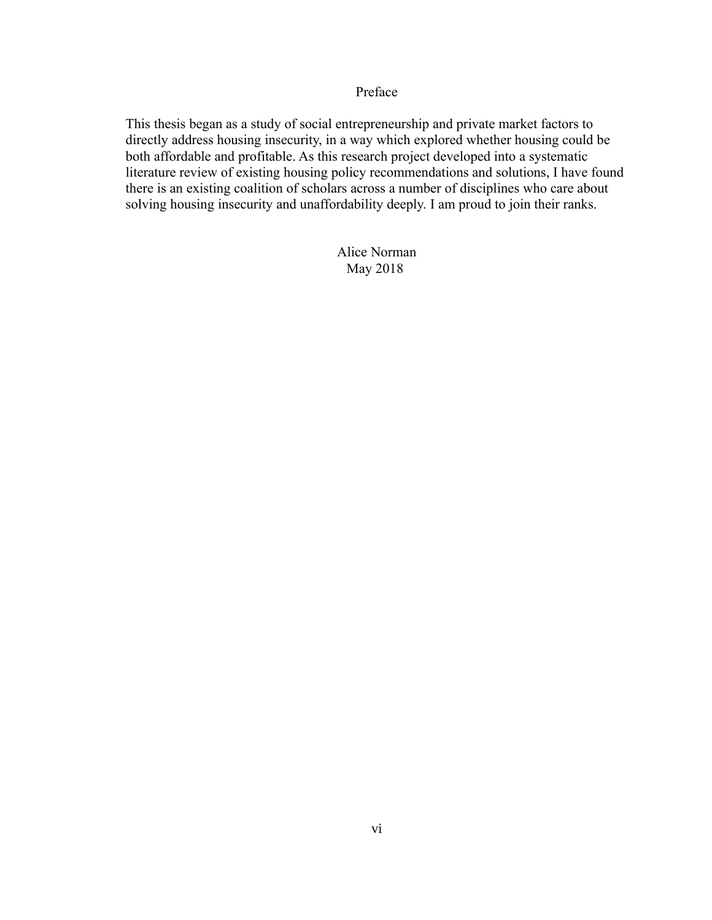# Preface

This thesis began as a study of social entrepreneurship and private market factors to directly address housing insecurity, in a way which explored whether housing could be both affordable and profitable. As this research project developed into a systematic literature review of existing housing policy recommendations and solutions, I have found there is an existing coalition of scholars across a number of disciplines who care about solving housing insecurity and unaffordability deeply. I am proud to join their ranks.

Alice Norman
May 2018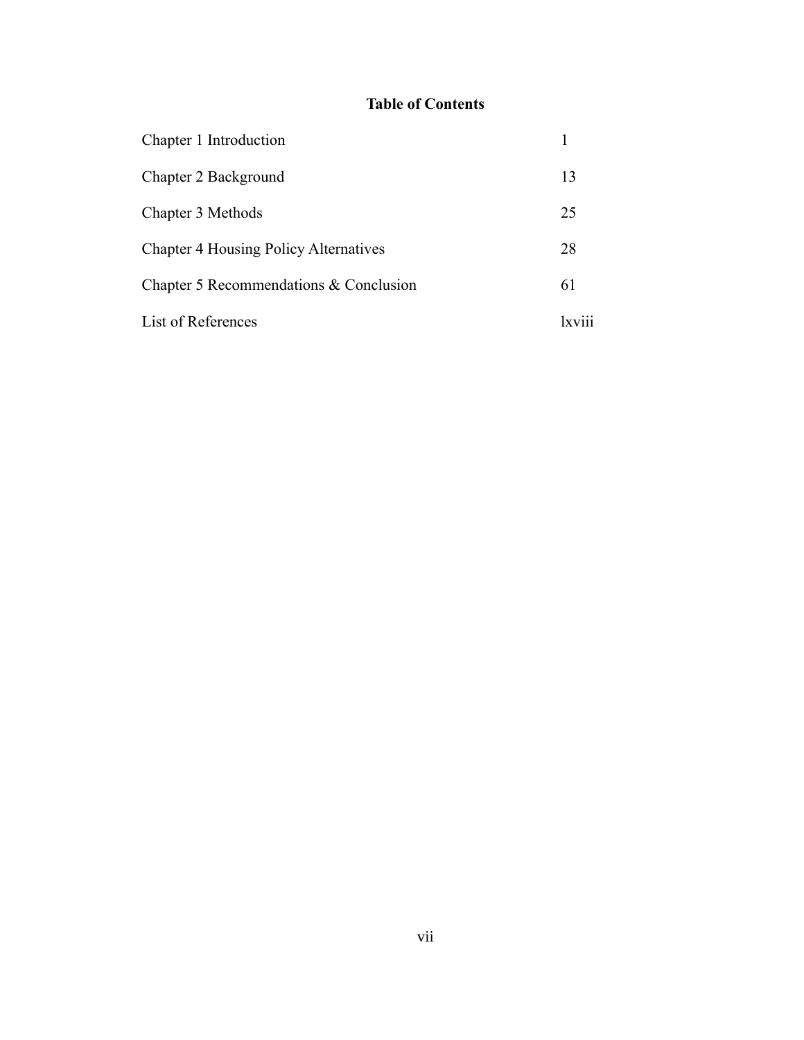# Table of Contents

| | |
|---|---|
| Chapter 1 Introduction | 1 |
| Chapter 2 Background | 13 |
| Chapter 3 Methods | 25 |
| Chapter 4 Housing Policy Alternatives | 28 |
| Chapter 5 Recommendations & Conclusion | 61 |
| List of References | lxviii |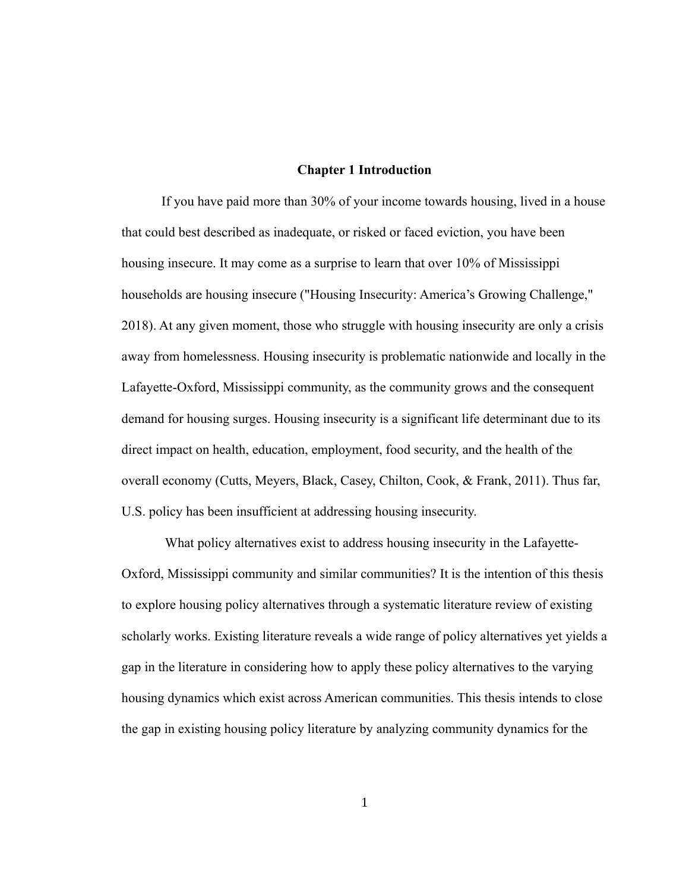# Chapter 1 Introduction

If you have paid more than 30% of your income towards housing, lived in a house that could best described as inadequate, or risked or faced eviction, you have been housing insecure. It may come as a surprise to learn that over 10% of Mississippi households are housing insecure ("Housing Insecurity: America's Growing Challenge," 2018). At any given moment, those who struggle with housing insecurity are only a crisis away from homelessness. Housing insecurity is problematic nationwide and locally in the Lafayette-Oxford, Mississippi community, as the community grows and the consequent demand for housing surges. Housing insecurity is a significant life determinant due to its direct impact on health, education, employment, food security, and the health of the overall economy (Cutts, Meyers, Black, Casey, Chilton, Cook, & Frank, 2011). Thus far, U.S. policy has been insufficient at addressing housing insecurity.

What policy alternatives exist to address housing insecurity in the Lafayette-Oxford, Mississippi community and similar communities? It is the intention of this thesis to explore housing policy alternatives through a systematic literature review of existing scholarly works. Existing literature reveals a wide range of policy alternatives yet yields a gap in the literature in considering how to apply these policy alternatives to the varying housing dynamics which exist across American communities. This thesis intends to close the gap in existing housing policy literature by analyzing community dynamics for the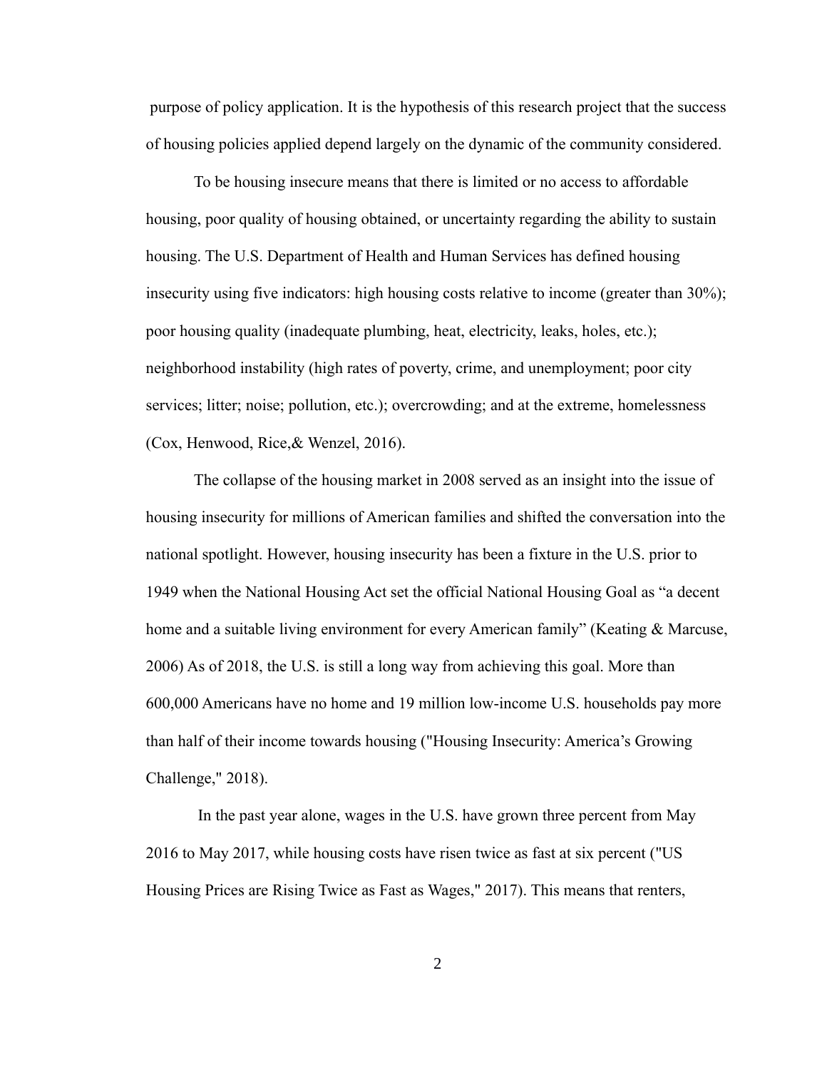purpose of policy application. It is the hypothesis of this research project that the success of housing policies applied depend largely on the dynamic of the community considered.

To be housing insecure means that there is limited or no access to affordable housing, poor quality of housing obtained, or uncertainty regarding the ability to sustain housing. The U.S. Department of Health and Human Services has defined housing insecurity using five indicators: high housing costs relative to income (greater than 30%); poor housing quality (inadequate plumbing, heat, electricity, leaks, holes, etc.); neighborhood instability (high rates of poverty, crime, and unemployment; poor city services; litter; noise; pollution, etc.); overcrowding; and at the extreme, homelessness (Cox, Henwood, Rice,& Wenzel, 2016).

The collapse of the housing market in 2008 served as an insight into the issue of housing insecurity for millions of American families and shifted the conversation into the national spotlight. However, housing insecurity has been a fixture in the U.S. prior to 1949 when the National Housing Act set the official National Housing Goal as "a decent home and a suitable living environment for every American family" (Keating & Marcuse, 2006) As of 2018, the U.S. is still a long way from achieving this goal. More than 600,000 Americans have no home and 19 million low-income U.S. households pay more than half of their income towards housing ("Housing Insecurity: America's Growing Challenge," 2018).

In the past year alone, wages in the U.S. have grown three percent from May 2016 to May 2017, while housing costs have risen twice as fast at six percent ("US Housing Prices are Rising Twice as Fast as Wages," 2017). This means that renters,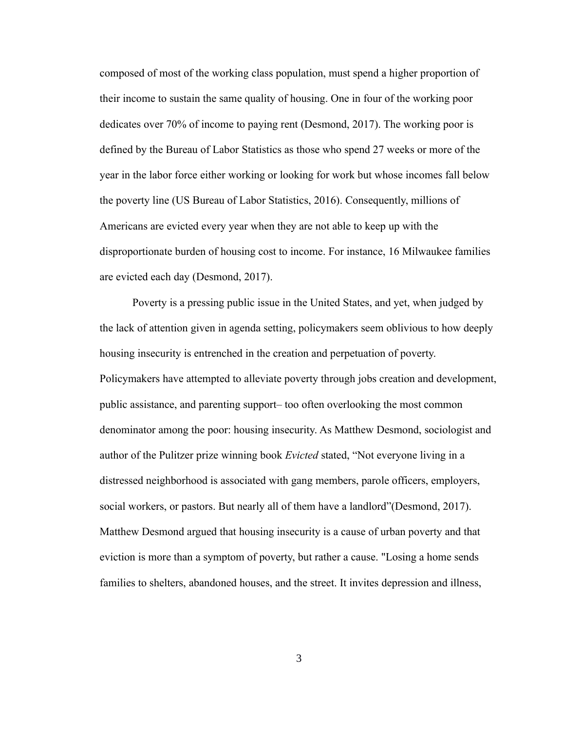composed of most of the working class population, must spend a higher proportion of their income to sustain the same quality of housing. One in four of the working poor dedicates over 70% of income to paying rent (Desmond, 2017). The working poor is defined by the Bureau of Labor Statistics as those who spend 27 weeks or more of the year in the labor force either working or looking for work but whose incomes fall below the poverty line (US Bureau of Labor Statistics, 2016). Consequently, millions of Americans are evicted every year when they are not able to keep up with the disproportionate burden of housing cost to income. For instance, 16 Milwaukee families are evicted each day (Desmond, 2017).

Poverty is a pressing public issue in the United States, and yet, when judged by the lack of attention given in agenda setting, policymakers seem oblivious to how deeply housing insecurity is entrenched in the creation and perpetuation of poverty. Policymakers have attempted to alleviate poverty through jobs creation and development, public assistance, and parenting support– too often overlooking the most common denominator among the poor: housing insecurity. As Matthew Desmond, sociologist and author of the Pulitzer prize winning book *Evicted* stated, "Not everyone living in a distressed neighborhood is associated with gang members, parole officers, employers, social workers, or pastors. But nearly all of them have a landlord"(Desmond, 2017). Matthew Desmond argued that housing insecurity is a cause of urban poverty and that eviction is more than a symptom of poverty, but rather a cause. "Losing a home sends families to shelters, abandoned houses, and the street. It invites depression and illness,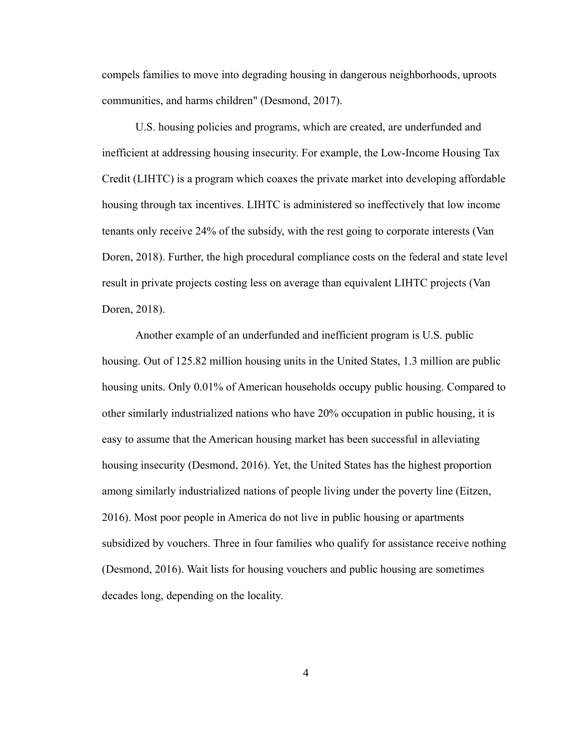compels families to move into degrading housing in dangerous neighborhoods, uproots communities, and harms children" (Desmond, 2017).

U.S. housing policies and programs, which are created, are underfunded and inefficient at addressing housing insecurity. For example, the Low-Income Housing Tax Credit (LIHTC) is a program which coaxes the private market into developing affordable housing through tax incentives. LIHTC is administered so ineffectively that low income tenants only receive 24% of the subsidy, with the rest going to corporate interests (Van Doren, 2018). Further, the high procedural compliance costs on the federal and state level result in private projects costing less on average than equivalent LIHTC projects (Van Doren, 2018).

Another example of an underfunded and inefficient program is U.S. public housing. Out of 125.82 million housing units in the United States, 1.3 million are public housing units. Only 0.01% of American households occupy public housing. Compared to other similarly industrialized nations who have 20% occupation in public housing, it is easy to assume that the American housing market has been successful in alleviating housing insecurity (Desmond, 2016). Yet, the United States has the highest proportion among similarly industrialized nations of people living under the poverty line (Eitzen, 2016). Most poor people in America do not live in public housing or apartments subsidized by vouchers. Three in four families who qualify for assistance receive nothing (Desmond, 2016). Wait lists for housing vouchers and public housing are sometimes decades long, depending on the locality.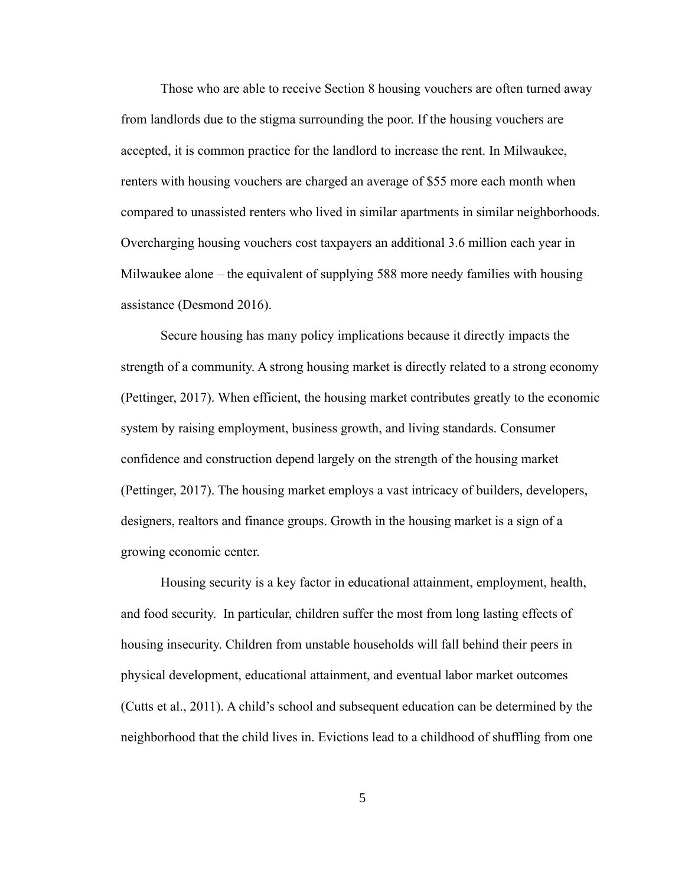Those who are able to receive Section 8 housing vouchers are often turned away from landlords due to the stigma surrounding the poor. If the housing vouchers are accepted, it is common practice for the landlord to increase the rent. In Milwaukee, renters with housing vouchers are charged an average of $55 more each month when compared to unassisted renters who lived in similar apartments in similar neighborhoods. Overcharging housing vouchers cost taxpayers an additional 3.6 million each year in Milwaukee alone – the equivalent of supplying 588 more needy families with housing assistance (Desmond 2016).

Secure housing has many policy implications because it directly impacts the strength of a community. A strong housing market is directly related to a strong economy (Pettinger, 2017). When efficient, the housing market contributes greatly to the economic system by raising employment, business growth, and living standards. Consumer confidence and construction depend largely on the strength of the housing market (Pettinger, 2017). The housing market employs a vast intricacy of builders, developers, designers, realtors and finance groups. Growth in the housing market is a sign of a growing economic center.

Housing security is a key factor in educational attainment, employment, health, and food security. In particular, children suffer the most from long lasting effects of housing insecurity. Children from unstable households will fall behind their peers in physical development, educational attainment, and eventual labor market outcomes (Cutts et al., 2011). A child's school and subsequent education can be determined by the neighborhood that the child lives in. Evictions lead to a childhood of shuffling from one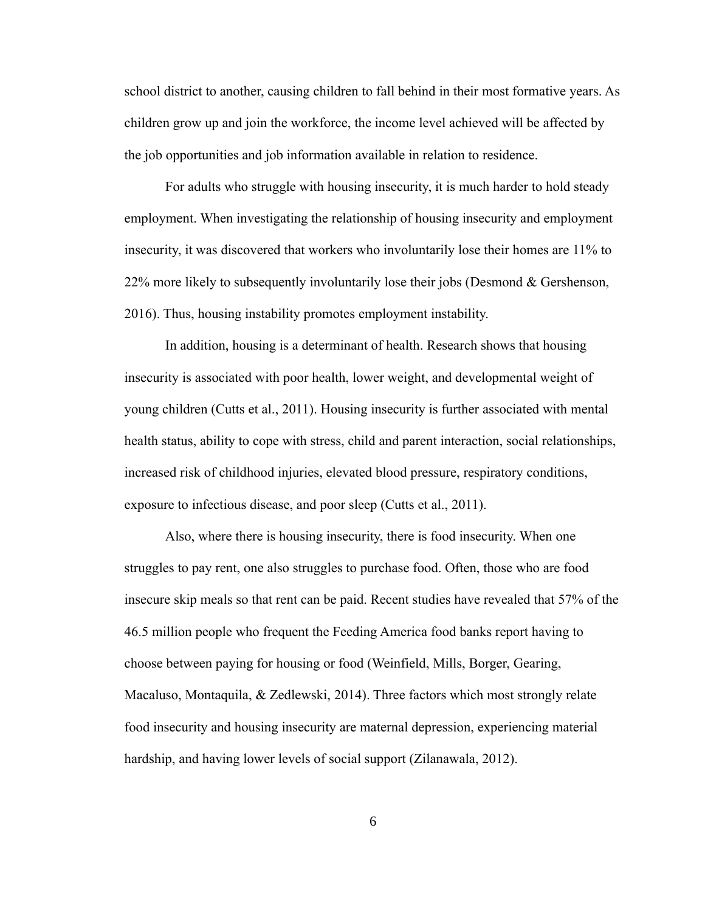school district to another, causing children to fall behind in their most formative years. As children grow up and join the workforce, the income level achieved will be affected by the job opportunities and job information available in relation to residence.

For adults who struggle with housing insecurity, it is much harder to hold steady employment. When investigating the relationship of housing insecurity and employment insecurity, it was discovered that workers who involuntarily lose their homes are 11% to 22% more likely to subsequently involuntarily lose their jobs (Desmond & Gershenson, 2016). Thus, housing instability promotes employment instability.

In addition, housing is a determinant of health. Research shows that housing insecurity is associated with poor health, lower weight, and developmental weight of young children (Cutts et al., 2011). Housing insecurity is further associated with mental health status, ability to cope with stress, child and parent interaction, social relationships, increased risk of childhood injuries, elevated blood pressure, respiratory conditions, exposure to infectious disease, and poor sleep (Cutts et al., 2011).

Also, where there is housing insecurity, there is food insecurity. When one struggles to pay rent, one also struggles to purchase food. Often, those who are food insecure skip meals so that rent can be paid. Recent studies have revealed that 57% of the 46.5 million people who frequent the Feeding America food banks report having to choose between paying for housing or food (Weinfield, Mills, Borger, Gearing, Macaluso, Montaquila, & Zedlewski, 2014). Three factors which most strongly relate food insecurity and housing insecurity are maternal depression, experiencing material hardship, and having lower levels of social support (Zilanawala, 2012).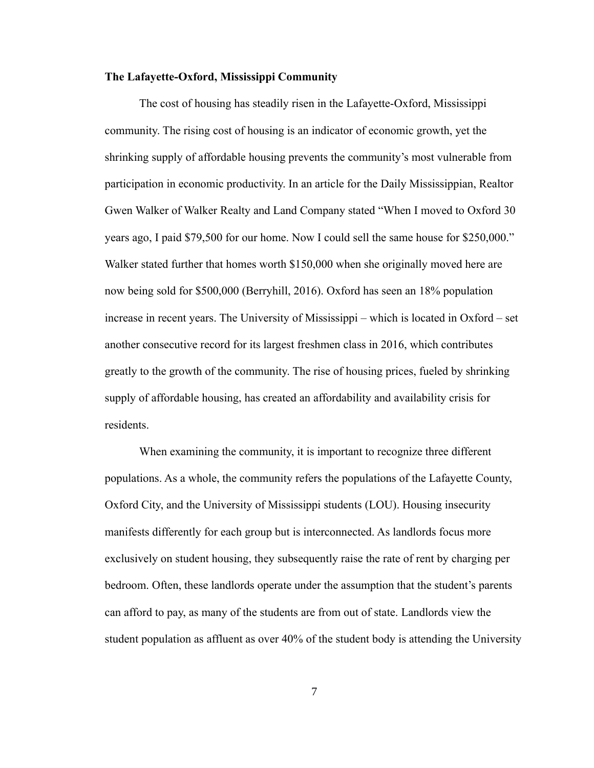**The Lafayette-Oxford, Mississippi Community**

The cost of housing has steadily risen in the Lafayette-Oxford, Mississippi community. The rising cost of housing is an indicator of economic growth, yet the shrinking supply of affordable housing prevents the community's most vulnerable from participation in economic productivity. In an article for the Daily Mississippian, Realtor Gwen Walker of Walker Realty and Land Company stated "When I moved to Oxford 30 years ago, I paid $79,500 for our home. Now I could sell the same house for $250,000." Walker stated further that homes worth $150,000 when she originally moved here are now being sold for $500,000 (Berryhill, 2016). Oxford has seen an 18% population increase in recent years. The University of Mississippi – which is located in Oxford – set another consecutive record for its largest freshmen class in 2016, which contributes greatly to the growth of the community. The rise of housing prices, fueled by shrinking supply of affordable housing, has created an affordability and availability crisis for residents.

When examining the community, it is important to recognize three different populations. As a whole, the community refers the populations of the Lafayette County, Oxford City, and the University of Mississippi students (LOU). Housing insecurity manifests differently for each group but is interconnected. As landlords focus more exclusively on student housing, they subsequently raise the rate of rent by charging per bedroom. Often, these landlords operate under the assumption that the student's parents can afford to pay, as many of the students are from out of state. Landlords view the student population as affluent as over 40% of the student body is attending the University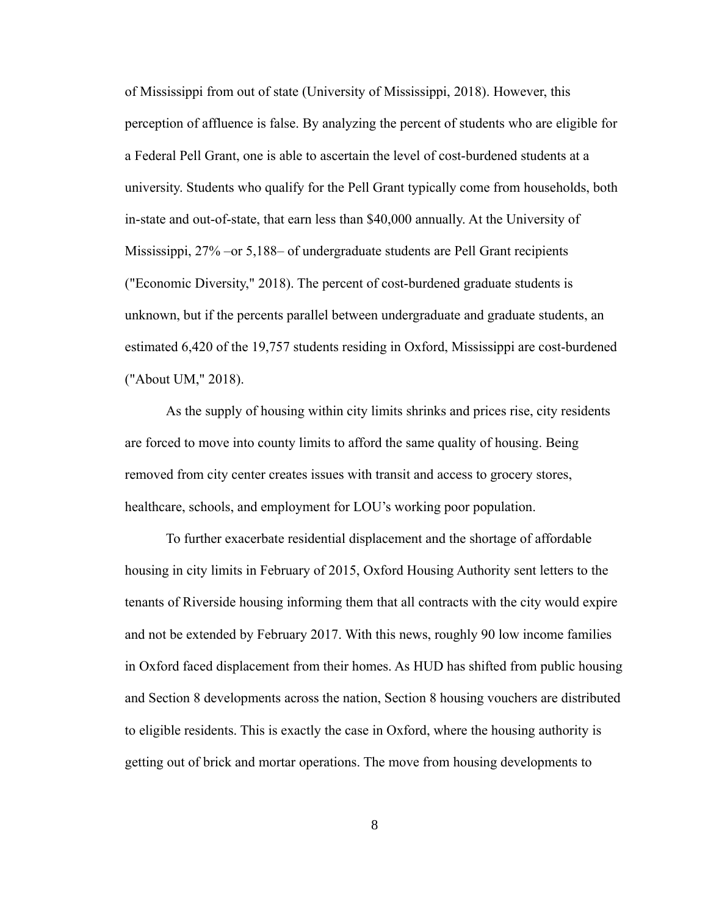of Mississippi from out of state (University of Mississippi, 2018). However, this perception of affluence is false. By analyzing the percent of students who are eligible for a Federal Pell Grant, one is able to ascertain the level of cost-burdened students at a university. Students who qualify for the Pell Grant typically come from households, both in-state and out-of-state, that earn less than $40,000 annually. At the University of Mississippi, 27% –or 5,188– of undergraduate students are Pell Grant recipients ("Economic Diversity," 2018). The percent of cost-burdened graduate students is unknown, but if the percents parallel between undergraduate and graduate students, an estimated 6,420 of the 19,757 students residing in Oxford, Mississippi are cost-burdened ("About UM," 2018).

As the supply of housing within city limits shrinks and prices rise, city residents are forced to move into county limits to afford the same quality of housing. Being removed from city center creates issues with transit and access to grocery stores, healthcare, schools, and employment for LOU's working poor population.

To further exacerbate residential displacement and the shortage of affordable housing in city limits in February of 2015, Oxford Housing Authority sent letters to the tenants of Riverside housing informing them that all contracts with the city would expire and not be extended by February 2017. With this news, roughly 90 low income families in Oxford faced displacement from their homes. As HUD has shifted from public housing and Section 8 developments across the nation, Section 8 housing vouchers are distributed to eligible residents. This is exactly the case in Oxford, where the housing authority is getting out of brick and mortar operations. The move from housing developments to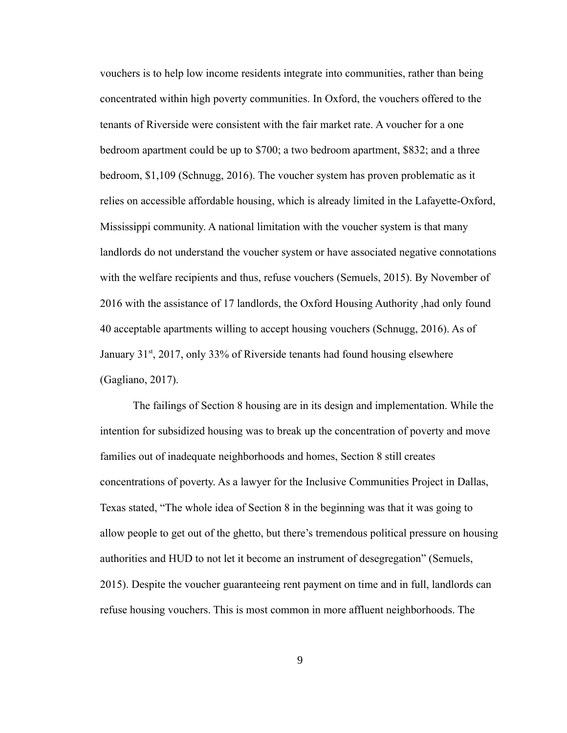vouchers is to help low income residents integrate into communities, rather than being concentrated within high poverty communities. In Oxford, the vouchers offered to the tenants of Riverside were consistent with the fair market rate. A voucher for a one bedroom apartment could be up to $700; a two bedroom apartment, $832; and a three bedroom, $1,109 (Schnugg, 2016). The voucher system has proven problematic as it relies on accessible affordable housing, which is already limited in the Lafayette-Oxford, Mississippi community. A national limitation with the voucher system is that many landlords do not understand the voucher system or have associated negative connotations with the welfare recipients and thus, refuse vouchers (Semuels, 2015). By November of 2016 with the assistance of 17 landlords, the Oxford Housing Authority ,had only found 40 acceptable apartments willing to accept housing vouchers (Schnugg, 2016). As of January 31st, 2017, only 33% of Riverside tenants had found housing elsewhere (Gagliano, 2017).

The failings of Section 8 housing are in its design and implementation. While the intention for subsidized housing was to break up the concentration of poverty and move families out of inadequate neighborhoods and homes, Section 8 still creates concentrations of poverty. As a lawyer for the Inclusive Communities Project in Dallas, Texas stated, “The whole idea of Section 8 in the beginning was that it was going to allow people to get out of the ghetto, but there’s tremendous political pressure on housing authorities and HUD to not let it become an instrument of desegregation” (Semuels, 2015). Despite the voucher guaranteeing rent payment on time and in full, landlords can refuse housing vouchers. This is most common in more affluent neighborhoods. The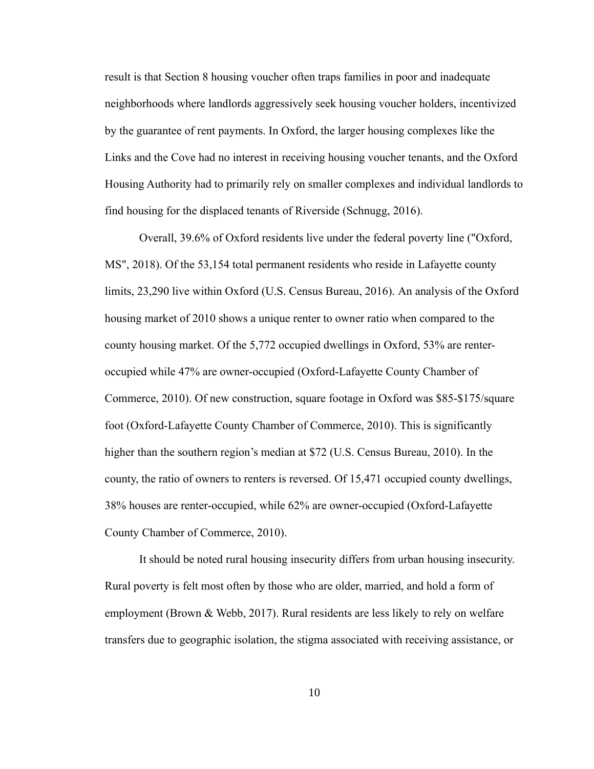result is that Section 8 housing voucher often traps families in poor and inadequate neighborhoods where landlords aggressively seek housing voucher holders, incentivized by the guarantee of rent payments. In Oxford, the larger housing complexes like the Links and the Cove had no interest in receiving housing voucher tenants, and the Oxford Housing Authority had to primarily rely on smaller complexes and individual landlords to find housing for the displaced tenants of Riverside (Schnugg, 2016).

Overall, 39.6% of Oxford residents live under the federal poverty line ("Oxford, MS", 2018). Of the 53,154 total permanent residents who reside in Lafayette county limits, 23,290 live within Oxford (U.S. Census Bureau, 2016). An analysis of the Oxford housing market of 2010 shows a unique renter to owner ratio when compared to the county housing market. Of the 5,772 occupied dwellings in Oxford, 53% are renter-occupied while 47% are owner-occupied (Oxford-Lafayette County Chamber of Commerce, 2010). Of new construction, square footage in Oxford was $85-$175/square foot (Oxford-Lafayette County Chamber of Commerce, 2010). This is significantly higher than the southern region's median at $72 (U.S. Census Bureau, 2010). In the county, the ratio of owners to renters is reversed. Of 15,471 occupied county dwellings, 38% houses are renter-occupied, while 62% are owner-occupied (Oxford-Lafayette County Chamber of Commerce, 2010).

It should be noted rural housing insecurity differs from urban housing insecurity. Rural poverty is felt most often by those who are older, married, and hold a form of employment (Brown & Webb, 2017). Rural residents are less likely to rely on welfare transfers due to geographic isolation, the stigma associated with receiving assistance, or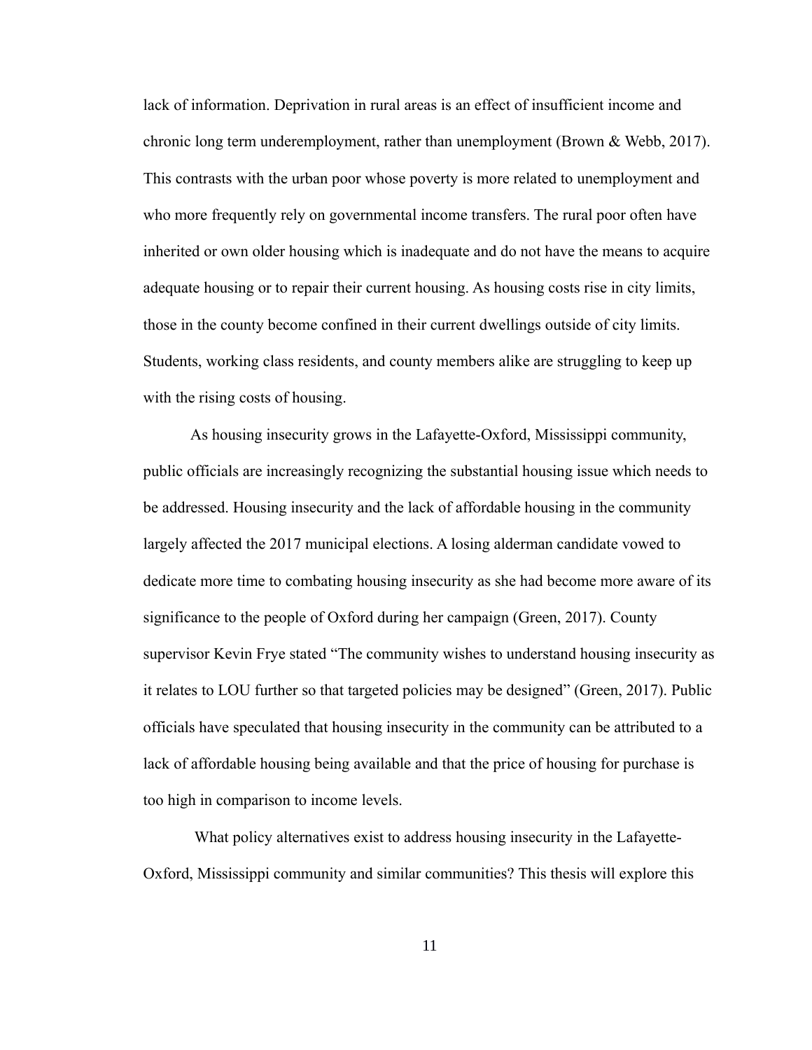lack of information. Deprivation in rural areas is an effect of insufficient income and chronic long term underemployment, rather than unemployment (Brown & Webb, 2017). This contrasts with the urban poor whose poverty is more related to unemployment and who more frequently rely on governmental income transfers. The rural poor often have inherited or own older housing which is inadequate and do not have the means to acquire adequate housing or to repair their current housing. As housing costs rise in city limits, those in the county become confined in their current dwellings outside of city limits. Students, working class residents, and county members alike are struggling to keep up with the rising costs of housing.

As housing insecurity grows in the Lafayette-Oxford, Mississippi community, public officials are increasingly recognizing the substantial housing issue which needs to be addressed. Housing insecurity and the lack of affordable housing in the community largely affected the 2017 municipal elections. A losing alderman candidate vowed to dedicate more time to combating housing insecurity as she had become more aware of its significance to the people of Oxford during her campaign (Green, 2017). County supervisor Kevin Frye stated "The community wishes to understand housing insecurity as it relates to LOU further so that targeted policies may be designed" (Green, 2017). Public officials have speculated that housing insecurity in the community can be attributed to a lack of affordable housing being available and that the price of housing for purchase is too high in comparison to income levels.

What policy alternatives exist to address housing insecurity in the Lafayette-Oxford, Mississippi community and similar communities? This thesis will explore this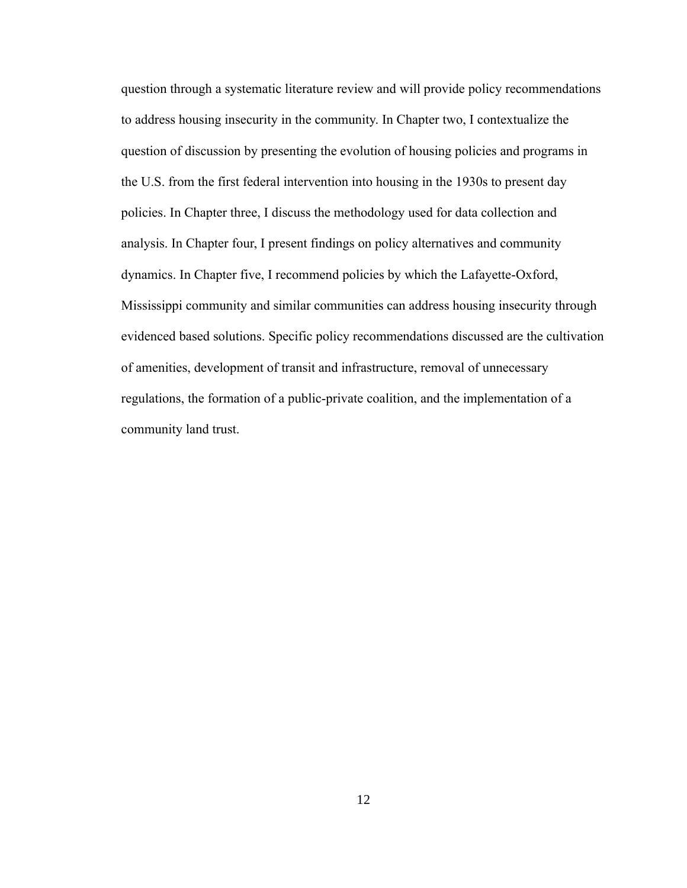question through a systematic literature review and will provide policy recommendations to address housing insecurity in the community. In Chapter two, I contextualize the question of discussion by presenting the evolution of housing policies and programs in the U.S. from the first federal intervention into housing in the 1930s to present day policies. In Chapter three, I discuss the methodology used for data collection and analysis. In Chapter four, I present findings on policy alternatives and community dynamics. In Chapter five, I recommend policies by which the Lafayette-Oxford, Mississippi community and similar communities can address housing insecurity through evidenced based solutions. Specific policy recommendations discussed are the cultivation of amenities, development of transit and infrastructure, removal of unnecessary regulations, the formation of a public-private coalition, and the implementation of a community land trust.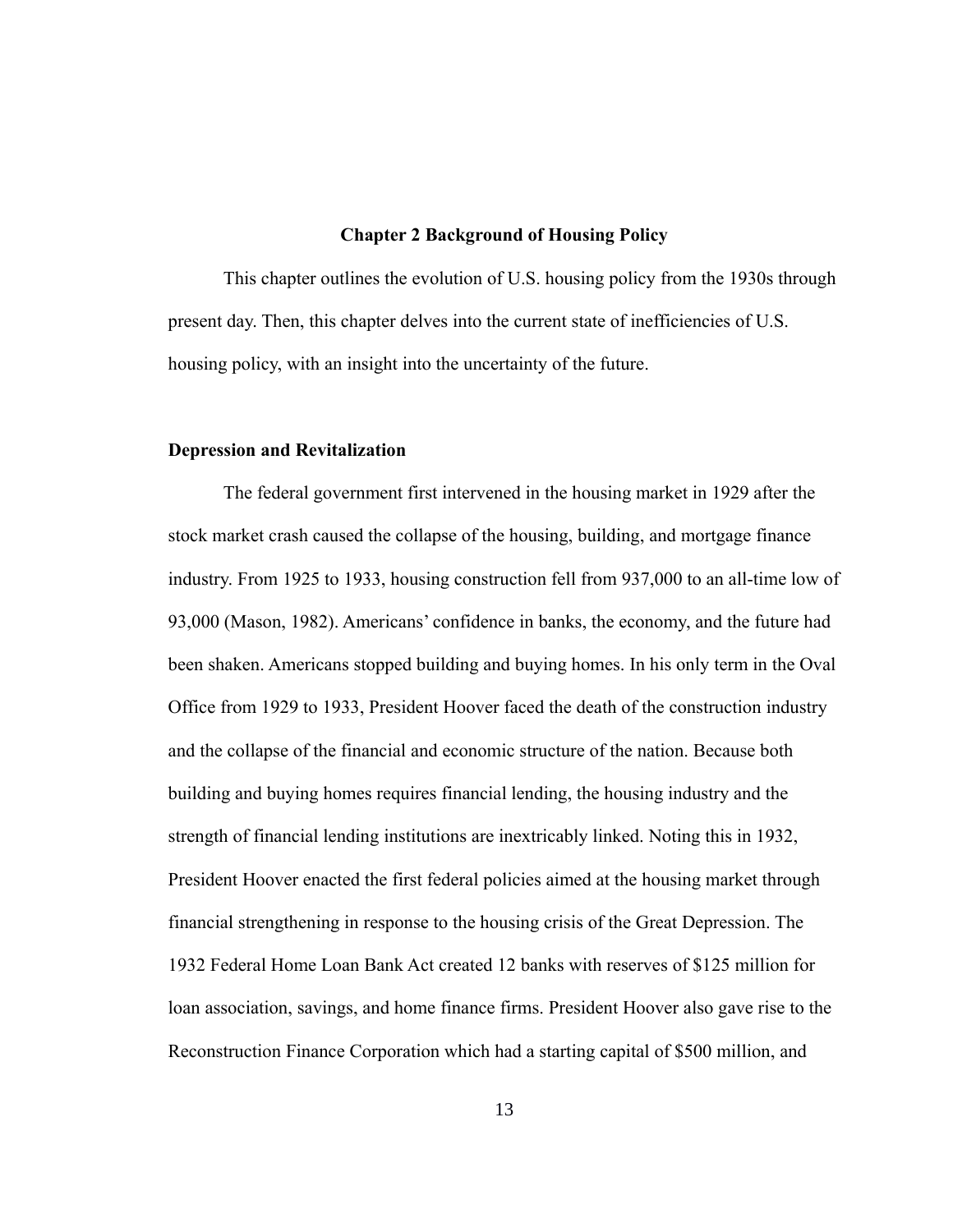# Chapter 2 Background of Housing Policy

This chapter outlines the evolution of U.S. housing policy from the 1930s through present day. Then, this chapter delves into the current state of inefficiencies of U.S. housing policy, with an insight into the uncertainty of the future.

## Depression and Revitalization

The federal government first intervened in the housing market in 1929 after the stock market crash caused the collapse of the housing, building, and mortgage finance industry. From 1925 to 1933, housing construction fell from 937,000 to an all-time low of 93,000 (Mason, 1982). Americans' confidence in banks, the economy, and the future had been shaken. Americans stopped building and buying homes. In his only term in the Oval Office from 1929 to 1933, President Hoover faced the death of the construction industry and the collapse of the financial and economic structure of the nation. Because both building and buying homes requires financial lending, the housing industry and the strength of financial lending institutions are inextricably linked. Noting this in 1932, President Hoover enacted the first federal policies aimed at the housing market through financial strengthening in response to the housing crisis of the Great Depression. The 1932 Federal Home Loan Bank Act created 12 banks with reserves of $125 million for loan association, savings, and home finance firms. President Hoover also gave rise to the Reconstruction Finance Corporation which had a starting capital of $500 million, and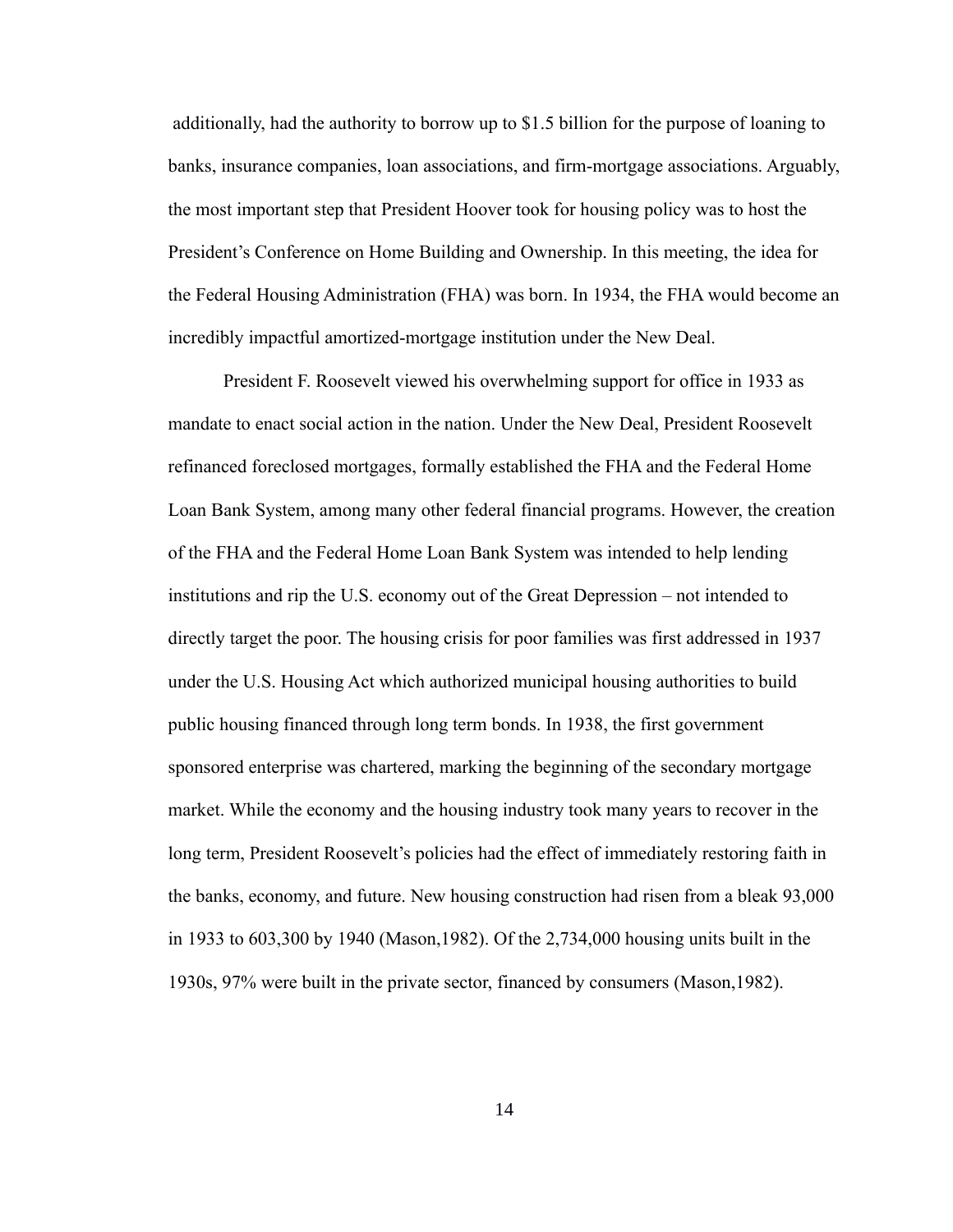additionally, had the authority to borrow up to $1.5 billion for the purpose of loaning to banks, insurance companies, loan associations, and firm-mortgage associations. Arguably, the most important step that President Hoover took for housing policy was to host the President's Conference on Home Building and Ownership. In this meeting, the idea for the Federal Housing Administration (FHA) was born. In 1934, the FHA would become an incredibly impactful amortized-mortgage institution under the New Deal.

President F. Roosevelt viewed his overwhelming support for office in 1933 as mandate to enact social action in the nation. Under the New Deal, President Roosevelt refinanced foreclosed mortgages, formally established the FHA and the Federal Home Loan Bank System, among many other federal financial programs. However, the creation of the FHA and the Federal Home Loan Bank System was intended to help lending institutions and rip the U.S. economy out of the Great Depression – not intended to directly target the poor. The housing crisis for poor families was first addressed in 1937 under the U.S. Housing Act which authorized municipal housing authorities to build public housing financed through long term bonds. In 1938, the first government sponsored enterprise was chartered, marking the beginning of the secondary mortgage market. While the economy and the housing industry took many years to recover in the long term, President Roosevelt's policies had the effect of immediately restoring faith in the banks, economy, and future. New housing construction had risen from a bleak 93,000 in 1933 to 603,300 by 1940 (Mason,1982). Of the 2,734,000 housing units built in the 1930s, 97% were built in the private sector, financed by consumers (Mason,1982).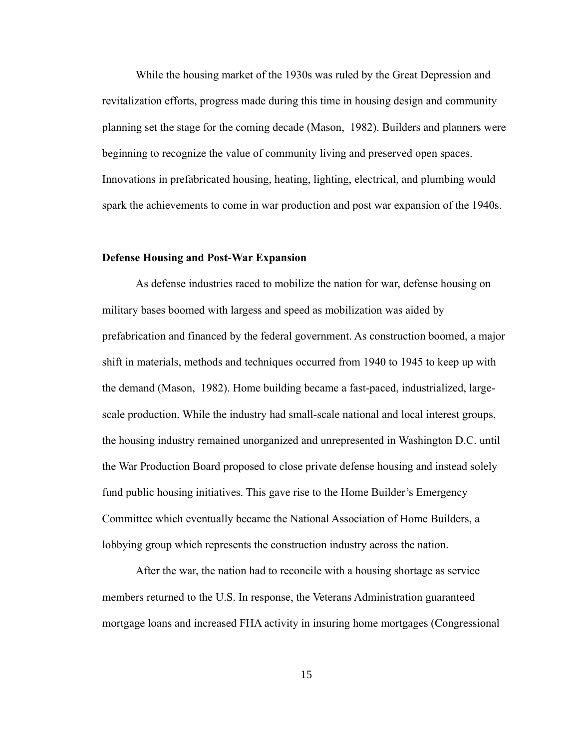While the housing market of the 1930s was ruled by the Great Depression and revitalization efforts, progress made during this time in housing design and community planning set the stage for the coming decade (Mason,  1982). Builders and planners were beginning to recognize the value of community living and preserved open spaces. Innovations in prefabricated housing, heating, lighting, electrical, and plumbing would spark the achievements to come in war production and post war expansion of the 1940s.

### Defense Housing and Post-War Expansion

As defense industries raced to mobilize the nation for war, defense housing on military bases boomed with largess and speed as mobilization was aided by prefabrication and financed by the federal government. As construction boomed, a major shift in materials, methods and techniques occurred from 1940 to 1945 to keep up with the demand (Mason,  1982). Home building became a fast-paced, industrialized, large-scale production. While the industry had small-scale national and local interest groups, the housing industry remained unorganized and unrepresented in Washington D.C. until the War Production Board proposed to close private defense housing and instead solely fund public housing initiatives. This gave rise to the Home Builder's Emergency Committee which eventually became the National Association of Home Builders, a lobbying group which represents the construction industry across the nation.

After the war, the nation had to reconcile with a housing shortage as service members returned to the U.S. In response, the Veterans Administration guaranteed mortgage loans and increased FHA activity in insuring home mortgages (Congressional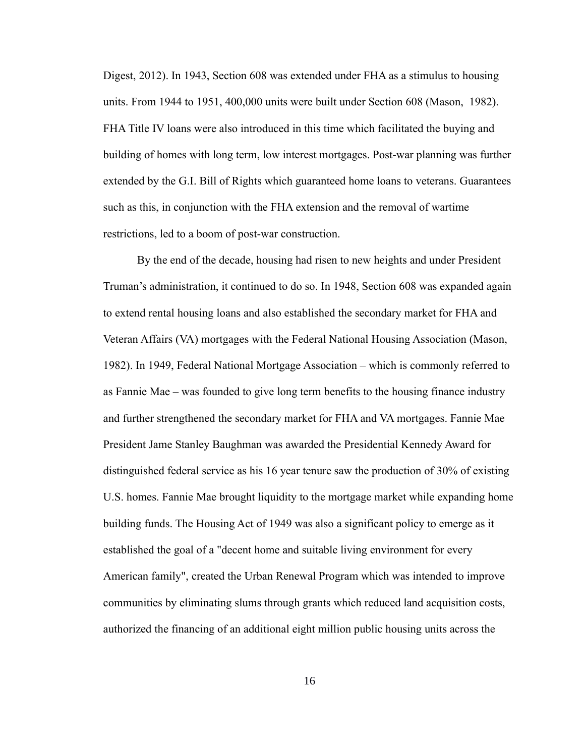Digest, 2012). In 1943, Section 608 was extended under FHA as a stimulus to housing units. From 1944 to 1951, 400,000 units were built under Section 608 (Mason, 1982). FHA Title IV loans were also introduced in this time which facilitated the buying and building of homes with long term, low interest mortgages. Post-war planning was further extended by the G.I. Bill of Rights which guaranteed home loans to veterans. Guarantees such as this, in conjunction with the FHA extension and the removal of wartime restrictions, led to a boom of post-war construction.

By the end of the decade, housing had risen to new heights and under President Truman's administration, it continued to do so. In 1948, Section 608 was expanded again to extend rental housing loans and also established the secondary market for FHA and Veteran Affairs (VA) mortgages with the Federal National Housing Association (Mason, 1982). In 1949, Federal National Mortgage Association – which is commonly referred to as Fannie Mae – was founded to give long term benefits to the housing finance industry and further strengthened the secondary market for FHA and VA mortgages. Fannie Mae President Jame Stanley Baughman was awarded the Presidential Kennedy Award for distinguished federal service as his 16 year tenure saw the production of 30% of existing U.S. homes. Fannie Mae brought liquidity to the mortgage market while expanding home building funds. The Housing Act of 1949 was also a significant policy to emerge as it established the goal of a "decent home and suitable living environment for every American family", created the Urban Renewal Program which was intended to improve communities by eliminating slums through grants which reduced land acquisition costs, authorized the financing of an additional eight million public housing units across the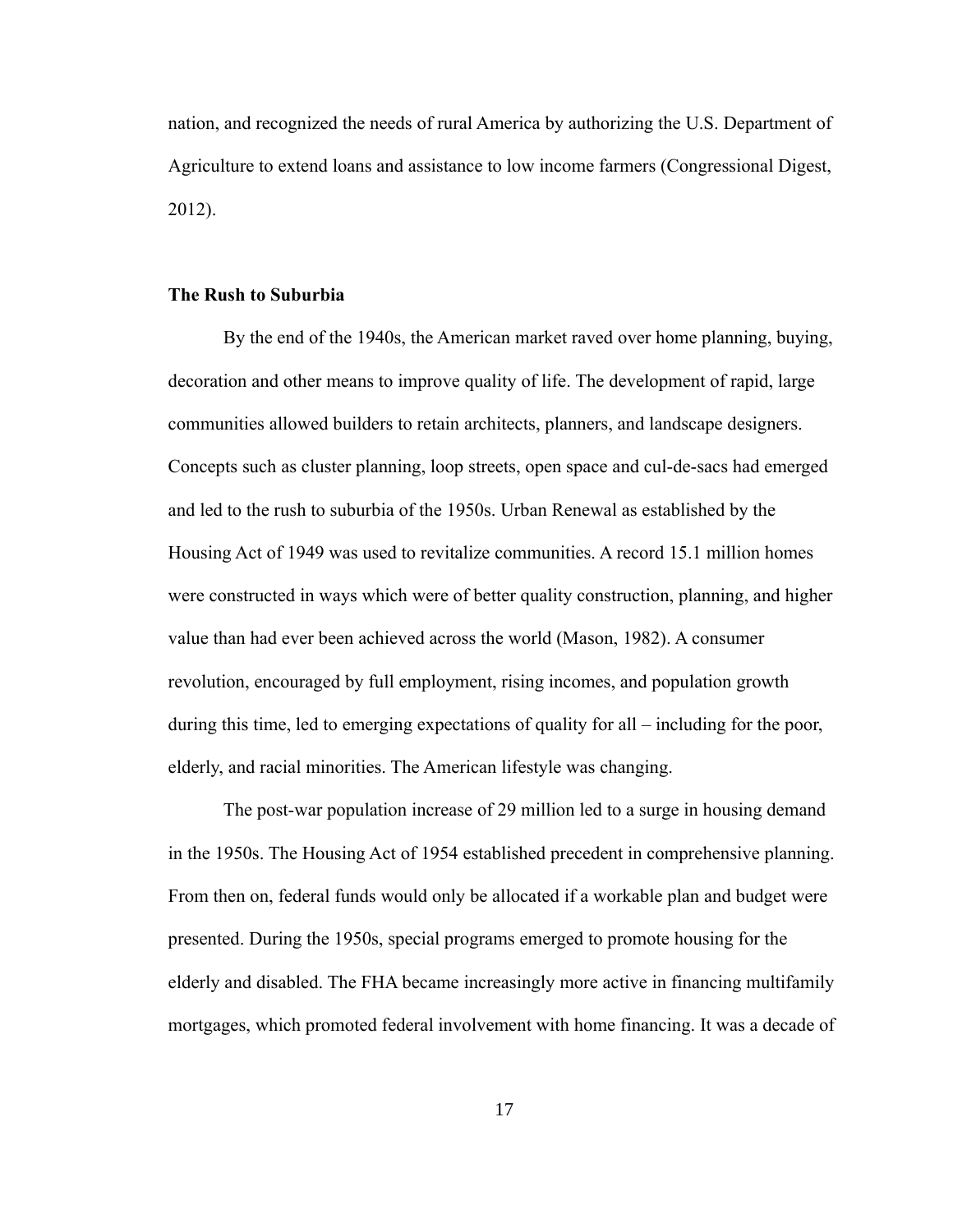nation, and recognized the needs of rural America by authorizing the U.S. Department of Agriculture to extend loans and assistance to low income farmers (Congressional Digest, 2012).

### The Rush to Suburbia

By the end of the 1940s, the American market raved over home planning, buying, decoration and other means to improve quality of life. The development of rapid, large communities allowed builders to retain architects, planners, and landscape designers. Concepts such as cluster planning, loop streets, open space and cul-de-sacs had emerged and led to the rush to suburbia of the 1950s. Urban Renewal as established by the Housing Act of 1949 was used to revitalize communities. A record 15.1 million homes were constructed in ways which were of better quality construction, planning, and higher value than had ever been achieved across the world (Mason, 1982). A consumer revolution, encouraged by full employment, rising incomes, and population growth during this time, led to emerging expectations of quality for all – including for the poor, elderly, and racial minorities. The American lifestyle was changing.

The post-war population increase of 29 million led to a surge in housing demand in the 1950s. The Housing Act of 1954 established precedent in comprehensive planning. From then on, federal funds would only be allocated if a workable plan and budget were presented. During the 1950s, special programs emerged to promote housing for the elderly and disabled. The FHA became increasingly more active in financing multifamily mortgages, which promoted federal involvement with home financing. It was a decade of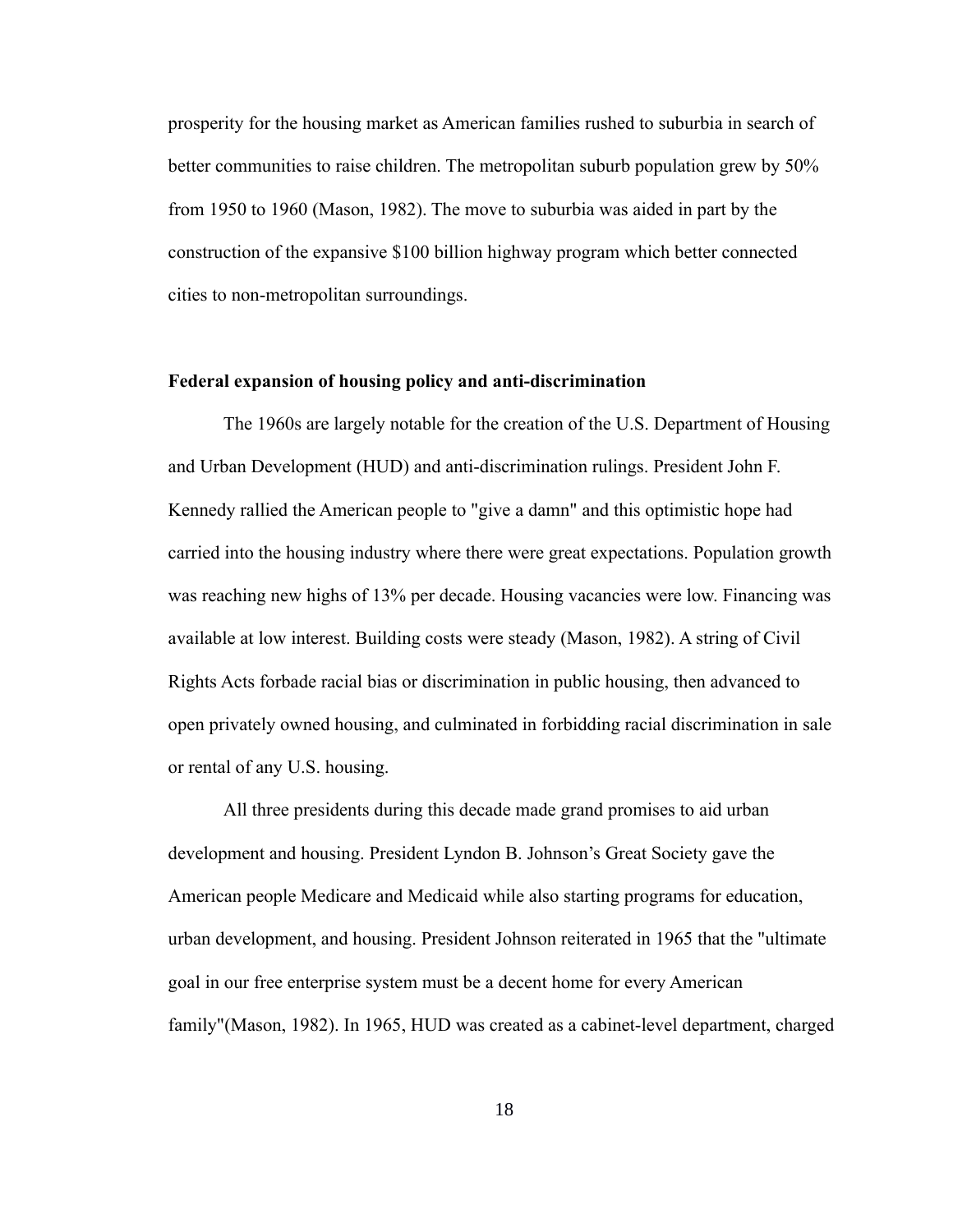prosperity for the housing market as American families rushed to suburbia in search of better communities to raise children. The metropolitan suburb population grew by 50% from 1950 to 1960 (Mason, 1982). The move to suburbia was aided in part by the construction of the expansive $100 billion highway program which better connected cities to non-metropolitan surroundings.

**Federal expansion of housing policy and anti-discrimination**

The 1960s are largely notable for the creation of the U.S. Department of Housing and Urban Development (HUD) and anti-discrimination rulings. President John F. Kennedy rallied the American people to "give a damn" and this optimistic hope had carried into the housing industry where there were great expectations. Population growth was reaching new highs of 13% per decade. Housing vacancies were low. Financing was available at low interest. Building costs were steady (Mason, 1982). A string of Civil Rights Acts forbade racial bias or discrimination in public housing, then advanced to open privately owned housing, and culminated in forbidding racial discrimination in sale or rental of any U.S. housing.

All three presidents during this decade made grand promises to aid urban development and housing. President Lyndon B. Johnson's Great Society gave the American people Medicare and Medicaid while also starting programs for education, urban development, and housing. President Johnson reiterated in 1965 that the "ultimate goal in our free enterprise system must be a decent home for every American family"(Mason, 1982). In 1965, HUD was created as a cabinet-level department, charged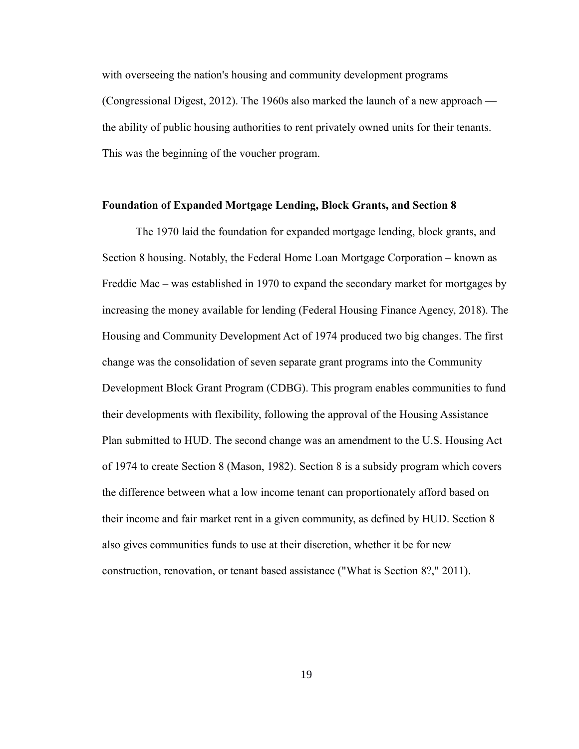with overseeing the nation's housing and community development programs (Congressional Digest, 2012). The 1960s also marked the launch of a new approach — the ability of public housing authorities to rent privately owned units for their tenants. This was the beginning of the voucher program.

### Foundation of Expanded Mortgage Lending, Block Grants, and Section 8

The 1970 laid the foundation for expanded mortgage lending, block grants, and Section 8 housing. Notably, the Federal Home Loan Mortgage Corporation – known as Freddie Mac – was established in 1970 to expand the secondary market for mortgages by increasing the money available for lending (Federal Housing Finance Agency, 2018). The Housing and Community Development Act of 1974 produced two big changes. The first change was the consolidation of seven separate grant programs into the Community Development Block Grant Program (CDBG). This program enables communities to fund their developments with flexibility, following the approval of the Housing Assistance Plan submitted to HUD. The second change was an amendment to the U.S. Housing Act of 1974 to create Section 8 (Mason, 1982). Section 8 is a subsidy program which covers the difference between what a low income tenant can proportionately afford based on their income and fair market rent in a given community, as defined by HUD. Section 8 also gives communities funds to use at their discretion, whether it be for new construction, renovation, or tenant based assistance ("What is Section 8?," 2011).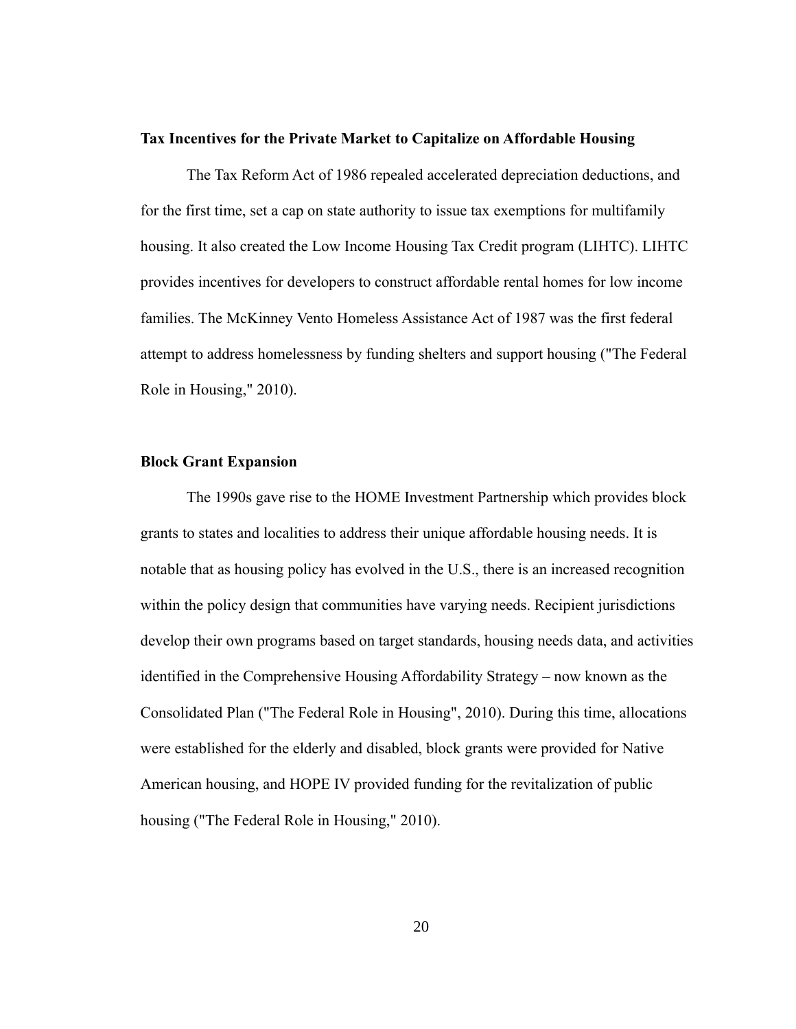**Tax Incentives for the Private Market to Capitalize on Affordable Housing**

The Tax Reform Act of 1986 repealed accelerated depreciation deductions, and for the first time, set a cap on state authority to issue tax exemptions for multifamily housing. It also created the Low Income Housing Tax Credit program (LIHTC). LIHTC provides incentives for developers to construct affordable rental homes for low income families. The McKinney Vento Homeless Assistance Act of 1987 was the first federal attempt to address homelessness by funding shelters and support housing ("The Federal Role in Housing," 2010).

**Block Grant Expansion**

The 1990s gave rise to the HOME Investment Partnership which provides block grants to states and localities to address their unique affordable housing needs. It is notable that as housing policy has evolved in the U.S., there is an increased recognition within the policy design that communities have varying needs. Recipient jurisdictions develop their own programs based on target standards, housing needs data, and activities identified in the Comprehensive Housing Affordability Strategy – now known as the Consolidated Plan ("The Federal Role in Housing", 2010). During this time, allocations were established for the elderly and disabled, block grants were provided for Native American housing, and HOPE IV provided funding for the revitalization of public housing ("The Federal Role in Housing," 2010).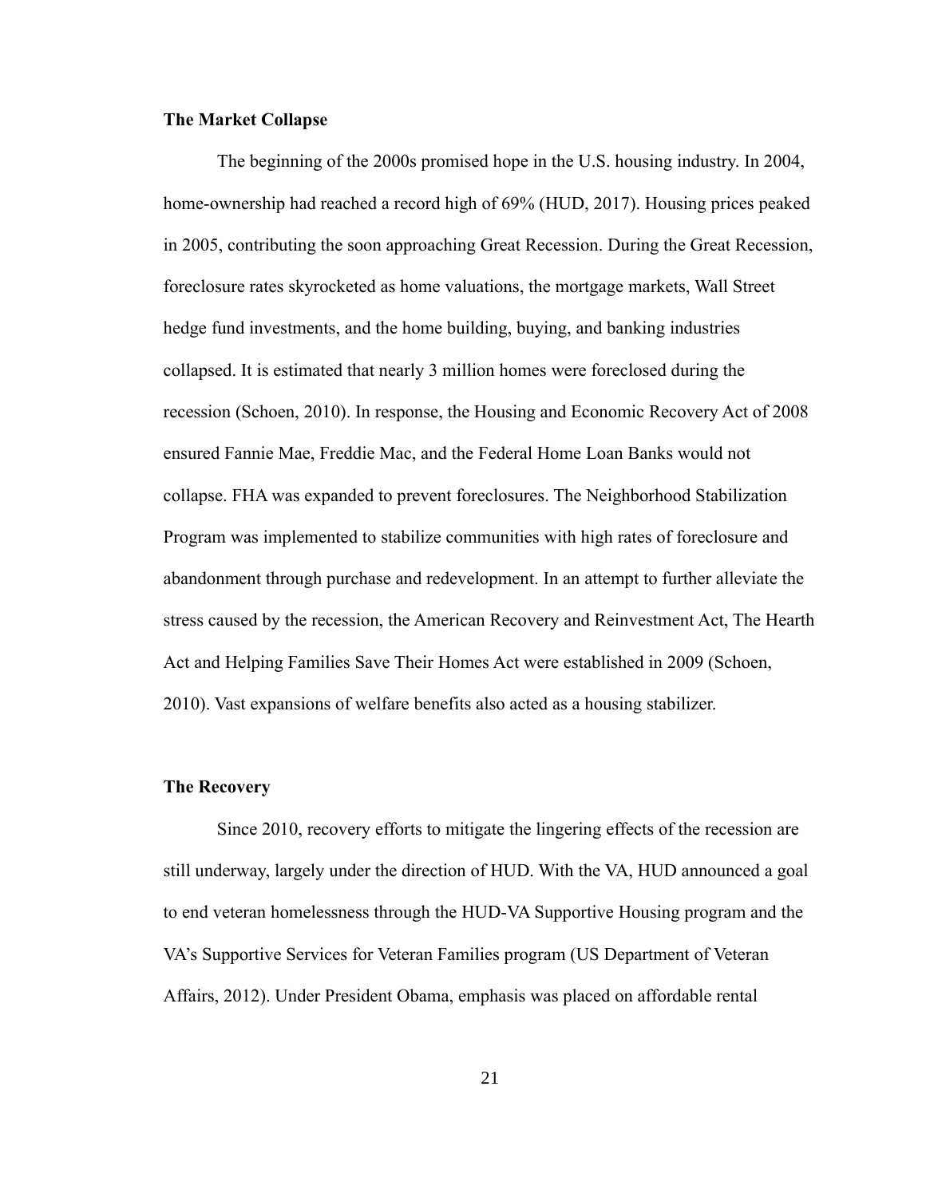**The Market Collapse**

The beginning of the 2000s promised hope in the U.S. housing industry. In 2004, home-ownership had reached a record high of 69% (HUD, 2017). Housing prices peaked in 2005, contributing the soon approaching Great Recession. During the Great Recession, foreclosure rates skyrocketed as home valuations, the mortgage markets, Wall Street hedge fund investments, and the home building, buying, and banking industries collapsed. It is estimated that nearly 3 million homes were foreclosed during the recession (Schoen, 2010). In response, the Housing and Economic Recovery Act of 2008 ensured Fannie Mae, Freddie Mac, and the Federal Home Loan Banks would not collapse. FHA was expanded to prevent foreclosures. The Neighborhood Stabilization Program was implemented to stabilize communities with high rates of foreclosure and abandonment through purchase and redevelopment. In an attempt to further alleviate the stress caused by the recession, the American Recovery and Reinvestment Act, The Hearth Act and Helping Families Save Their Homes Act were established in 2009 (Schoen, 2010). Vast expansions of welfare benefits also acted as a housing stabilizer.

**The Recovery**

Since 2010, recovery efforts to mitigate the lingering effects of the recession are still underway, largely under the direction of HUD. With the VA, HUD announced a goal to end veteran homelessness through the HUD-VA Supportive Housing program and the VA's Supportive Services for Veteran Families program (US Department of Veteran Affairs, 2012). Under President Obama, emphasis was placed on affordable rental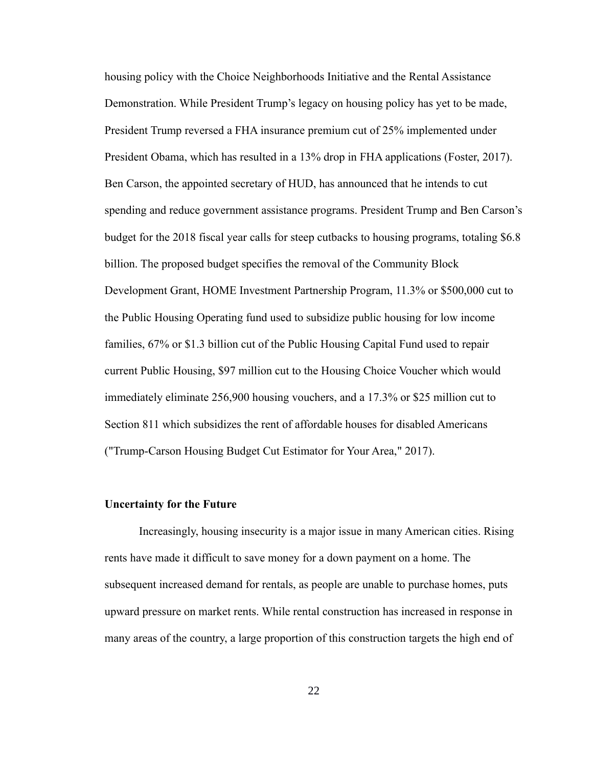housing policy with the Choice Neighborhoods Initiative and the Rental Assistance Demonstration. While President Trump's legacy on housing policy has yet to be made, President Trump reversed a FHA insurance premium cut of 25% implemented under President Obama, which has resulted in a 13% drop in FHA applications (Foster, 2017). Ben Carson, the appointed secretary of HUD, has announced that he intends to cut spending and reduce government assistance programs. President Trump and Ben Carson's budget for the 2018 fiscal year calls for steep cutbacks to housing programs, totaling $6.8 billion. The proposed budget specifies the removal of the Community Block Development Grant, HOME Investment Partnership Program, 11.3% or $500,000 cut to the Public Housing Operating fund used to subsidize public housing for low income families, 67% or $1.3 billion cut of the Public Housing Capital Fund used to repair current Public Housing, $97 million cut to the Housing Choice Voucher which would immediately eliminate 256,900 housing vouchers, and a 17.3% or $25 million cut to Section 811 which subsidizes the rent of affordable houses for disabled Americans ("Trump-Carson Housing Budget Cut Estimator for Your Area," 2017).

**Uncertainty for the Future**

Increasingly, housing insecurity is a major issue in many American cities. Rising rents have made it difficult to save money for a down payment on a home. The subsequent increased demand for rentals, as people are unable to purchase homes, puts upward pressure on market rents. While rental construction has increased in response in many areas of the country, a large proportion of this construction targets the high end of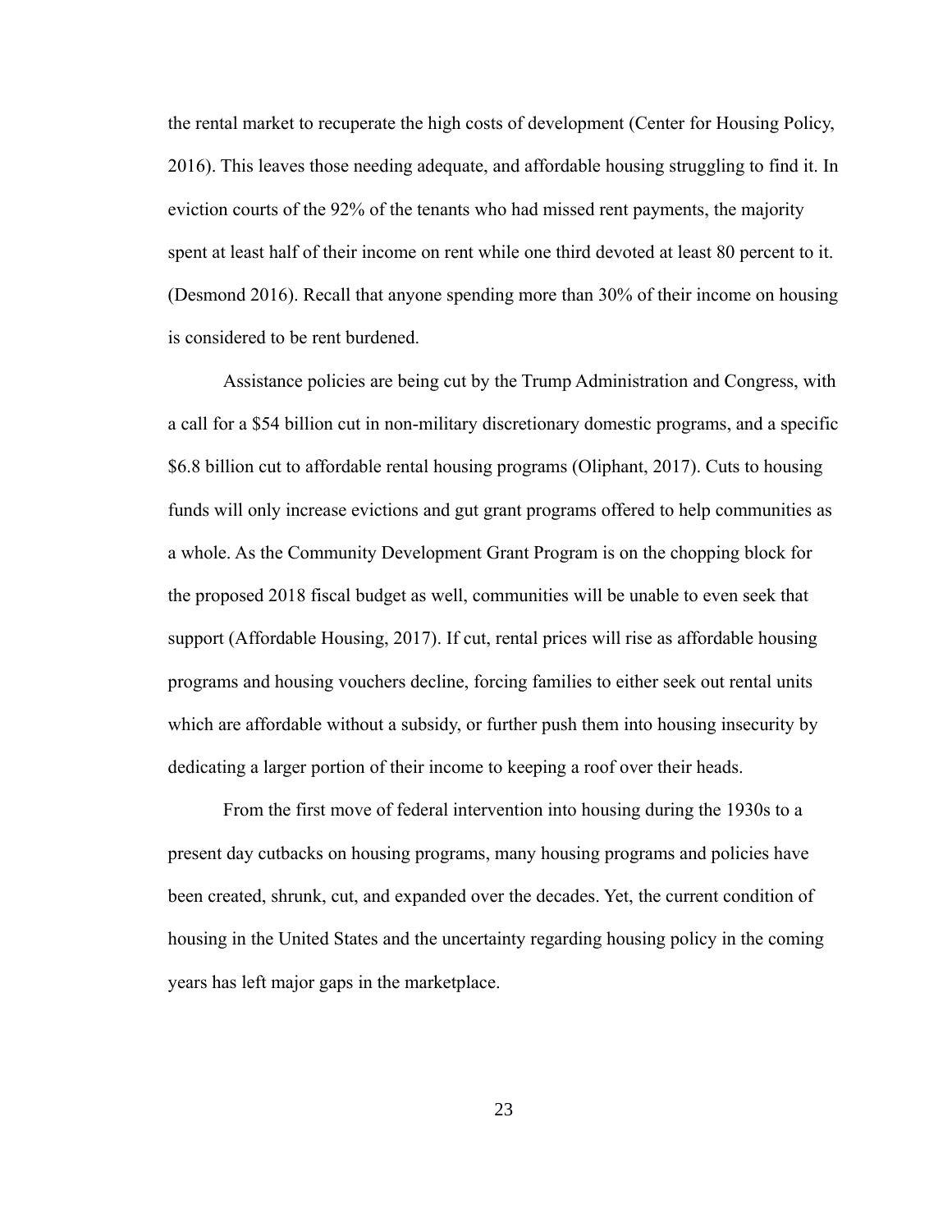the rental market to recuperate the high costs of development (Center for Housing Policy, 2016). This leaves those needing adequate, and affordable housing struggling to find it. In eviction courts of the 92% of the tenants who had missed rent payments, the majority spent at least half of their income on rent while one third devoted at least 80 percent to it. (Desmond 2016). Recall that anyone spending more than 30% of their income on housing is considered to be rent burdened.

Assistance policies are being cut by the Trump Administration and Congress, with a call for a $54 billion cut in non-military discretionary domestic programs, and a specific $6.8 billion cut to affordable rental housing programs (Oliphant, 2017). Cuts to housing funds will only increase evictions and gut grant programs offered to help communities as a whole. As the Community Development Grant Program is on the chopping block for the proposed 2018 fiscal budget as well, communities will be unable to even seek that support (Affordable Housing, 2017). If cut, rental prices will rise as affordable housing programs and housing vouchers decline, forcing families to either seek out rental units which are affordable without a subsidy, or further push them into housing insecurity by dedicating a larger portion of their income to keeping a roof over their heads.

From the first move of federal intervention into housing during the 1930s to a present day cutbacks on housing programs, many housing programs and policies have been created, shrunk, cut, and expanded over the decades. Yet, the current condition of housing in the United States and the uncertainty regarding housing policy in the coming years has left major gaps in the marketplace.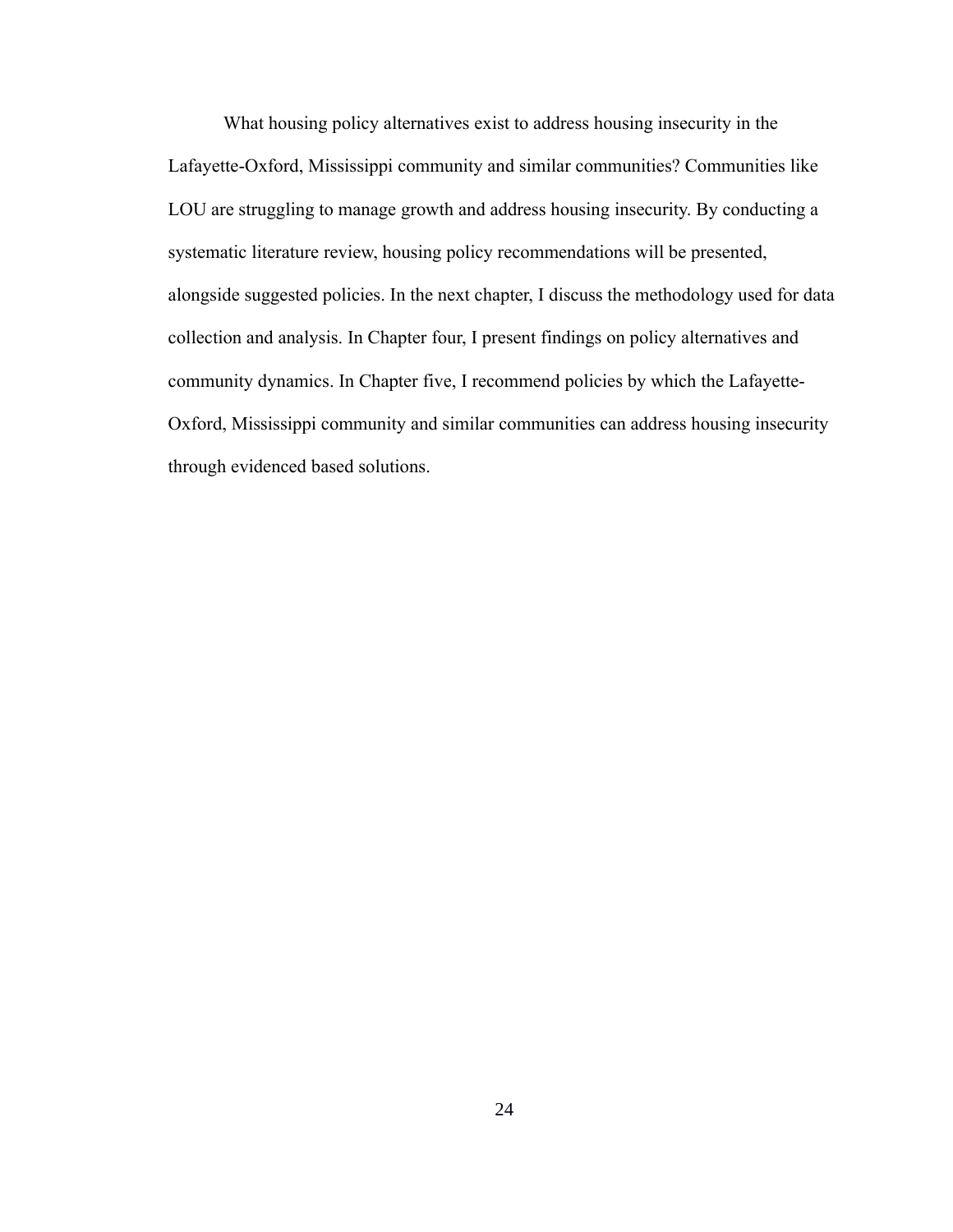What housing policy alternatives exist to address housing insecurity in the Lafayette-Oxford, Mississippi community and similar communities? Communities like LOU are struggling to manage growth and address housing insecurity. By conducting a systematic literature review, housing policy recommendations will be presented, alongside suggested policies. In the next chapter, I discuss the methodology used for data collection and analysis. In Chapter four, I present findings on policy alternatives and community dynamics. In Chapter five, I recommend policies by which the Lafayette-Oxford, Mississippi community and similar communities can address housing insecurity through evidenced based solutions.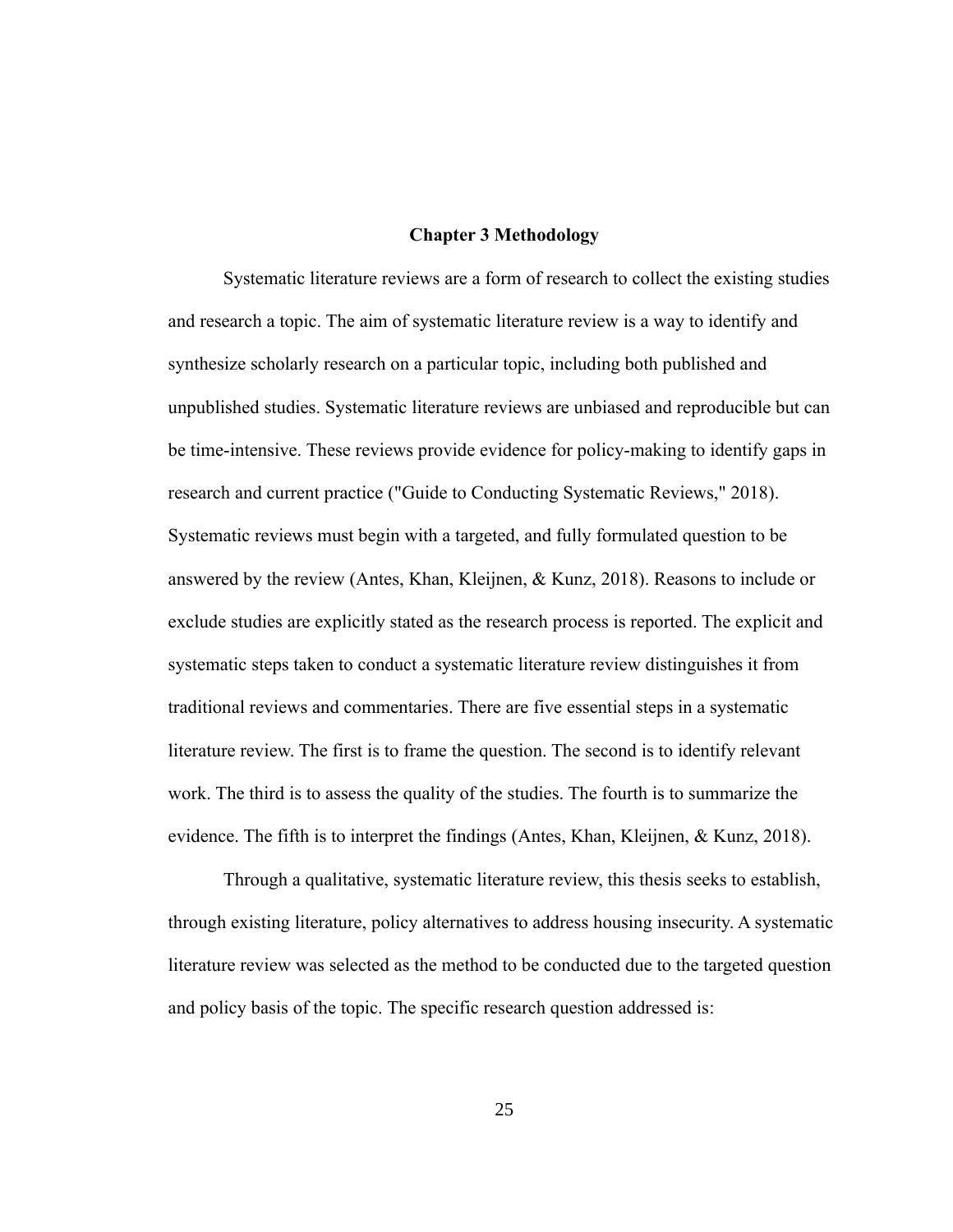# Chapter 3 Methodology

Systematic literature reviews are a form of research to collect the existing studies and research a topic. The aim of systematic literature review is a way to identify and synthesize scholarly research on a particular topic, including both published and unpublished studies. Systematic literature reviews are unbiased and reproducible but can be time-intensive. These reviews provide evidence for policy-making to identify gaps in research and current practice ("Guide to Conducting Systematic Reviews," 2018). Systematic reviews must begin with a targeted, and fully formulated question to be answered by the review (Antes, Khan, Kleijnen, & Kunz, 2018). Reasons to include or exclude studies are explicitly stated as the research process is reported. The explicit and systematic steps taken to conduct a systematic literature review distinguishes it from traditional reviews and commentaries. There are five essential steps in a systematic literature review. The first is to frame the question. The second is to identify relevant work. The third is to assess the quality of the studies. The fourth is to summarize the evidence. The fifth is to interpret the findings (Antes, Khan, Kleijnen, & Kunz, 2018).

Through a qualitative, systematic literature review, this thesis seeks to establish, through existing literature, policy alternatives to address housing insecurity. A systematic literature review was selected as the method to be conducted due to the targeted question and policy basis of the topic. The specific research question addressed is: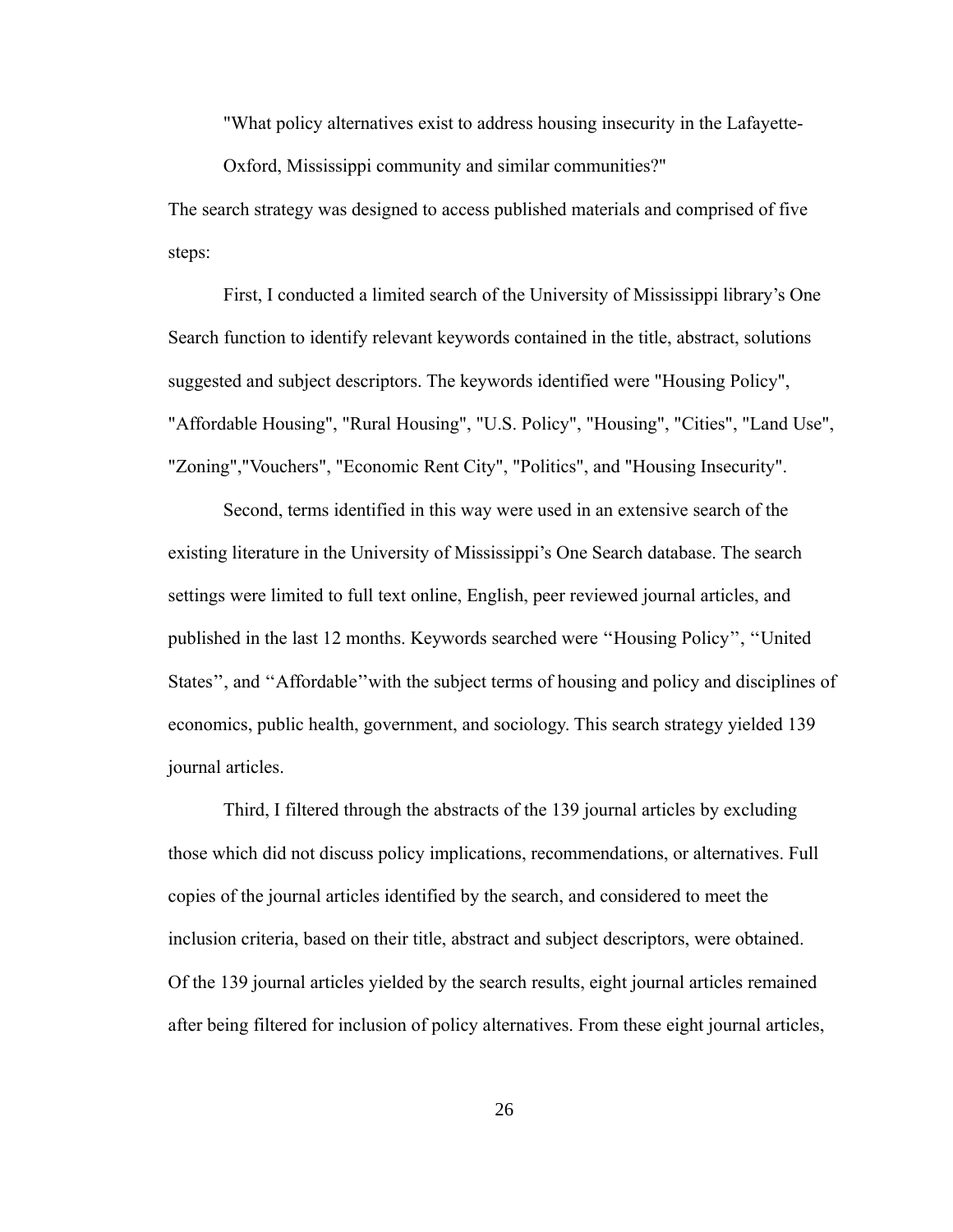"What policy alternatives exist to address housing insecurity in the Lafayette-Oxford, Mississippi community and similar communities?"

The search strategy was designed to access published materials and comprised of five steps:

First, I conducted a limited search of the University of Mississippi library's One Search function to identify relevant keywords contained in the title, abstract, solutions suggested and subject descriptors. The keywords identified were "Housing Policy", "Affordable Housing", "Rural Housing", "U.S. Policy", "Housing", "Cities", "Land Use", "Zoning","Vouchers", "Economic Rent City", "Politics", and "Housing Insecurity".

Second, terms identified in this way were used in an extensive search of the existing literature in the University of Mississippi's One Search database. The search settings were limited to full text online, English, peer reviewed journal articles, and published in the last 12 months. Keywords searched were ''Housing Policy'', ''United States'', and ''Affordable''with the subject terms of housing and policy and disciplines of economics, public health, government, and sociology. This search strategy yielded 139 journal articles.

Third, I filtered through the abstracts of the 139 journal articles by excluding those which did not discuss policy implications, recommendations, or alternatives. Full copies of the journal articles identified by the search, and considered to meet the inclusion criteria, based on their title, abstract and subject descriptors, were obtained. Of the 139 journal articles yielded by the search results, eight journal articles remained after being filtered for inclusion of policy alternatives. From these eight journal articles,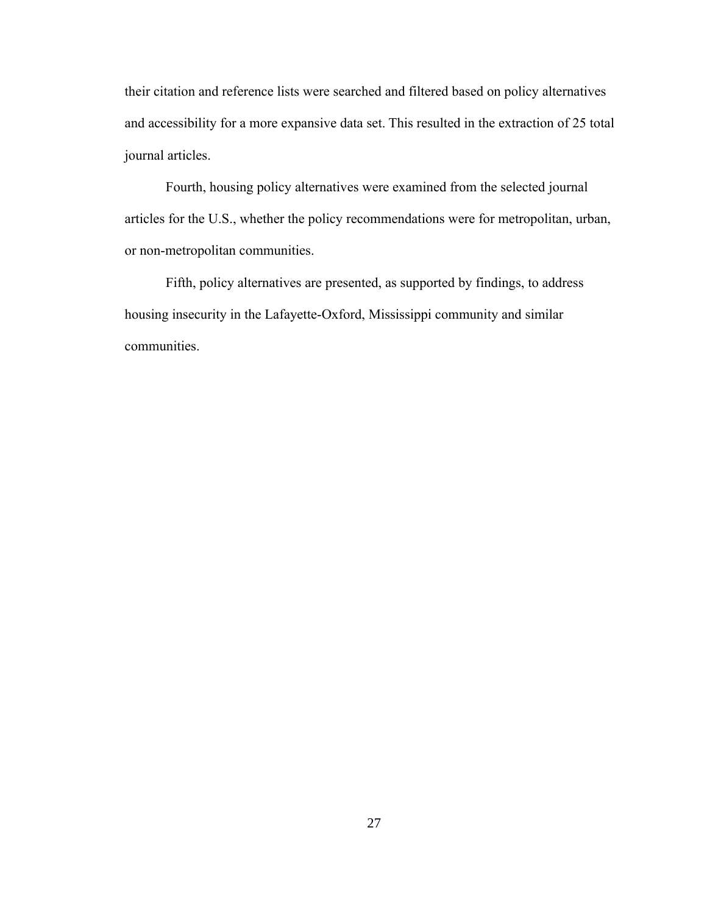their citation and reference lists were searched and filtered based on policy alternatives and accessibility for a more expansive data set. This resulted in the extraction of 25 total journal articles.

Fourth, housing policy alternatives were examined from the selected journal articles for the U.S., whether the policy recommendations were for metropolitan, urban, or non-metropolitan communities.

Fifth, policy alternatives are presented, as supported by findings, to address housing insecurity in the Lafayette-Oxford, Mississippi community and similar communities.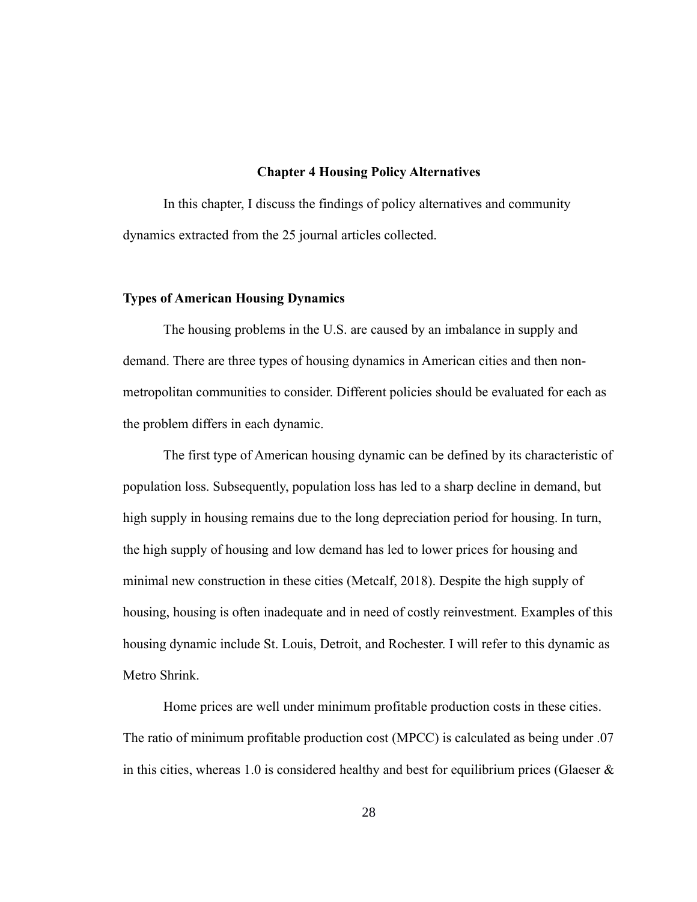## Chapter 4 Housing Policy Alternatives

In this chapter, I discuss the findings of policy alternatives and community dynamics extracted from the 25 journal articles collected.

### Types of American Housing Dynamics

The housing problems in the U.S. are caused by an imbalance in supply and demand. There are three types of housing dynamics in American cities and then non-metropolitan communities to consider. Different policies should be evaluated for each as the problem differs in each dynamic.

The first type of American housing dynamic can be defined by its characteristic of population loss. Subsequently, population loss has led to a sharp decline in demand, but high supply in housing remains due to the long depreciation period for housing. In turn, the high supply of housing and low demand has led to lower prices for housing and minimal new construction in these cities (Metcalf, 2018). Despite the high supply of housing, housing is often inadequate and in need of costly reinvestment. Examples of this housing dynamic include St. Louis, Detroit, and Rochester. I will refer to this dynamic as Metro Shrink.

Home prices are well under minimum profitable production costs in these cities. The ratio of minimum profitable production cost (MPCC) is calculated as being under .07 in this cities, whereas 1.0 is considered healthy and best for equilibrium prices (Glaeser &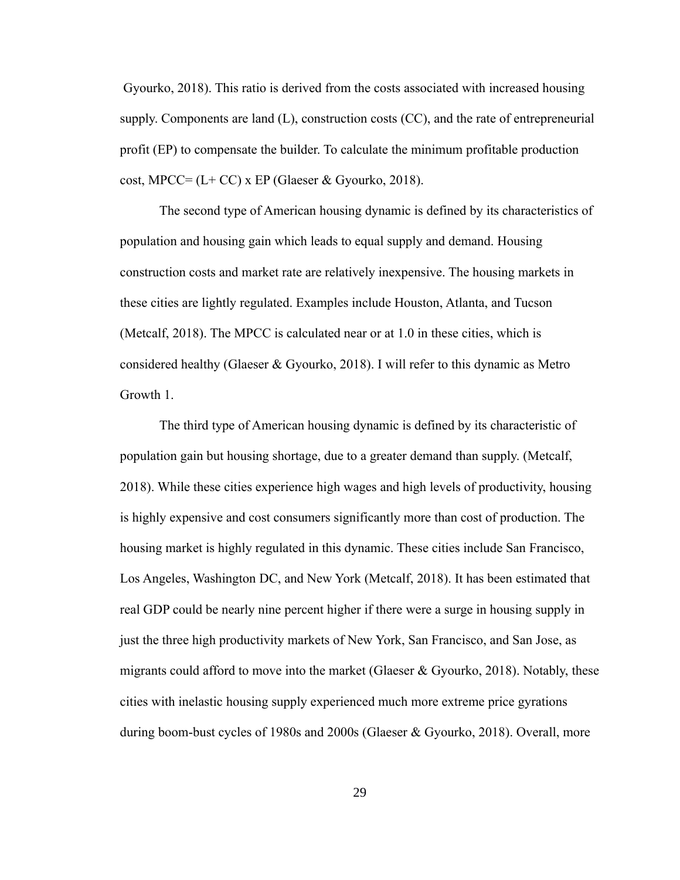Gyourko, 2018). This ratio is derived from the costs associated with increased housing supply. Components are land (L), construction costs (CC), and the rate of entrepreneurial profit (EP) to compensate the builder. To calculate the minimum profitable production cost, MPCC= (L+ CC) x EP (Glaeser & Gyourko, 2018).

The second type of American housing dynamic is defined by its characteristics of population and housing gain which leads to equal supply and demand. Housing construction costs and market rate are relatively inexpensive. The housing markets in these cities are lightly regulated. Examples include Houston, Atlanta, and Tucson (Metcalf, 2018). The MPCC is calculated near or at 1.0 in these cities, which is considered healthy (Glaeser & Gyourko, 2018). I will refer to this dynamic as Metro Growth 1.

The third type of American housing dynamic is defined by its characteristic of population gain but housing shortage, due to a greater demand than supply. (Metcalf, 2018). While these cities experience high wages and high levels of productivity, housing is highly expensive and cost consumers significantly more than cost of production. The housing market is highly regulated in this dynamic. These cities include San Francisco, Los Angeles, Washington DC, and New York (Metcalf, 2018). It has been estimated that real GDP could be nearly nine percent higher if there were a surge in housing supply in just the three high productivity markets of New York, San Francisco, and San Jose, as migrants could afford to move into the market (Glaeser & Gyourko, 2018). Notably, these cities with inelastic housing supply experienced much more extreme price gyrations during boom-bust cycles of 1980s and 2000s (Glaeser & Gyourko, 2018). Overall, more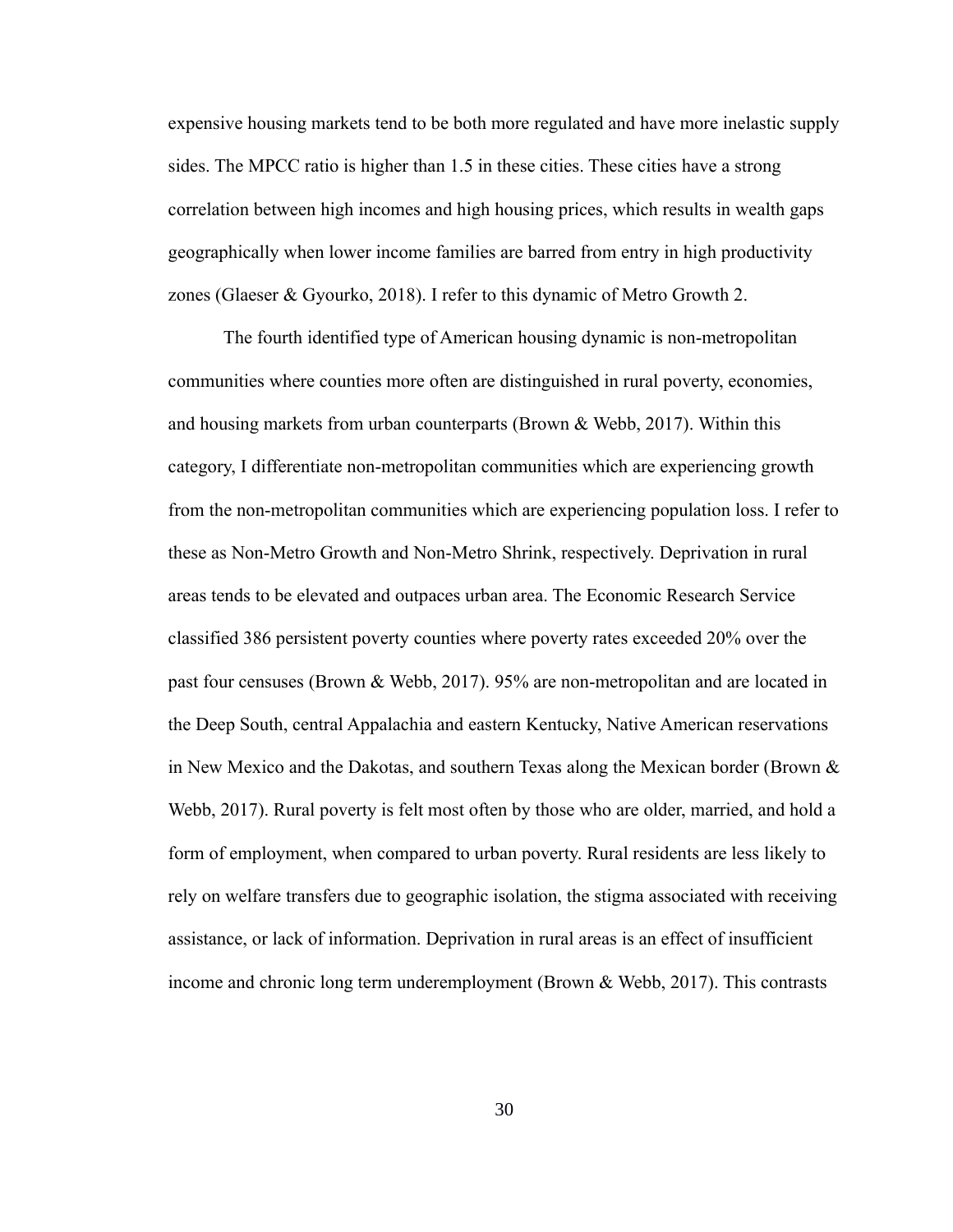expensive housing markets tend to be both more regulated and have more inelastic supply sides. The MPCC ratio is higher than 1.5 in these cities. These cities have a strong correlation between high incomes and high housing prices, which results in wealth gaps geographically when lower income families are barred from entry in high productivity zones (Glaeser & Gyourko, 2018). I refer to this dynamic of Metro Growth 2.

The fourth identified type of American housing dynamic is non-metropolitan communities where counties more often are distinguished in rural poverty, economies, and housing markets from urban counterparts (Brown & Webb, 2017). Within this category, I differentiate non-metropolitan communities which are experiencing growth from the non-metropolitan communities which are experiencing population loss. I refer to these as Non-Metro Growth and Non-Metro Shrink, respectively. Deprivation in rural areas tends to be elevated and outpaces urban area. The Economic Research Service classified 386 persistent poverty counties where poverty rates exceeded 20% over the past four censuses (Brown & Webb, 2017). 95% are non-metropolitan and are located in the Deep South, central Appalachia and eastern Kentucky, Native American reservations in New Mexico and the Dakotas, and southern Texas along the Mexican border (Brown & Webb, 2017). Rural poverty is felt most often by those who are older, married, and hold a form of employment, when compared to urban poverty. Rural residents are less likely to rely on welfare transfers due to geographic isolation, the stigma associated with receiving assistance, or lack of information. Deprivation in rural areas is an effect of insufficient income and chronic long term underemployment (Brown & Webb, 2017). This contrasts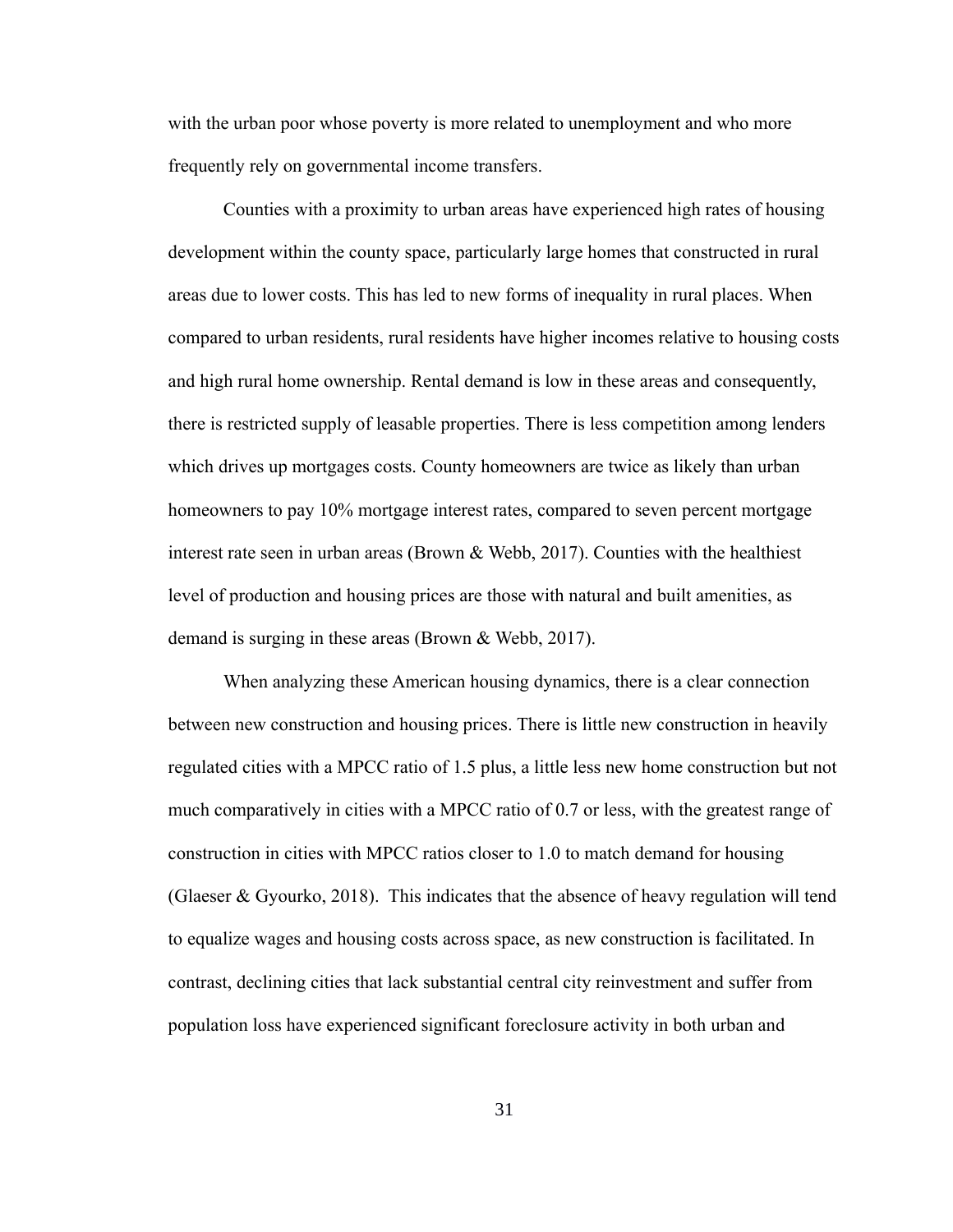with the urban poor whose poverty is more related to unemployment and who more frequently rely on governmental income transfers.

Counties with a proximity to urban areas have experienced high rates of housing development within the county space, particularly large homes that constructed in rural areas due to lower costs. This has led to new forms of inequality in rural places. When compared to urban residents, rural residents have higher incomes relative to housing costs and high rural home ownership. Rental demand is low in these areas and consequently, there is restricted supply of leasable properties. There is less competition among lenders which drives up mortgages costs. County homeowners are twice as likely than urban homeowners to pay 10% mortgage interest rates, compared to seven percent mortgage interest rate seen in urban areas (Brown & Webb, 2017). Counties with the healthiest level of production and housing prices are those with natural and built amenities, as demand is surging in these areas (Brown & Webb, 2017).

When analyzing these American housing dynamics, there is a clear connection between new construction and housing prices. There is little new construction in heavily regulated cities with a MPCC ratio of 1.5 plus, a little less new home construction but not much comparatively in cities with a MPCC ratio of 0.7 or less, with the greatest range of construction in cities with MPCC ratios closer to 1.0 to match demand for housing (Glaeser & Gyourko, 2018). This indicates that the absence of heavy regulation will tend to equalize wages and housing costs across space, as new construction is facilitated. In contrast, declining cities that lack substantial central city reinvestment and suffer from population loss have experienced significant foreclosure activity in both urban and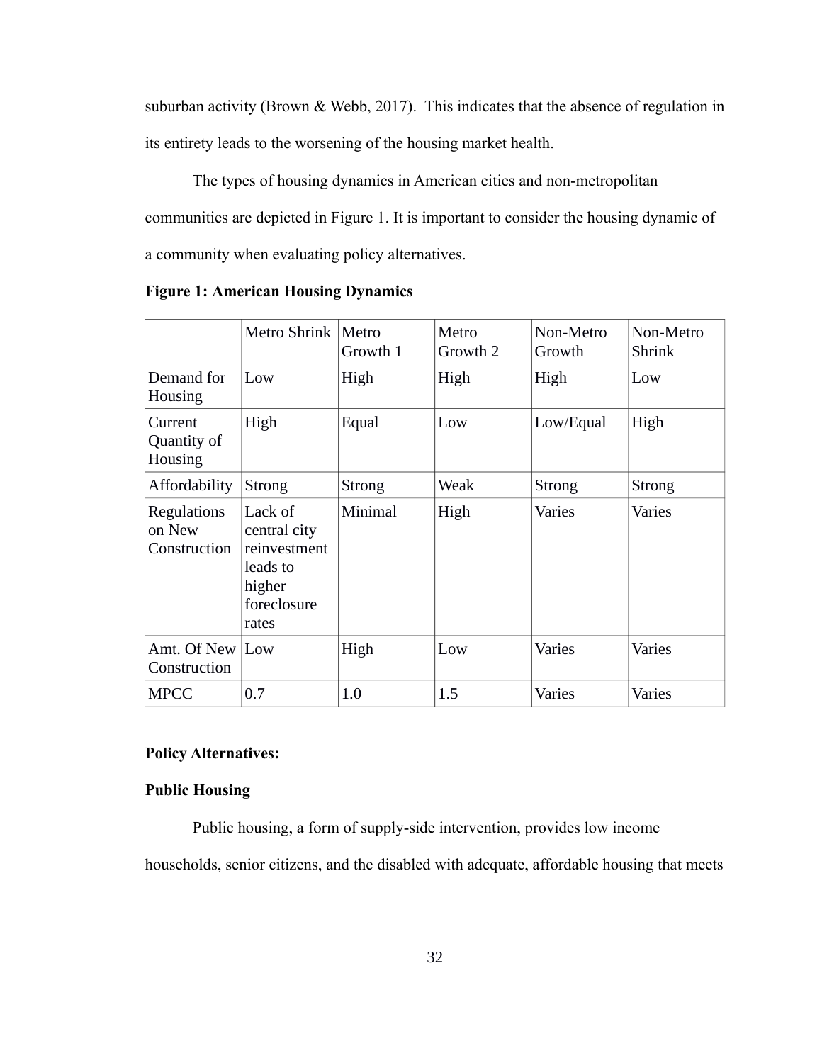suburban activity (Brown & Webb, 2017). This indicates that the absence of regulation in its entirety leads to the worsening of the housing market health.

The types of housing dynamics in American cities and non-metropolitan communities are depicted in Figure 1. It is important to consider the housing dynamic of a community when evaluating policy alternatives.

**Figure 1: American Housing Dynamics**

| | Metro Shrink | Metro Growth 1 | Metro Growth 2 | Non-Metro Growth | Non-Metro Shrink |
|---|---|---|---|---|---|
| Demand for Housing | Low | High | High | High | Low |
| Current Quantity of Housing | High | Equal | Low | Low/Equal | High |
| Affordability | Strong | Strong | Weak | Strong | Strong |
| Regulations on New Construction | Lack of central city reinvestment leads to higher foreclosure rates | Minimal | High | Varies | Varies |
| Amt. Of New Construction | Low | High | Low | Varies | Varies |
| MPCC | 0.7 | 1.0 | 1.5 | Varies | Varies |

**Policy Alternatives:**

**Public Housing**

Public housing, a form of supply-side intervention, provides low income households, senior citizens, and the disabled with adequate, affordable housing that meets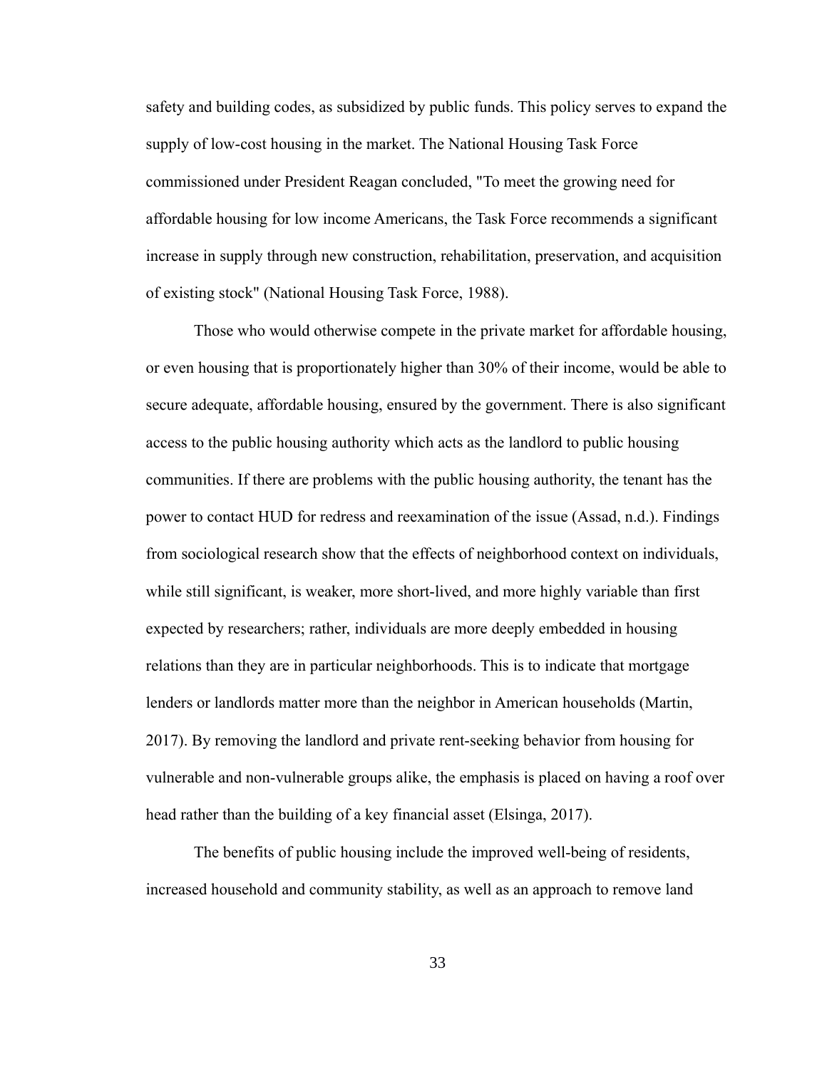safety and building codes, as subsidized by public funds. This policy serves to expand the supply of low-cost housing in the market. The National Housing Task Force commissioned under President Reagan concluded, "To meet the growing need for affordable housing for low income Americans, the Task Force recommends a significant increase in supply through new construction, rehabilitation, preservation, and acquisition of existing stock" (National Housing Task Force, 1988).

Those who would otherwise compete in the private market for affordable housing, or even housing that is proportionately higher than 30% of their income, would be able to secure adequate, affordable housing, ensured by the government. There is also significant access to the public housing authority which acts as the landlord to public housing communities. If there are problems with the public housing authority, the tenant has the power to contact HUD for redress and reexamination of the issue (Assad, n.d.). Findings from sociological research show that the effects of neighborhood context on individuals, while still significant, is weaker, more short-lived, and more highly variable than first expected by researchers; rather, individuals are more deeply embedded in housing relations than they are in particular neighborhoods. This is to indicate that mortgage lenders or landlords matter more than the neighbor in American households (Martin, 2017). By removing the landlord and private rent-seeking behavior from housing for vulnerable and non-vulnerable groups alike, the emphasis is placed on having a roof over head rather than the building of a key financial asset (Elsinga, 2017).

The benefits of public housing include the improved well-being of residents, increased household and community stability, as well as an approach to remove land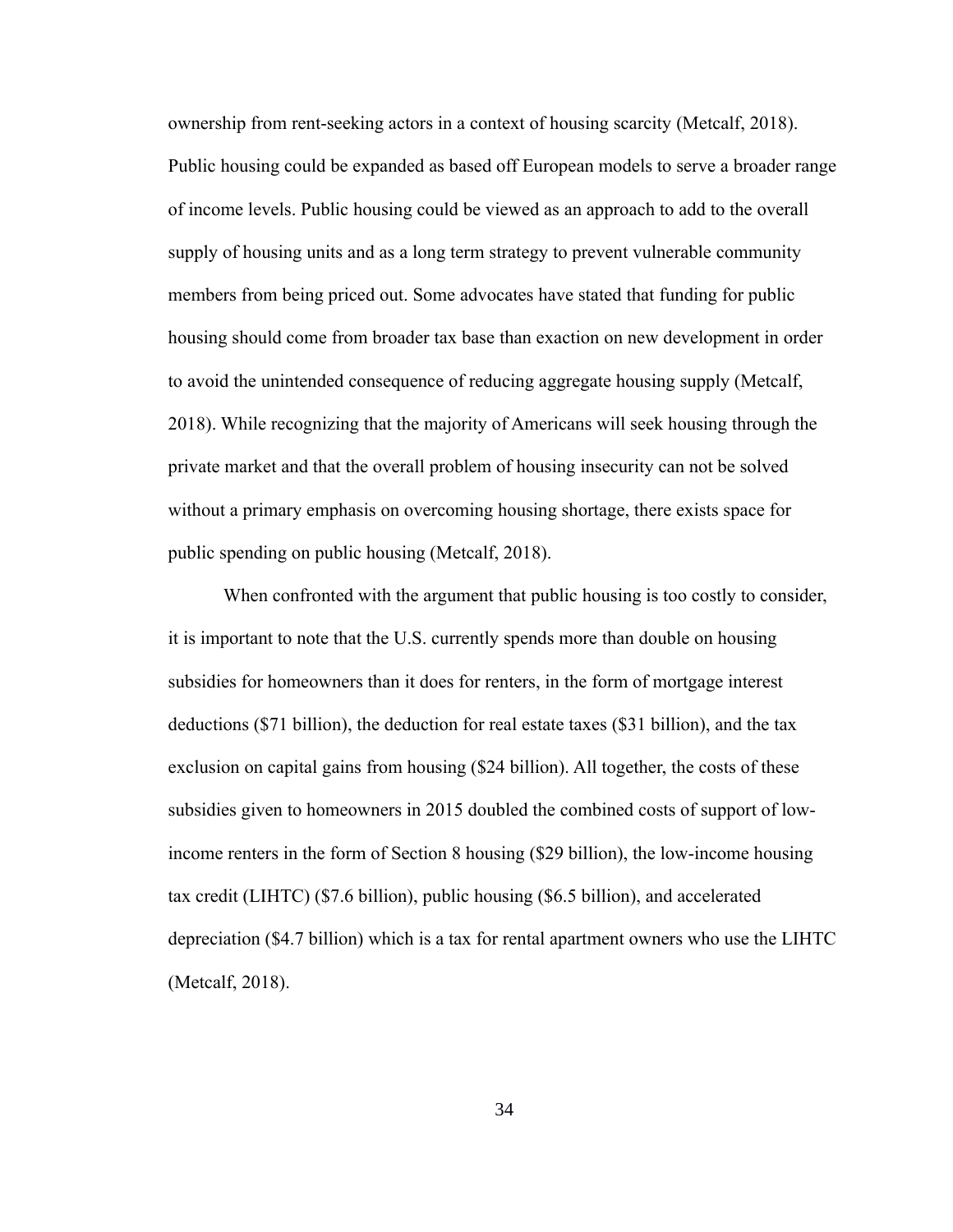ownership from rent-seeking actors in a context of housing scarcity (Metcalf, 2018). Public housing could be expanded as based off European models to serve a broader range of income levels. Public housing could be viewed as an approach to add to the overall supply of housing units and as a long term strategy to prevent vulnerable community members from being priced out. Some advocates have stated that funding for public housing should come from broader tax base than exaction on new development in order to avoid the unintended consequence of reducing aggregate housing supply (Metcalf, 2018). While recognizing that the majority of Americans will seek housing through the private market and that the overall problem of housing insecurity can not be solved without a primary emphasis on overcoming housing shortage, there exists space for public spending on public housing (Metcalf, 2018).

When confronted with the argument that public housing is too costly to consider, it is important to note that the U.S. currently spends more than double on housing subsidies for homeowners than it does for renters, in the form of mortgage interest deductions ($71 billion), the deduction for real estate taxes ($31 billion), and the tax exclusion on capital gains from housing ($24 billion). All together, the costs of these subsidies given to homeowners in 2015 doubled the combined costs of support of low-income renters in the form of Section 8 housing ($29 billion), the low-income housing tax credit (LIHTC) ($7.6 billion), public housing ($6.5 billion), and accelerated depreciation ($4.7 billion) which is a tax for rental apartment owners who use the LIHTC (Metcalf, 2018).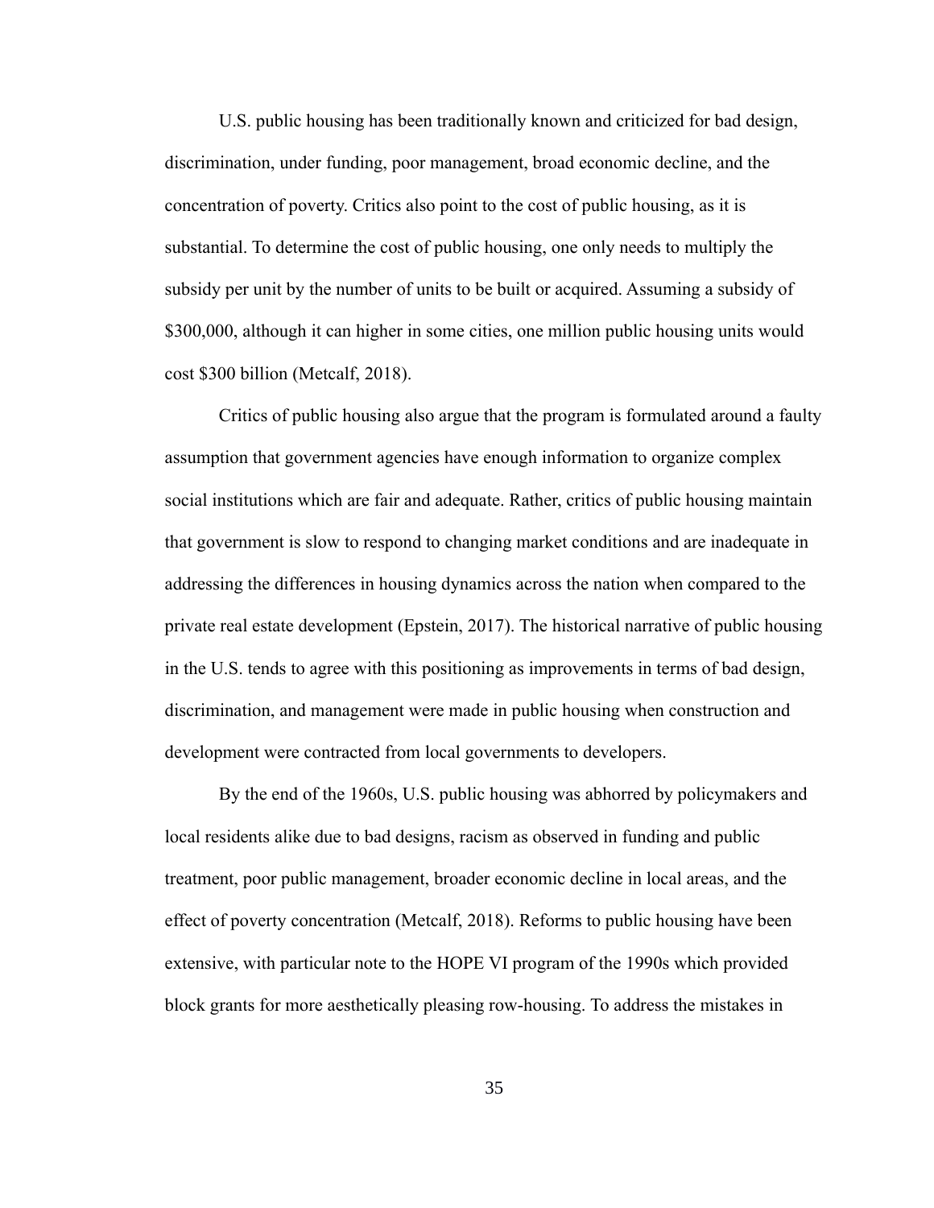U.S. public housing has been traditionally known and criticized for bad design, discrimination, under funding, poor management, broad economic decline, and the concentration of poverty. Critics also point to the cost of public housing, as it is substantial. To determine the cost of public housing, one only needs to multiply the subsidy per unit by the number of units to be built or acquired. Assuming a subsidy of $300,000, although it can higher in some cities, one million public housing units would cost $300 billion (Metcalf, 2018).

Critics of public housing also argue that the program is formulated around a faulty assumption that government agencies have enough information to organize complex social institutions which are fair and adequate. Rather, critics of public housing maintain that government is slow to respond to changing market conditions and are inadequate in addressing the differences in housing dynamics across the nation when compared to the private real estate development (Epstein, 2017). The historical narrative of public housing in the U.S. tends to agree with this positioning as improvements in terms of bad design, discrimination, and management were made in public housing when construction and development were contracted from local governments to developers.

By the end of the 1960s, U.S. public housing was abhorred by policymakers and local residents alike due to bad designs, racism as observed in funding and public treatment, poor public management, broader economic decline in local areas, and the effect of poverty concentration (Metcalf, 2018). Reforms to public housing have been extensive, with particular note to the HOPE VI program of the 1990s which provided block grants for more aesthetically pleasing row-housing. To address the mistakes in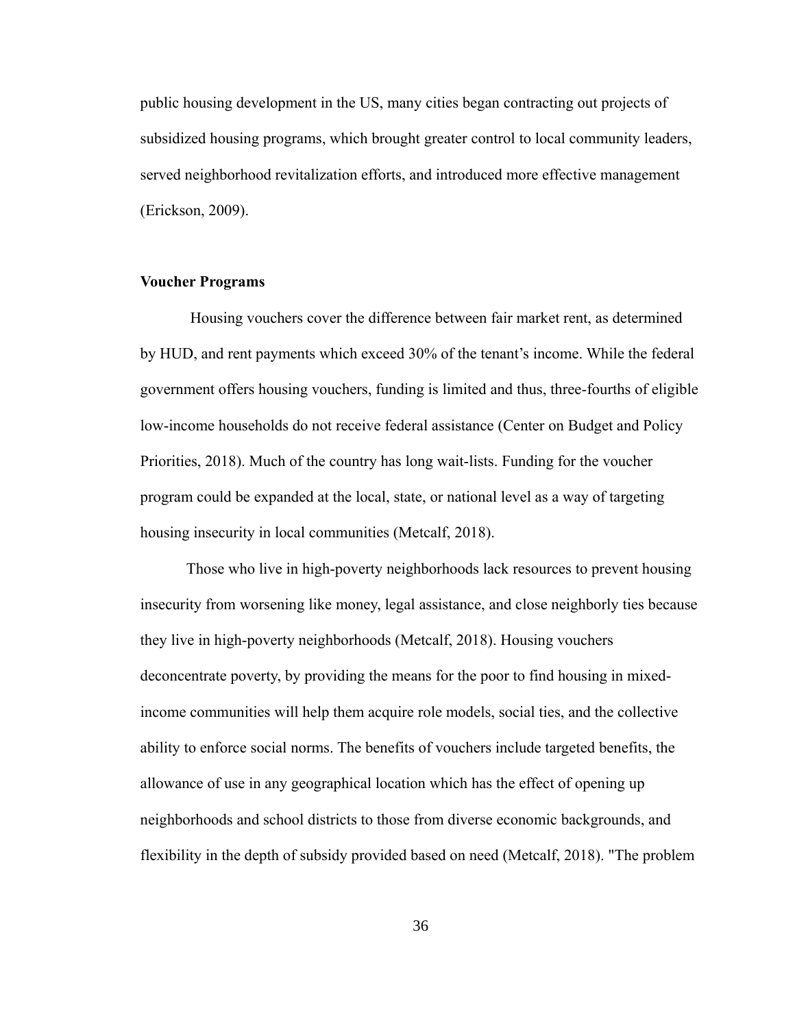public housing development in the US, many cities began contracting out projects of subsidized housing programs, which brought greater control to local community leaders, served neighborhood revitalization efforts, and introduced more effective management (Erickson, 2009).

**Voucher Programs**

Housing vouchers cover the difference between fair market rent, as determined by HUD, and rent payments which exceed 30% of the tenant's income. While the federal government offers housing vouchers, funding is limited and thus, three-fourths of eligible low-income households do not receive federal assistance (Center on Budget and Policy Priorities, 2018). Much of the country has long wait-lists. Funding for the voucher program could be expanded at the local, state, or national level as a way of targeting housing insecurity in local communities (Metcalf, 2018).

Those who live in high-poverty neighborhoods lack resources to prevent housing insecurity from worsening like money, legal assistance, and close neighborly ties because they live in high-poverty neighborhoods (Metcalf, 2018). Housing vouchers deconcentrate poverty, by providing the means for the poor to find housing in mixed-income communities will help them acquire role models, social ties, and the collective ability to enforce social norms. The benefits of vouchers include targeted benefits, the allowance of use in any geographical location which has the effect of opening up neighborhoods and school districts to those from diverse economic backgrounds, and flexibility in the depth of subsidy provided based on need (Metcalf, 2018). "The problem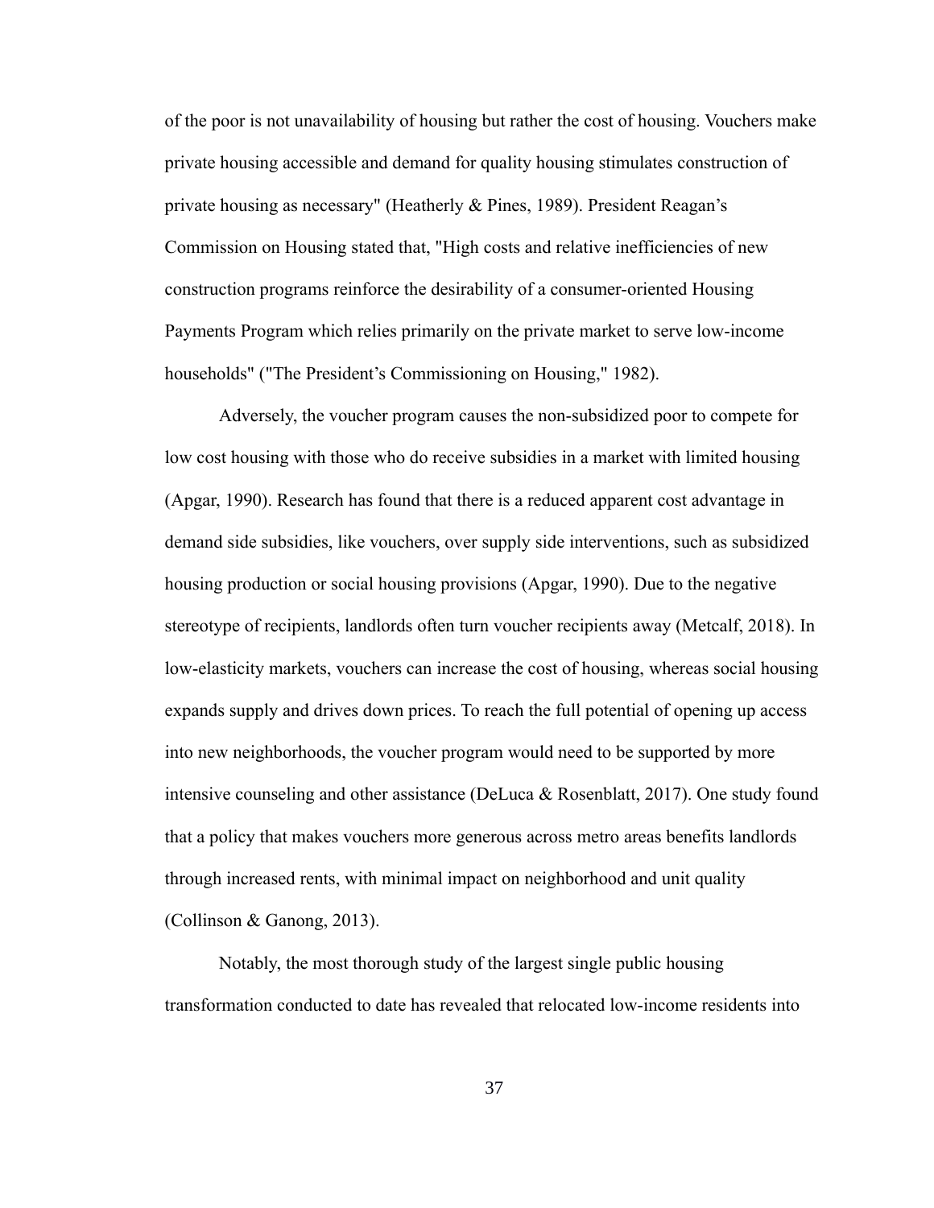of the poor is not unavailability of housing but rather the cost of housing. Vouchers make private housing accessible and demand for quality housing stimulates construction of private housing as necessary" (Heatherly & Pines, 1989). President Reagan's Commission on Housing stated that, "High costs and relative inefficiencies of new construction programs reinforce the desirability of a consumer-oriented Housing Payments Program which relies primarily on the private market to serve low-income households" ("The President's Commissioning on Housing," 1982).

Adversely, the voucher program causes the non-subsidized poor to compete for low cost housing with those who do receive subsidies in a market with limited housing (Apgar, 1990). Research has found that there is a reduced apparent cost advantage in demand side subsidies, like vouchers, over supply side interventions, such as subsidized housing production or social housing provisions (Apgar, 1990). Due to the negative stereotype of recipients, landlords often turn voucher recipients away (Metcalf, 2018). In low-elasticity markets, vouchers can increase the cost of housing, whereas social housing expands supply and drives down prices. To reach the full potential of opening up access into new neighborhoods, the voucher program would need to be supported by more intensive counseling and other assistance (DeLuca & Rosenblatt, 2017). One study found that a policy that makes vouchers more generous across metro areas benefits landlords through increased rents, with minimal impact on neighborhood and unit quality (Collinson & Ganong, 2013).

Notably, the most thorough study of the largest single public housing transformation conducted to date has revealed that relocated low-income residents into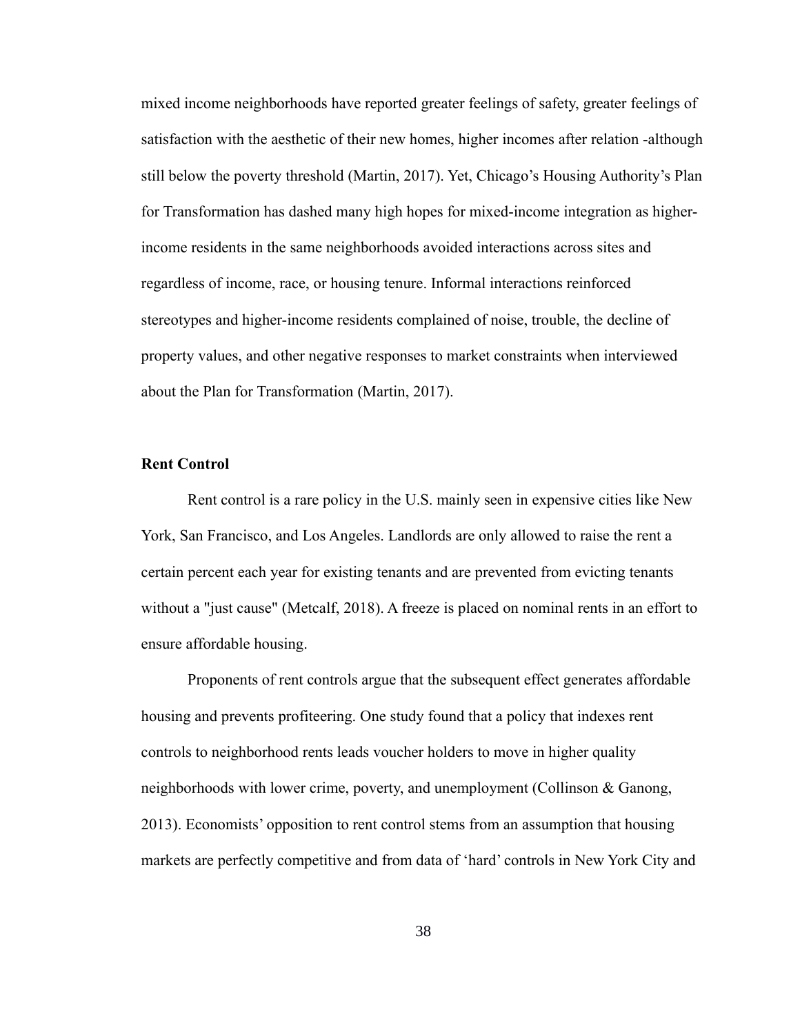mixed income neighborhoods have reported greater feelings of safety, greater feelings of satisfaction with the aesthetic of their new homes, higher incomes after relation -although still below the poverty threshold (Martin, 2017). Yet, Chicago's Housing Authority's Plan for Transformation has dashed many high hopes for mixed-income integration as higher-income residents in the same neighborhoods avoided interactions across sites and regardless of income, race, or housing tenure. Informal interactions reinforced stereotypes and higher-income residents complained of noise, trouble, the decline of property values, and other negative responses to market constraints when interviewed about the Plan for Transformation (Martin, 2017).

**Rent Control**

Rent control is a rare policy in the U.S. mainly seen in expensive cities like New York, San Francisco, and Los Angeles. Landlords are only allowed to raise the rent a certain percent each year for existing tenants and are prevented from evicting tenants without a "just cause" (Metcalf, 2018). A freeze is placed on nominal rents in an effort to ensure affordable housing.

Proponents of rent controls argue that the subsequent effect generates affordable housing and prevents profiteering. One study found that a policy that indexes rent controls to neighborhood rents leads voucher holders to move in higher quality neighborhoods with lower crime, poverty, and unemployment (Collinson & Ganong, 2013). Economists' opposition to rent control stems from an assumption that housing markets are perfectly competitive and from data of 'hard' controls in New York City and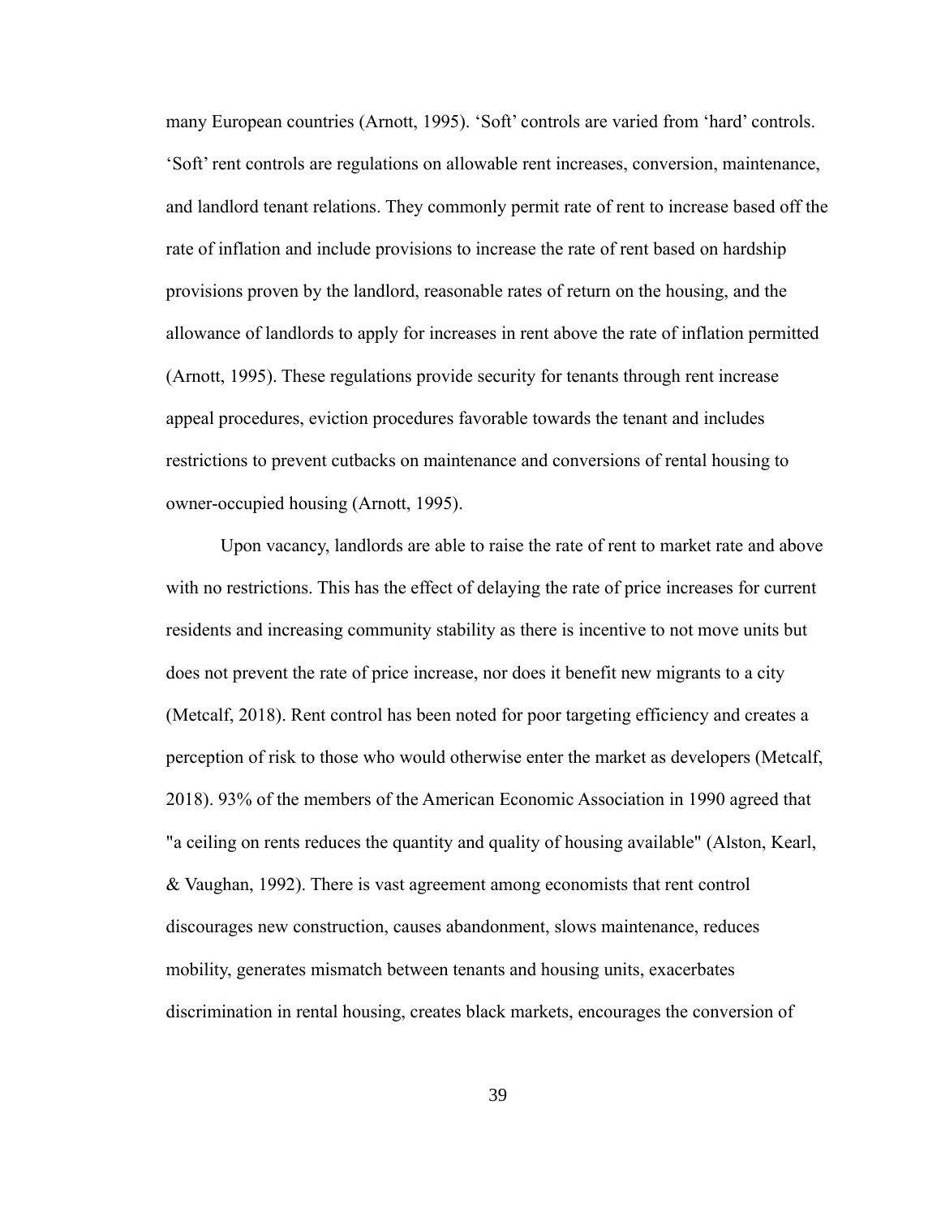many European countries (Arnott, 1995). ‘Soft’ controls are varied from ‘hard’ controls. ‘Soft’ rent controls are regulations on allowable rent increases, conversion, maintenance, and landlord tenant relations. They commonly permit rate of rent to increase based off the rate of inflation and include provisions to increase the rate of rent based on hardship provisions proven by the landlord, reasonable rates of return on the housing, and the allowance of landlords to apply for increases in rent above the rate of inflation permitted (Arnott, 1995). These regulations provide security for tenants through rent increase appeal procedures, eviction procedures favorable towards the tenant and includes restrictions to prevent cutbacks on maintenance and conversions of rental housing to owner-occupied housing (Arnott, 1995).

Upon vacancy, landlords are able to raise the rate of rent to market rate and above with no restrictions. This has the effect of delaying the rate of price increases for current residents and increasing community stability as there is incentive to not move units but does not prevent the rate of price increase, nor does it benefit new migrants to a city (Metcalf, 2018). Rent control has been noted for poor targeting efficiency and creates a perception of risk to those who would otherwise enter the market as developers (Metcalf, 2018). 93% of the members of the American Economic Association in 1990 agreed that "a ceiling on rents reduces the quantity and quality of housing available" (Alston, Kearl, & Vaughan, 1992). There is vast agreement among economists that rent control discourages new construction, causes abandonment, slows maintenance, reduces mobility, generates mismatch between tenants and housing units, exacerbates discrimination in rental housing, creates black markets, encourages the conversion of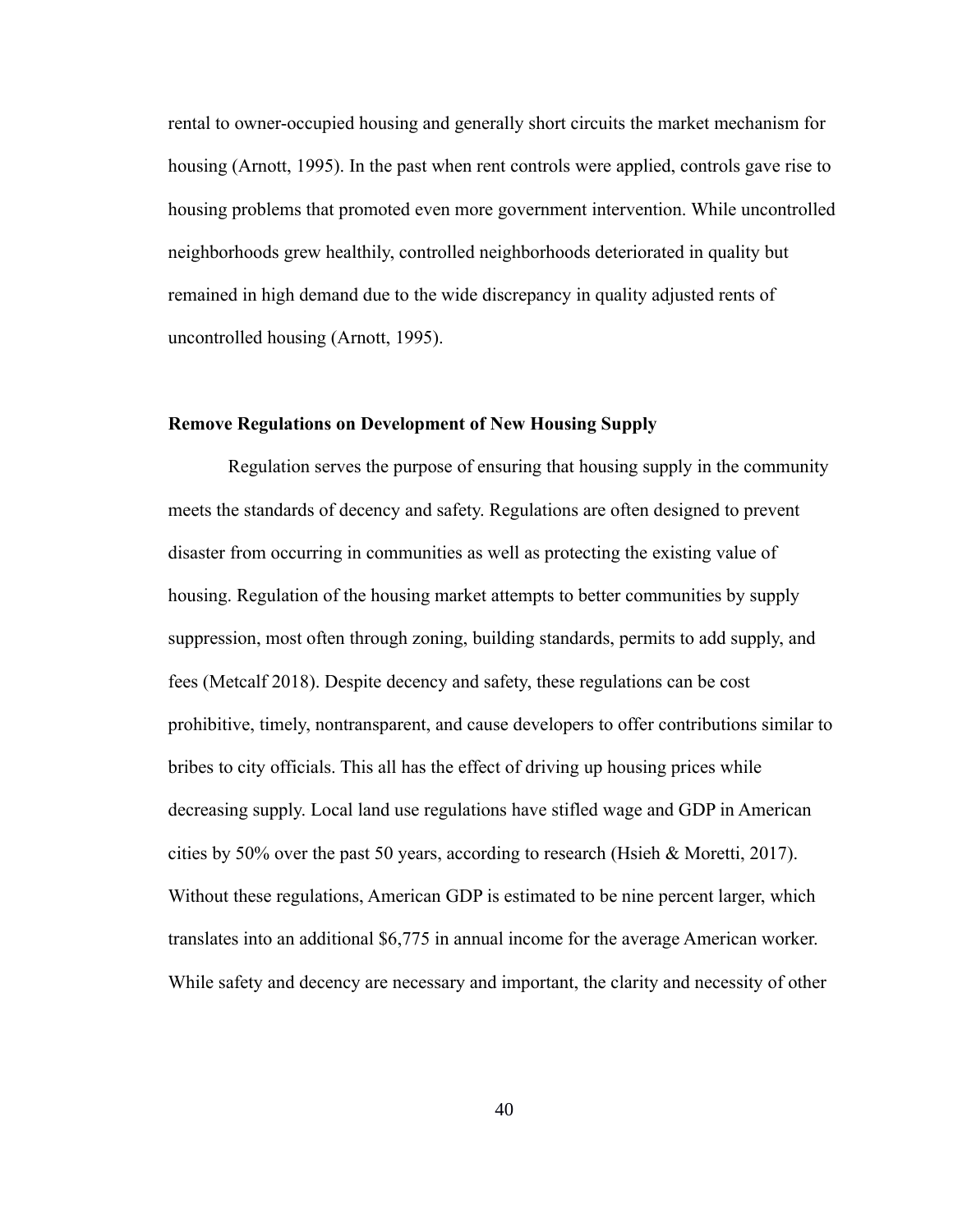rental to owner-occupied housing and generally short circuits the market mechanism for housing (Arnott, 1995). In the past when rent controls were applied, controls gave rise to housing problems that promoted even more government intervention. While uncontrolled neighborhoods grew healthily, controlled neighborhoods deteriorated in quality but remained in high demand due to the wide discrepancy in quality adjusted rents of uncontrolled housing (Arnott, 1995).

### Remove Regulations on Development of New Housing Supply

Regulation serves the purpose of ensuring that housing supply in the community meets the standards of decency and safety. Regulations are often designed to prevent disaster from occurring in communities as well as protecting the existing value of housing. Regulation of the housing market attempts to better communities by supply suppression, most often through zoning, building standards, permits to add supply, and fees (Metcalf 2018). Despite decency and safety, these regulations can be cost prohibitive, timely, nontransparent, and cause developers to offer contributions similar to bribes to city officials. This all has the effect of driving up housing prices while decreasing supply. Local land use regulations have stifled wage and GDP in American cities by 50% over the past 50 years, according to research (Hsieh & Moretti, 2017). Without these regulations, American GDP is estimated to be nine percent larger, which translates into an additional $6,775 in annual income for the average American worker. While safety and decency are necessary and important, the clarity and necessity of other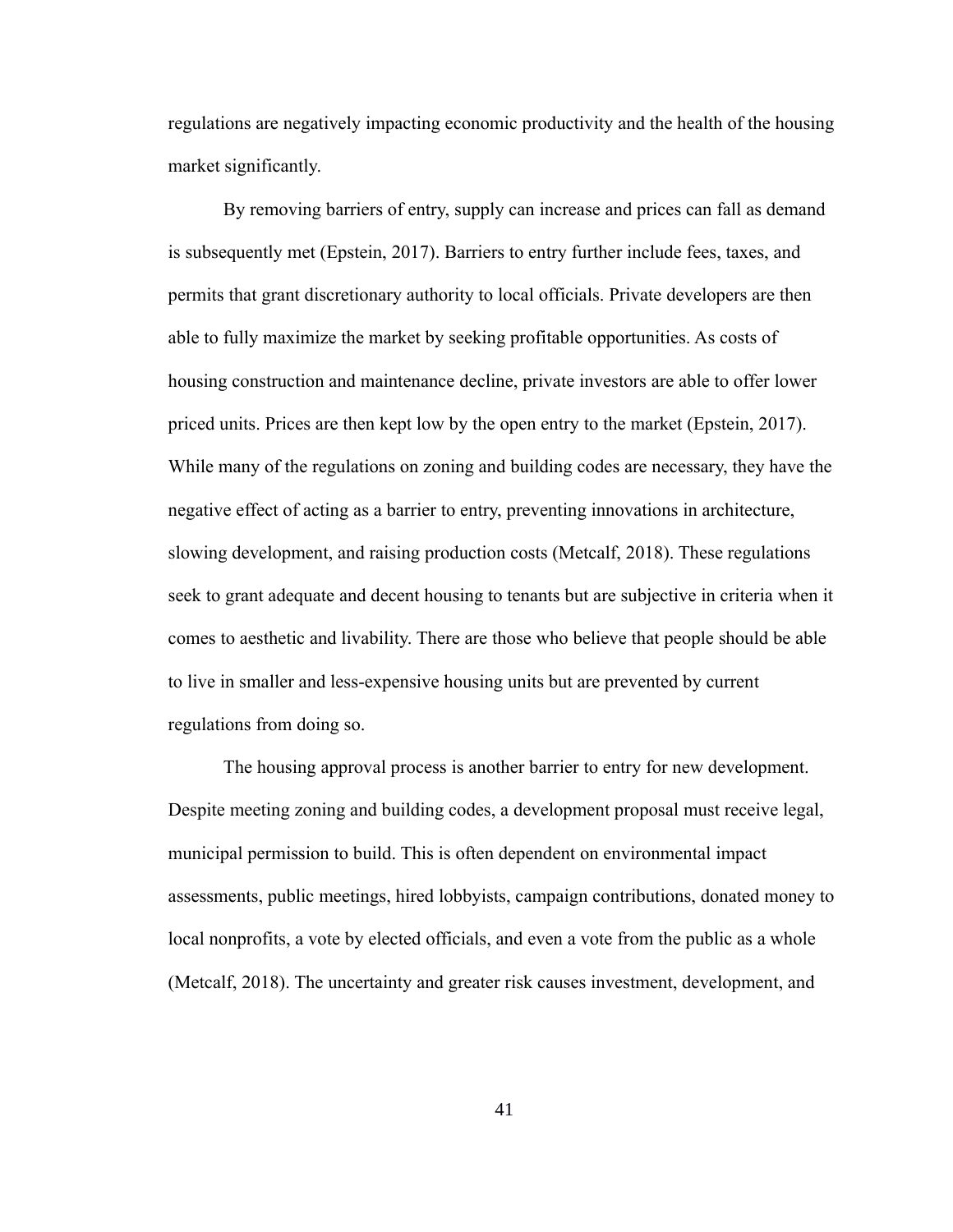regulations are negatively impacting economic productivity and the health of the housing market significantly.

By removing barriers of entry, supply can increase and prices can fall as demand is subsequently met (Epstein, 2017). Barriers to entry further include fees, taxes, and permits that grant discretionary authority to local officials. Private developers are then able to fully maximize the market by seeking profitable opportunities. As costs of housing construction and maintenance decline, private investors are able to offer lower priced units. Prices are then kept low by the open entry to the market (Epstein, 2017). While many of the regulations on zoning and building codes are necessary, they have the negative effect of acting as a barrier to entry, preventing innovations in architecture, slowing development, and raising production costs (Metcalf, 2018). These regulations seek to grant adequate and decent housing to tenants but are subjective in criteria when it comes to aesthetic and livability. There are those who believe that people should be able to live in smaller and less-expensive housing units but are prevented by current regulations from doing so.

The housing approval process is another barrier to entry for new development. Despite meeting zoning and building codes, a development proposal must receive legal, municipal permission to build. This is often dependent on environmental impact assessments, public meetings, hired lobbyists, campaign contributions, donated money to local nonprofits, a vote by elected officials, and even a vote from the public as a whole (Metcalf, 2018). The uncertainty and greater risk causes investment, development, and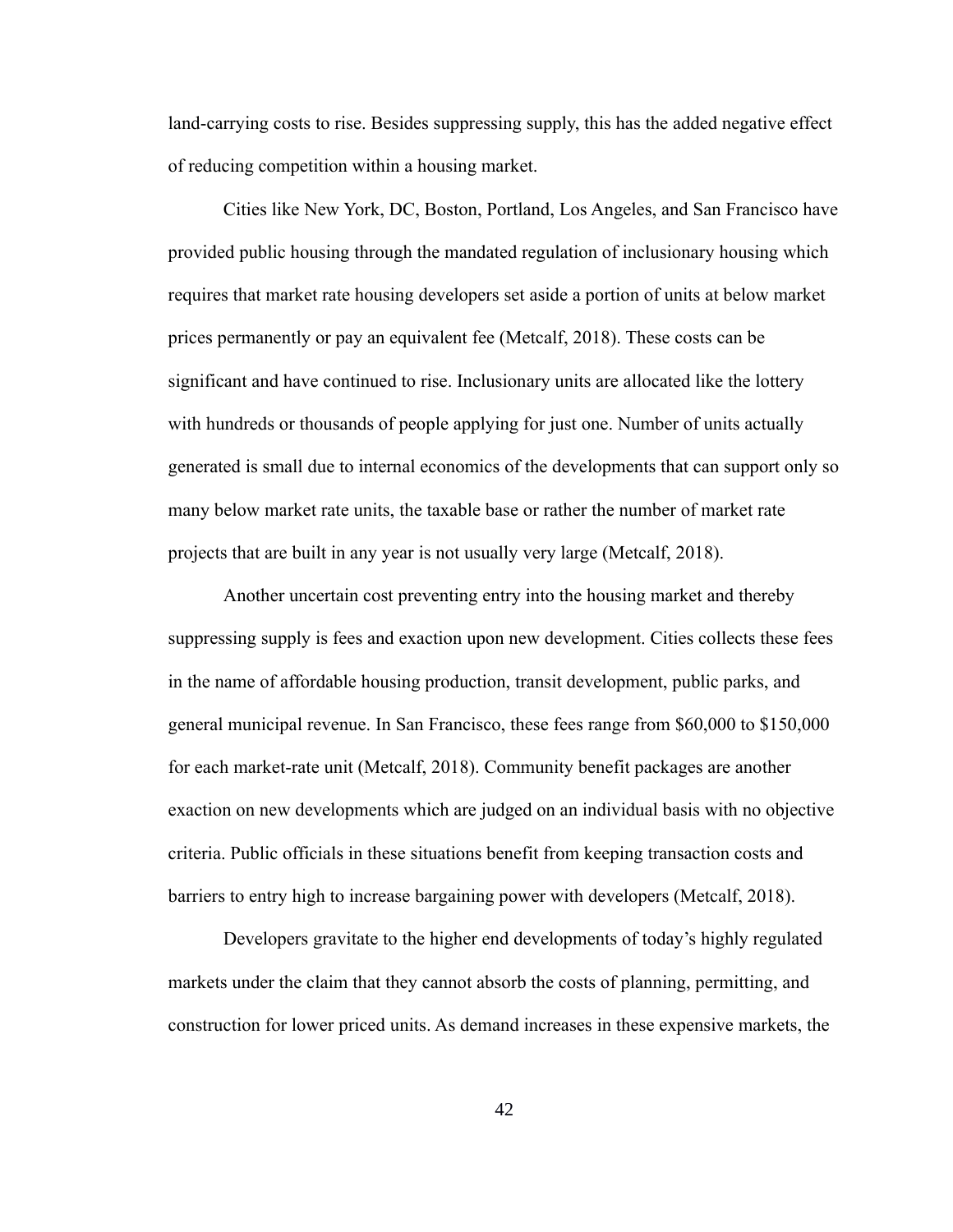land-carrying costs to rise. Besides suppressing supply, this has the added negative effect of reducing competition within a housing market.

Cities like New York, DC, Boston, Portland, Los Angeles, and San Francisco have provided public housing through the mandated regulation of inclusionary housing which requires that market rate housing developers set aside a portion of units at below market prices permanently or pay an equivalent fee (Metcalf, 2018). These costs can be significant and have continued to rise. Inclusionary units are allocated like the lottery with hundreds or thousands of people applying for just one. Number of units actually generated is small due to internal economics of the developments that can support only so many below market rate units, the taxable base or rather the number of market rate projects that are built in any year is not usually very large (Metcalf, 2018).

Another uncertain cost preventing entry into the housing market and thereby suppressing supply is fees and exaction upon new development. Cities collects these fees in the name of affordable housing production, transit development, public parks, and general municipal revenue. In San Francisco, these fees range from $60,000 to $150,000 for each market-rate unit (Metcalf, 2018). Community benefit packages are another exaction on new developments which are judged on an individual basis with no objective criteria. Public officials in these situations benefit from keeping transaction costs and barriers to entry high to increase bargaining power with developers (Metcalf, 2018).

Developers gravitate to the higher end developments of today's highly regulated markets under the claim that they cannot absorb the costs of planning, permitting, and construction for lower priced units. As demand increases in these expensive markets, the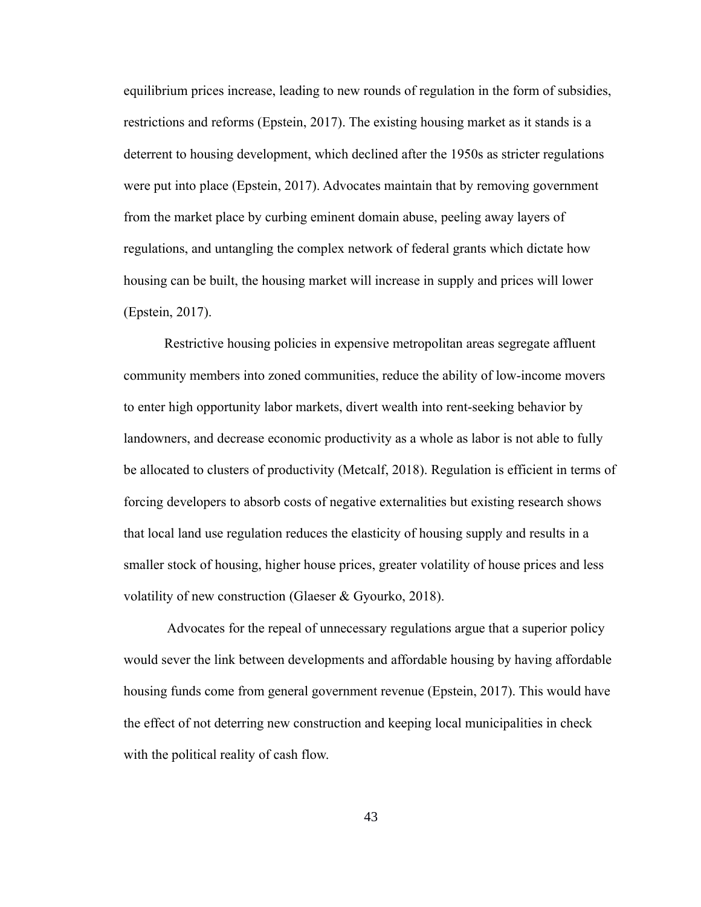equilibrium prices increase, leading to new rounds of regulation in the form of subsidies, restrictions and reforms (Epstein, 2017). The existing housing market as it stands is a deterrent to housing development, which declined after the 1950s as stricter regulations were put into place (Epstein, 2017). Advocates maintain that by removing government from the market place by curbing eminent domain abuse, peeling away layers of regulations, and untangling the complex network of federal grants which dictate how housing can be built, the housing market will increase in supply and prices will lower (Epstein, 2017).

Restrictive housing policies in expensive metropolitan areas segregate affluent community members into zoned communities, reduce the ability of low-income movers to enter high opportunity labor markets, divert wealth into rent-seeking behavior by landowners, and decrease economic productivity as a whole as labor is not able to fully be allocated to clusters of productivity (Metcalf, 2018). Regulation is efficient in terms of forcing developers to absorb costs of negative externalities but existing research shows that local land use regulation reduces the elasticity of housing supply and results in a smaller stock of housing, higher house prices, greater volatility of house prices and less volatility of new construction (Glaeser & Gyourko, 2018).

Advocates for the repeal of unnecessary regulations argue that a superior policy would sever the link between developments and affordable housing by having affordable housing funds come from general government revenue (Epstein, 2017). This would have the effect of not deterring new construction and keeping local municipalities in check with the political reality of cash flow.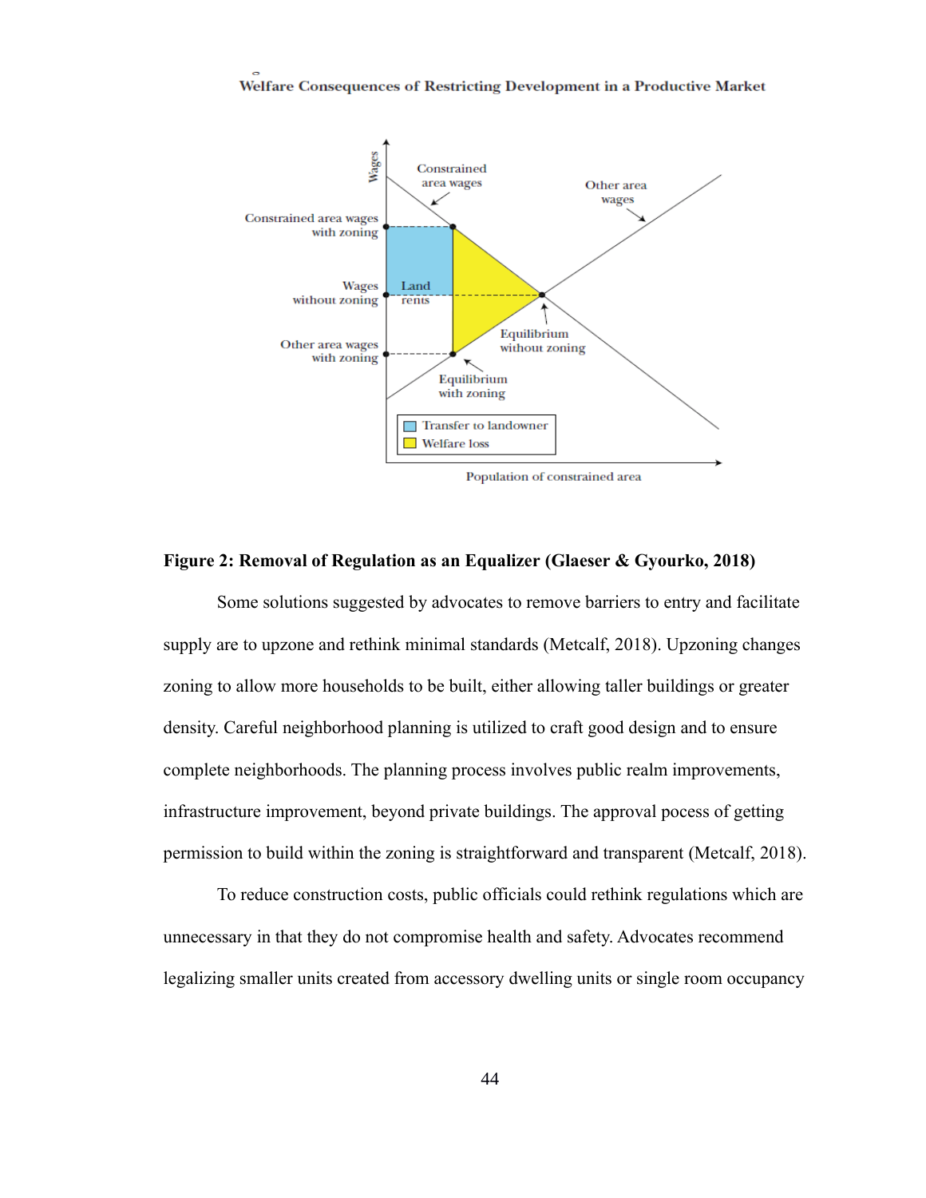**Figure 2: Removal of Regulation as an Equalizer (Glaeser & Gyourko, 2018)**

Some solutions suggested by advocates to remove barriers to entry and facilitate supply are to upzone and rethink minimal standards (Metcalf, 2018). Upzoning changes zoning to allow more households to be built, either allowing taller buildings or greater density. Careful neighborhood planning is utilized to craft good design and to ensure complete neighborhoods. The planning process involves public realm improvements, infrastructure improvement, beyond private buildings. The approval pocess of getting permission to build within the zoning is straightforward and transparent (Metcalf, 2018).

To reduce construction costs, public officials could rethink regulations which are unnecessary in that they do not compromise health and safety. Advocates recommend legalizing smaller units created from accessory dwelling units or single room occupancy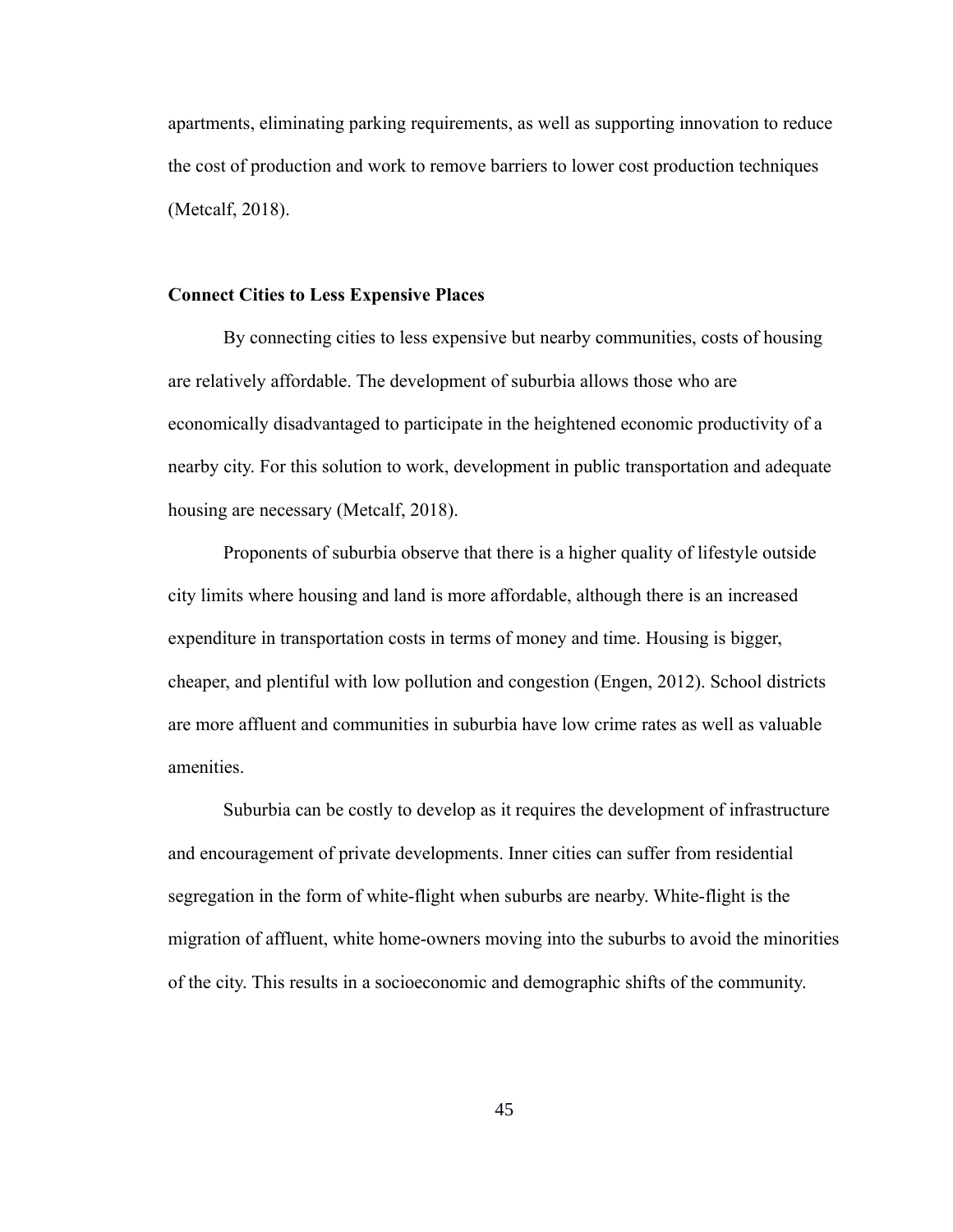apartments, eliminating parking requirements, as well as supporting innovation to reduce the cost of production and work to remove barriers to lower cost production techniques (Metcalf, 2018).

**Connect Cities to Less Expensive Places**

By connecting cities to less expensive but nearby communities, costs of housing are relatively affordable. The development of suburbia allows those who are economically disadvantaged to participate in the heightened economic productivity of a nearby city. For this solution to work, development in public transportation and adequate housing are necessary (Metcalf, 2018).

Proponents of suburbia observe that there is a higher quality of lifestyle outside city limits where housing and land is more affordable, although there is an increased expenditure in transportation costs in terms of money and time. Housing is bigger, cheaper, and plentiful with low pollution and congestion (Engen, 2012). School districts are more affluent and communities in suburbia have low crime rates as well as valuable amenities.

Suburbia can be costly to develop as it requires the development of infrastructure and encouragement of private developments. Inner cities can suffer from residential segregation in the form of white-flight when suburbs are nearby. White-flight is the migration of affluent, white home-owners moving into the suburbs to avoid the minorities of the city. This results in a socioeconomic and demographic shifts of the community.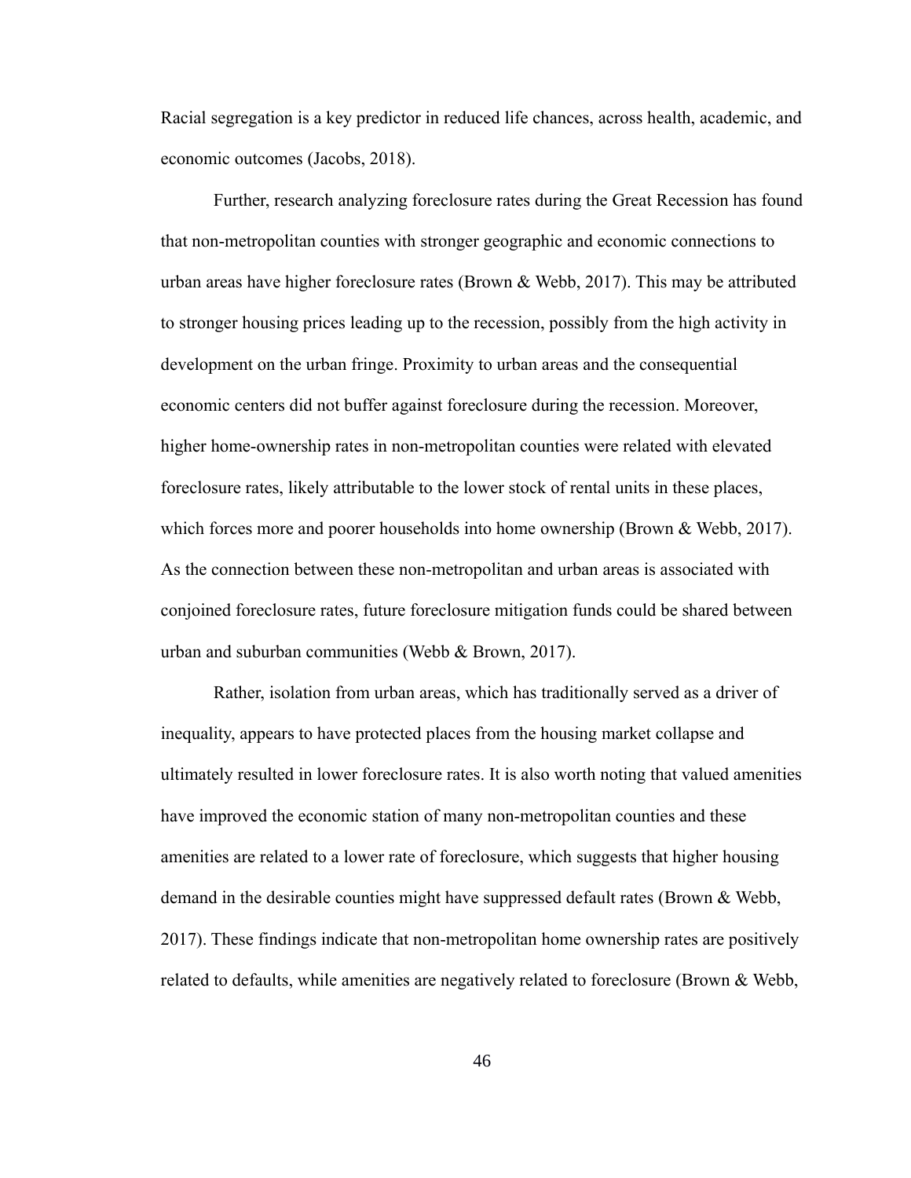Racial segregation is a key predictor in reduced life chances, across health, academic, and economic outcomes (Jacobs, 2018).

Further, research analyzing foreclosure rates during the Great Recession has found that non-metropolitan counties with stronger geographic and economic connections to urban areas have higher foreclosure rates (Brown & Webb, 2017). This may be attributed to stronger housing prices leading up to the recession, possibly from the high activity in development on the urban fringe. Proximity to urban areas and the consequential economic centers did not buffer against foreclosure during the recession. Moreover, higher home-ownership rates in non-metropolitan counties were related with elevated foreclosure rates, likely attributable to the lower stock of rental units in these places, which forces more and poorer households into home ownership (Brown & Webb, 2017). As the connection between these non-metropolitan and urban areas is associated with conjoined foreclosure rates, future foreclosure mitigation funds could be shared between urban and suburban communities (Webb & Brown, 2017).

Rather, isolation from urban areas, which has traditionally served as a driver of inequality, appears to have protected places from the housing market collapse and ultimately resulted in lower foreclosure rates. It is also worth noting that valued amenities have improved the economic station of many non-metropolitan counties and these amenities are related to a lower rate of foreclosure, which suggests that higher housing demand in the desirable counties might have suppressed default rates (Brown & Webb, 2017). These findings indicate that non-metropolitan home ownership rates are positively related to defaults, while amenities are negatively related to foreclosure (Brown & Webb,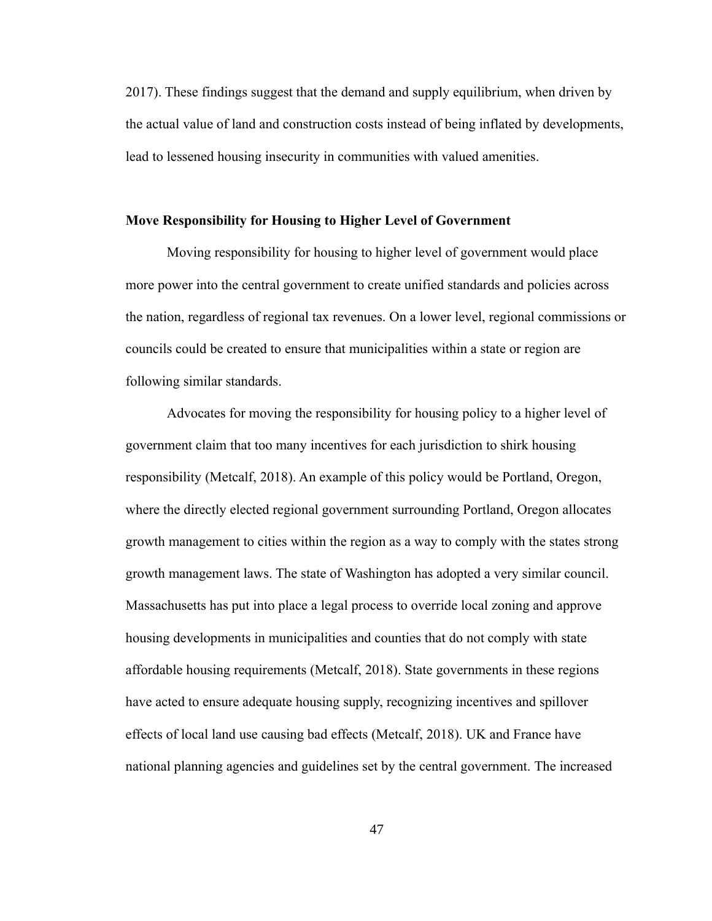2017). These findings suggest that the demand and supply equilibrium, when driven by the actual value of land and construction costs instead of being inflated by developments, lead to lessened housing insecurity in communities with valued amenities.

### Move Responsibility for Housing to Higher Level of Government

Moving responsibility for housing to higher level of government would place more power into the central government to create unified standards and policies across the nation, regardless of regional tax revenues. On a lower level, regional commissions or councils could be created to ensure that municipalities within a state or region are following similar standards.

Advocates for moving the responsibility for housing policy to a higher level of government claim that too many incentives for each jurisdiction to shirk housing responsibility (Metcalf, 2018). An example of this policy would be Portland, Oregon, where the directly elected regional government surrounding Portland, Oregon allocates growth management to cities within the region as a way to comply with the states strong growth management laws. The state of Washington has adopted a very similar council. Massachusetts has put into place a legal process to override local zoning and approve housing developments in municipalities and counties that do not comply with state affordable housing requirements (Metcalf, 2018). State governments in these regions have acted to ensure adequate housing supply, recognizing incentives and spillover effects of local land use causing bad effects (Metcalf, 2018). UK and France have national planning agencies and guidelines set by the central government. The increased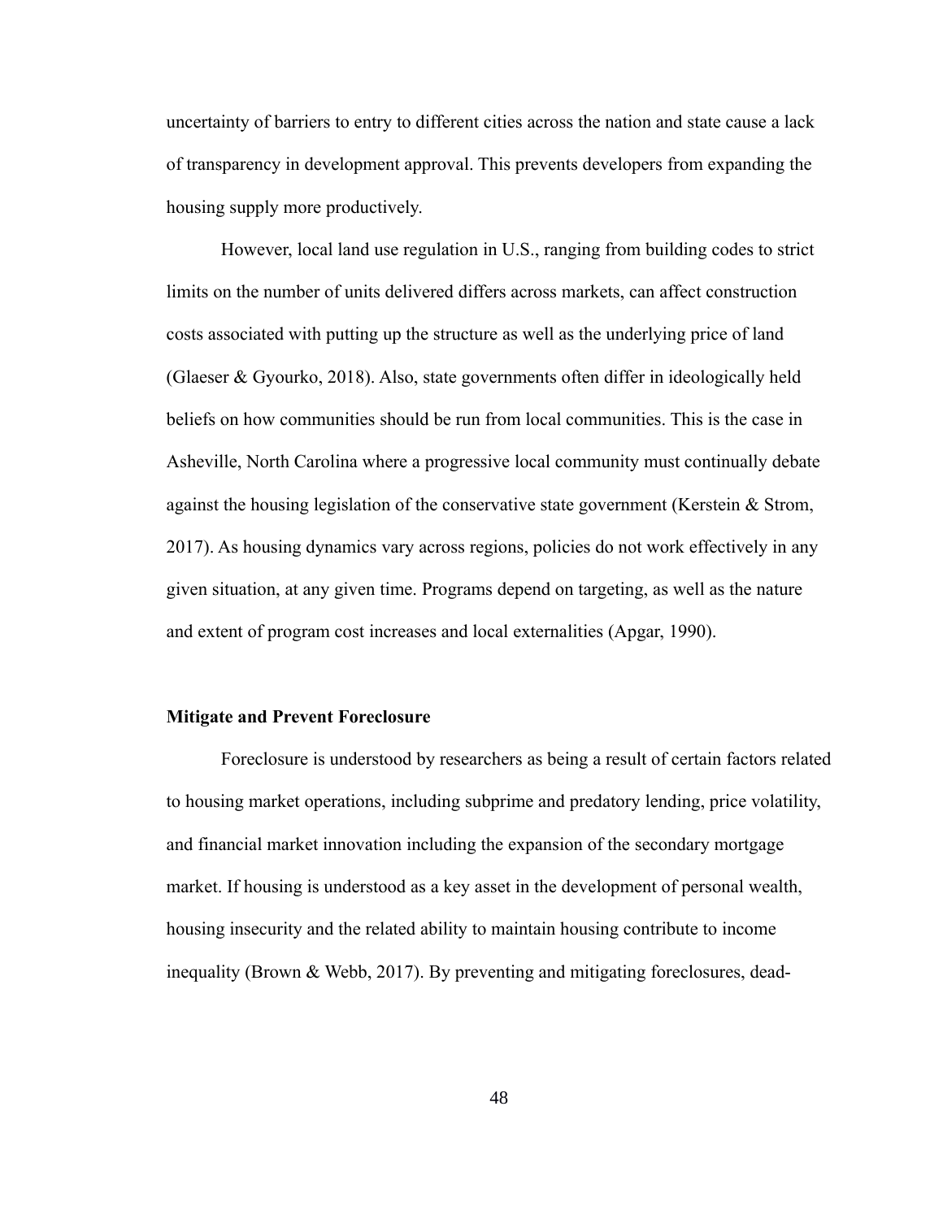uncertainty of barriers to entry to different cities across the nation and state cause a lack of transparency in development approval. This prevents developers from expanding the housing supply more productively.

However, local land use regulation in U.S., ranging from building codes to strict limits on the number of units delivered differs across markets, can affect construction costs associated with putting up the structure as well as the underlying price of land (Glaeser & Gyourko, 2018). Also, state governments often differ in ideologically held beliefs on how communities should be run from local communities. This is the case in Asheville, North Carolina where a progressive local community must continually debate against the housing legislation of the conservative state government (Kerstein & Strom, 2017). As housing dynamics vary across regions, policies do not work effectively in any given situation, at any given time. Programs depend on targeting, as well as the nature and extent of program cost increases and local externalities (Apgar, 1990).

**Mitigate and Prevent Foreclosure**

Foreclosure is understood by researchers as being a result of certain factors related to housing market operations, including subprime and predatory lending, price volatility, and financial market innovation including the expansion of the secondary mortgage market. If housing is understood as a key asset in the development of personal wealth, housing insecurity and the related ability to maintain housing contribute to income inequality (Brown & Webb, 2017). By preventing and mitigating foreclosures, dead-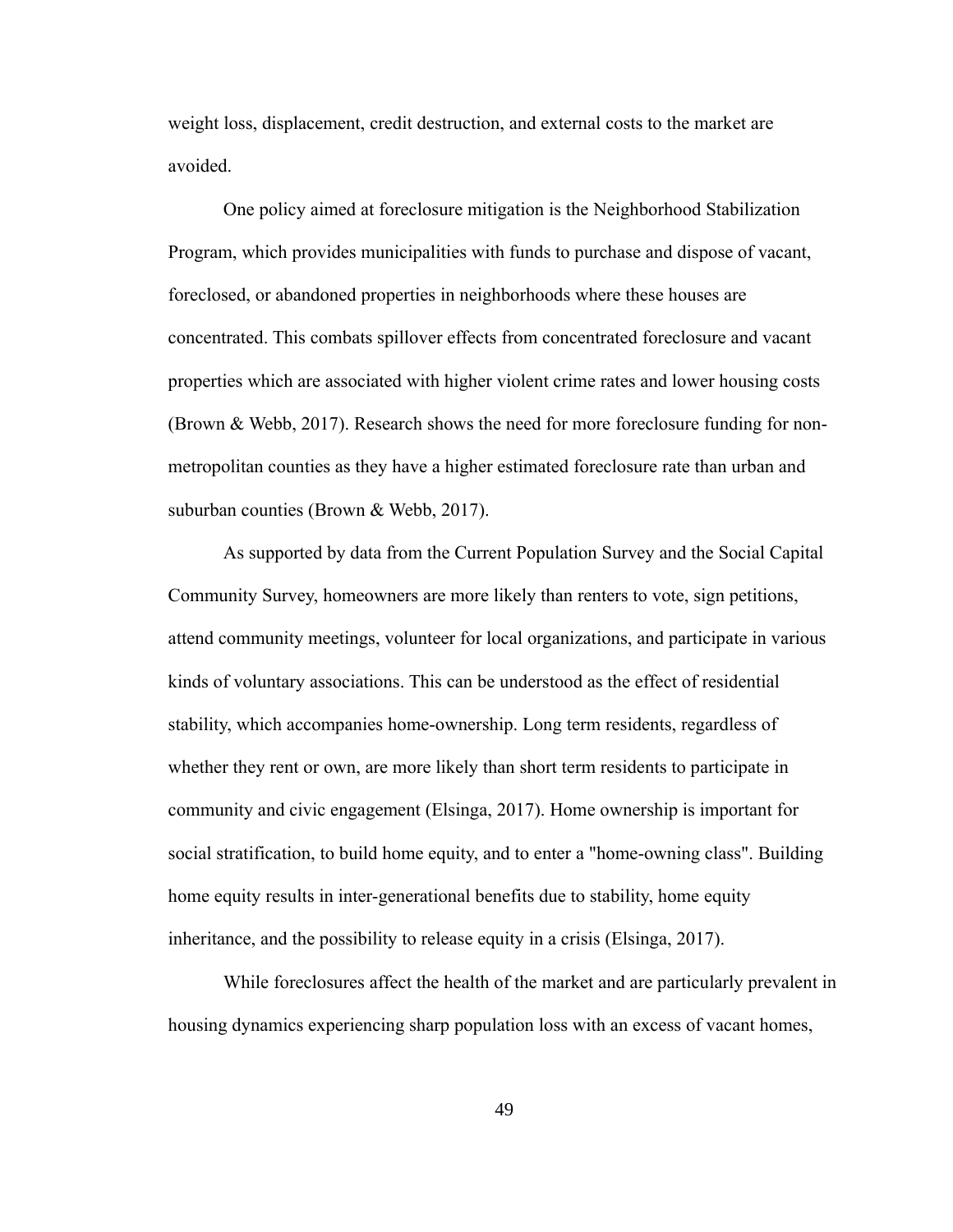weight loss, displacement, credit destruction, and external costs to the market are avoided.

One policy aimed at foreclosure mitigation is the Neighborhood Stabilization Program, which provides municipalities with funds to purchase and dispose of vacant, foreclosed, or abandoned properties in neighborhoods where these houses are concentrated. This combats spillover effects from concentrated foreclosure and vacant properties which are associated with higher violent crime rates and lower housing costs (Brown & Webb, 2017). Research shows the need for more foreclosure funding for non-metropolitan counties as they have a higher estimated foreclosure rate than urban and suburban counties (Brown & Webb, 2017).

As supported by data from the Current Population Survey and the Social Capital Community Survey, homeowners are more likely than renters to vote, sign petitions, attend community meetings, volunteer for local organizations, and participate in various kinds of voluntary associations. This can be understood as the effect of residential stability, which accompanies home-ownership. Long term residents, regardless of whether they rent or own, are more likely than short term residents to participate in community and civic engagement (Elsinga, 2017). Home ownership is important for social stratification, to build home equity, and to enter a "home-owning class". Building home equity results in inter-generational benefits due to stability, home equity inheritance, and the possibility to release equity in a crisis (Elsinga, 2017).

While foreclosures affect the health of the market and are particularly prevalent in housing dynamics experiencing sharp population loss with an excess of vacant homes,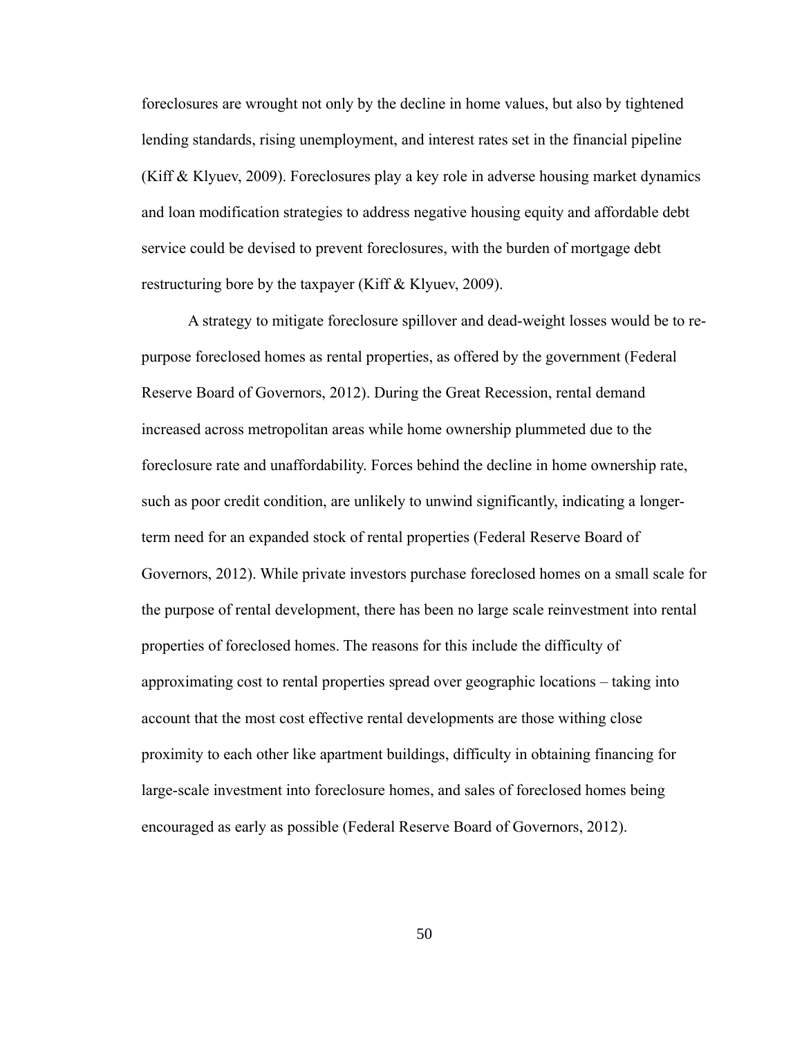foreclosures are wrought not only by the decline in home values, but also by tightened lending standards, rising unemployment, and interest rates set in the financial pipeline (Kiff & Klyuev, 2009). Foreclosures play a key role in adverse housing market dynamics and loan modification strategies to address negative housing equity and affordable debt service could be devised to prevent foreclosures, with the burden of mortgage debt restructuring bore by the taxpayer (Kiff & Klyuev, 2009).

A strategy to mitigate foreclosure spillover and dead-weight losses would be to re-purpose foreclosed homes as rental properties, as offered by the government (Federal Reserve Board of Governors, 2012). During the Great Recession, rental demand increased across metropolitan areas while home ownership plummeted due to the foreclosure rate and unaffordability. Forces behind the decline in home ownership rate, such as poor credit condition, are unlikely to unwind significantly, indicating a longer-term need for an expanded stock of rental properties (Federal Reserve Board of Governors, 2012). While private investors purchase foreclosed homes on a small scale for the purpose of rental development, there has been no large scale reinvestment into rental properties of foreclosed homes. The reasons for this include the difficulty of approximating cost to rental properties spread over geographic locations – taking into account that the most cost effective rental developments are those withing close proximity to each other like apartment buildings, difficulty in obtaining financing for large-scale investment into foreclosure homes, and sales of foreclosed homes being encouraged as early as possible (Federal Reserve Board of Governors, 2012).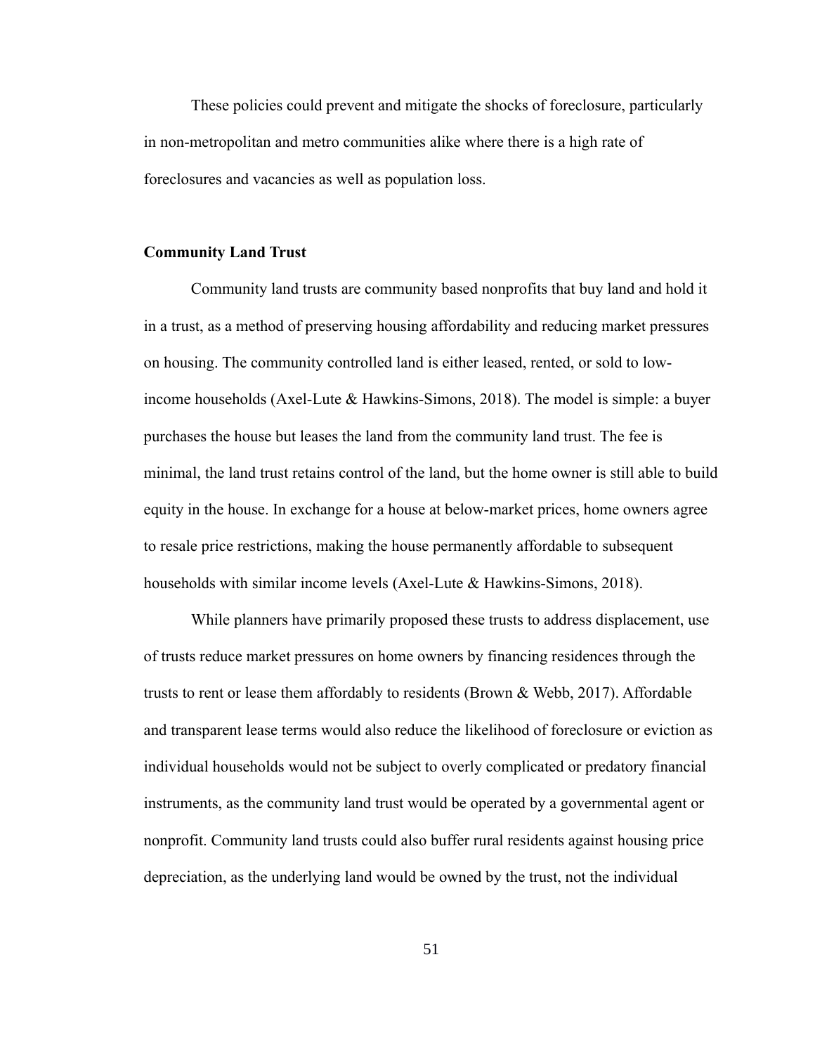These policies could prevent and mitigate the shocks of foreclosure, particularly in non-metropolitan and metro communities alike where there is a high rate of foreclosures and vacancies as well as population loss.

**Community Land Trust**

Community land trusts are community based nonprofits that buy land and hold it in a trust, as a method of preserving housing affordability and reducing market pressures on housing. The community controlled land is either leased, rented, or sold to low-income households (Axel-Lute & Hawkins-Simons, 2018). The model is simple: a buyer purchases the house but leases the land from the community land trust. The fee is minimal, the land trust retains control of the land, but the home owner is still able to build equity in the house. In exchange for a house at below-market prices, home owners agree to resale price restrictions, making the house permanently affordable to subsequent households with similar income levels (Axel-Lute & Hawkins-Simons, 2018).

While planners have primarily proposed these trusts to address displacement, use of trusts reduce market pressures on home owners by financing residences through the trusts to rent or lease them affordably to residents (Brown & Webb, 2017). Affordable and transparent lease terms would also reduce the likelihood of foreclosure or eviction as individual households would not be subject to overly complicated or predatory financial instruments, as the community land trust would be operated by a governmental agent or nonprofit. Community land trusts could also buffer rural residents against housing price depreciation, as the underlying land would be owned by the trust, not the individual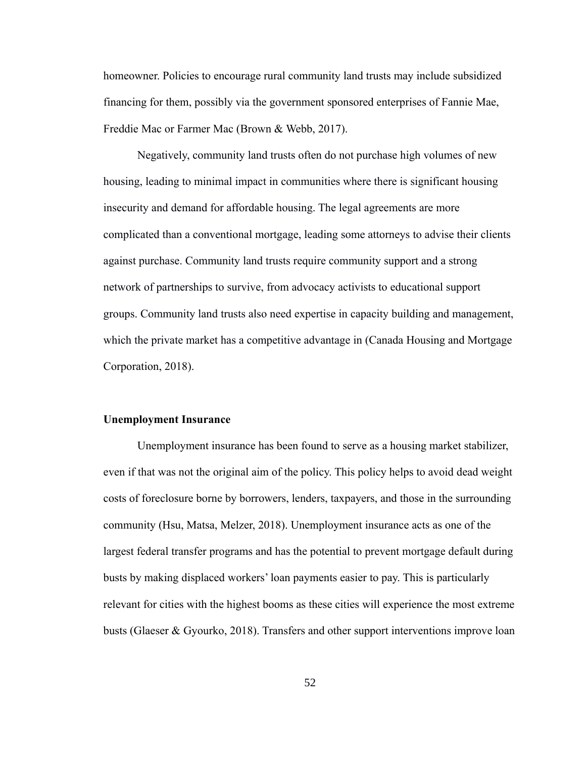homeowner. Policies to encourage rural community land trusts may include subsidized financing for them, possibly via the government sponsored enterprises of Fannie Mae, Freddie Mac or Farmer Mac (Brown & Webb, 2017).

Negatively, community land trusts often do not purchase high volumes of new housing, leading to minimal impact in communities where there is significant housing insecurity and demand for affordable housing. The legal agreements are more complicated than a conventional mortgage, leading some attorneys to advise their clients against purchase. Community land trusts require community support and a strong network of partnerships to survive, from advocacy activists to educational support groups. Community land trusts also need expertise in capacity building and management, which the private market has a competitive advantage in (Canada Housing and Mortgage Corporation, 2018).

### Unemployment Insurance

Unemployment insurance has been found to serve as a housing market stabilizer, even if that was not the original aim of the policy. This policy helps to avoid dead weight costs of foreclosure borne by borrowers, lenders, taxpayers, and those in the surrounding community (Hsu, Matsa, Melzer, 2018). Unemployment insurance acts as one of the largest federal transfer programs and has the potential to prevent mortgage default during busts by making displaced workers' loan payments easier to pay. This is particularly relevant for cities with the highest booms as these cities will experience the most extreme busts (Glaeser & Gyourko, 2018). Transfers and other support interventions improve loan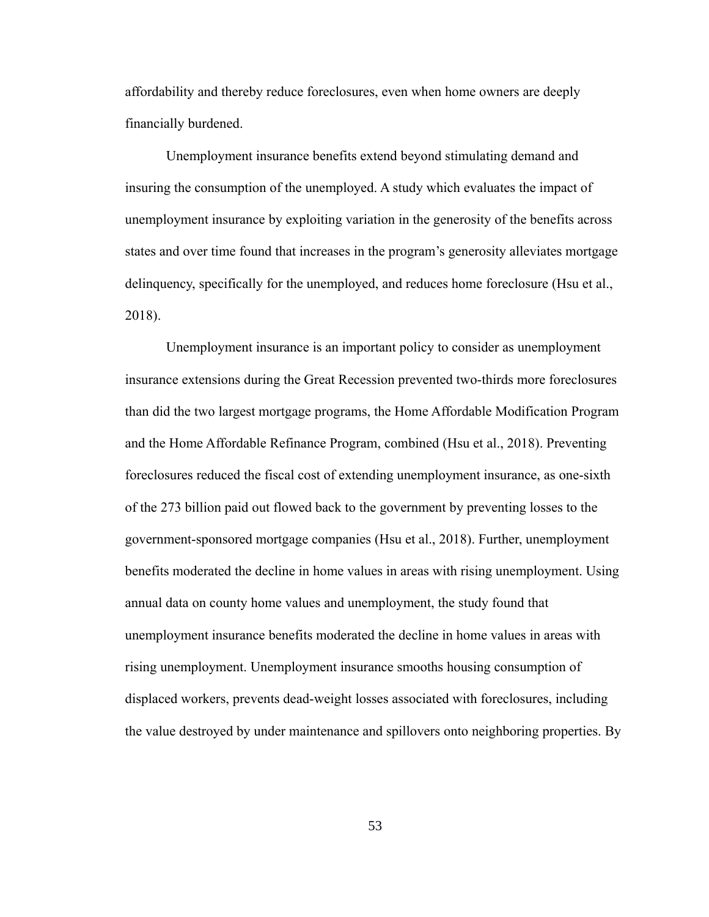affordability and thereby reduce foreclosures, even when home owners are deeply financially burdened.

Unemployment insurance benefits extend beyond stimulating demand and insuring the consumption of the unemployed. A study which evaluates the impact of unemployment insurance by exploiting variation in the generosity of the benefits across states and over time found that increases in the program's generosity alleviates mortgage delinquency, specifically for the unemployed, and reduces home foreclosure (Hsu et al., 2018).

Unemployment insurance is an important policy to consider as unemployment insurance extensions during the Great Recession prevented two-thirds more foreclosures than did the two largest mortgage programs, the Home Affordable Modification Program and the Home Affordable Refinance Program, combined (Hsu et al., 2018). Preventing foreclosures reduced the fiscal cost of extending unemployment insurance, as one-sixth of the 273 billion paid out flowed back to the government by preventing losses to the government-sponsored mortgage companies (Hsu et al., 2018). Further, unemployment benefits moderated the decline in home values in areas with rising unemployment. Using annual data on county home values and unemployment, the study found that unemployment insurance benefits moderated the decline in home values in areas with rising unemployment. Unemployment insurance smooths housing consumption of displaced workers, prevents dead-weight losses associated with foreclosures, including the value destroyed by under maintenance and spillovers onto neighboring properties. By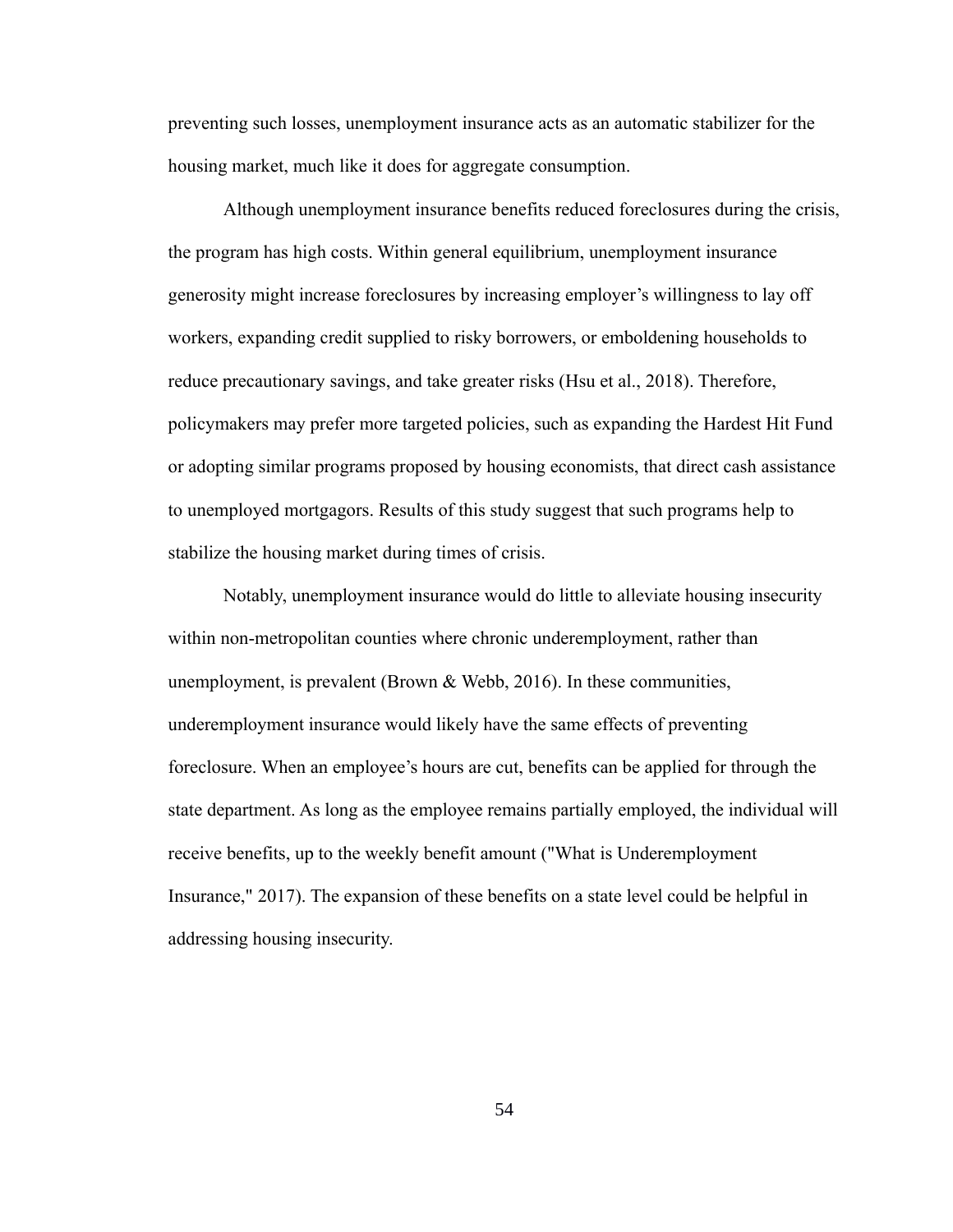preventing such losses, unemployment insurance acts as an automatic stabilizer for the housing market, much like it does for aggregate consumption.

Although unemployment insurance benefits reduced foreclosures during the crisis, the program has high costs. Within general equilibrium, unemployment insurance generosity might increase foreclosures by increasing employer's willingness to lay off workers, expanding credit supplied to risky borrowers, or emboldening households to reduce precautionary savings, and take greater risks (Hsu et al., 2018). Therefore, policymakers may prefer more targeted policies, such as expanding the Hardest Hit Fund or adopting similar programs proposed by housing economists, that direct cash assistance to unemployed mortgagors. Results of this study suggest that such programs help to stabilize the housing market during times of crisis.

Notably, unemployment insurance would do little to alleviate housing insecurity within non-metropolitan counties where chronic underemployment, rather than unemployment, is prevalent (Brown & Webb, 2016). In these communities, underemployment insurance would likely have the same effects of preventing foreclosure. When an employee's hours are cut, benefits can be applied for through the state department. As long as the employee remains partially employed, the individual will receive benefits, up to the weekly benefit amount ("What is Underemployment Insurance," 2017). The expansion of these benefits on a state level could be helpful in addressing housing insecurity.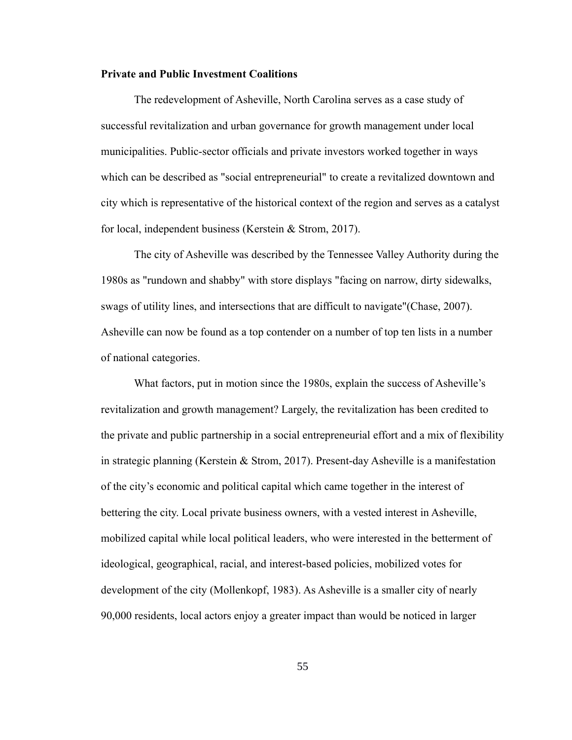**Private and Public Investment Coalitions**

The redevelopment of Asheville, North Carolina serves as a case study of successful revitalization and urban governance for growth management under local municipalities. Public-sector officials and private investors worked together in ways which can be described as "social entrepreneurial" to create a revitalized downtown and city which is representative of the historical context of the region and serves as a catalyst for local, independent business (Kerstein & Strom, 2017).

The city of Asheville was described by the Tennessee Valley Authority during the 1980s as "rundown and shabby" with store displays "facing on narrow, dirty sidewalks, swags of utility lines, and intersections that are difficult to navigate"(Chase, 2007). Asheville can now be found as a top contender on a number of top ten lists in a number of national categories.

What factors, put in motion since the 1980s, explain the success of Asheville's revitalization and growth management? Largely, the revitalization has been credited to the private and public partnership in a social entrepreneurial effort and a mix of flexibility in strategic planning (Kerstein & Strom, 2017). Present-day Asheville is a manifestation of the city's economic and political capital which came together in the interest of bettering the city. Local private business owners, with a vested interest in Asheville, mobilized capital while local political leaders, who were interested in the betterment of ideological, geographical, racial, and interest-based policies, mobilized votes for development of the city (Mollenkopf, 1983). As Asheville is a smaller city of nearly 90,000 residents, local actors enjoy a greater impact than would be noticed in larger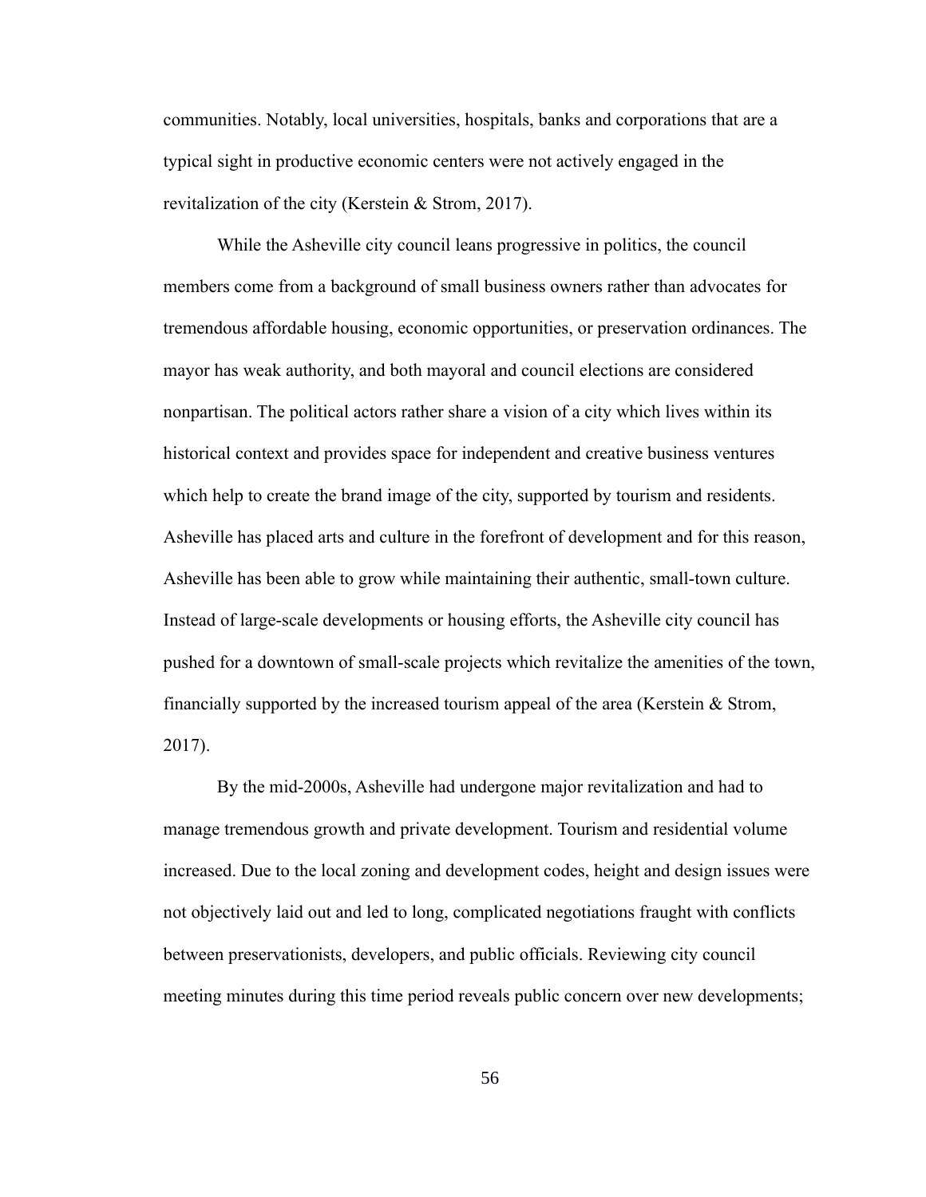communities. Notably, local universities, hospitals, banks and corporations that are a typical sight in productive economic centers were not actively engaged in the revitalization of the city (Kerstein & Strom, 2017).

While the Asheville city council leans progressive in politics, the council members come from a background of small business owners rather than advocates for tremendous affordable housing, economic opportunities, or preservation ordinances. The mayor has weak authority, and both mayoral and council elections are considered nonpartisan. The political actors rather share a vision of a city which lives within its historical context and provides space for independent and creative business ventures which help to create the brand image of the city, supported by tourism and residents. Asheville has placed arts and culture in the forefront of development and for this reason, Asheville has been able to grow while maintaining their authentic, small-town culture. Instead of large-scale developments or housing efforts, the Asheville city council has pushed for a downtown of small-scale projects which revitalize the amenities of the town, financially supported by the increased tourism appeal of the area (Kerstein & Strom, 2017).

By the mid-2000s, Asheville had undergone major revitalization and had to manage tremendous growth and private development. Tourism and residential volume increased. Due to the local zoning and development codes, height and design issues were not objectively laid out and led to long, complicated negotiations fraught with conflicts between preservationists, developers, and public officials. Reviewing city council meeting minutes during this time period reveals public concern over new developments;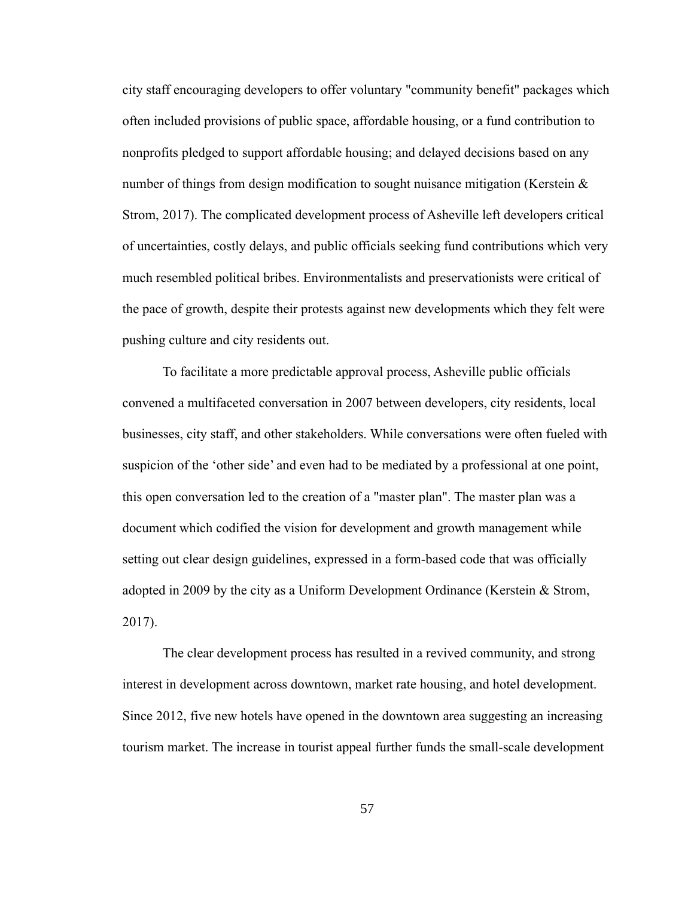city staff encouraging developers to offer voluntary "community benefit" packages which often included provisions of public space, affordable housing, or a fund contribution to nonprofits pledged to support affordable housing; and delayed decisions based on any number of things from design modification to sought nuisance mitigation (Kerstein & Strom, 2017). The complicated development process of Asheville left developers critical of uncertainties, costly delays, and public officials seeking fund contributions which very much resembled political bribes. Environmentalists and preservationists were critical of the pace of growth, despite their protests against new developments which they felt were pushing culture and city residents out.

To facilitate a more predictable approval process, Asheville public officials convened a multifaceted conversation in 2007 between developers, city residents, local businesses, city staff, and other stakeholders. While conversations were often fueled with suspicion of the 'other side' and even had to be mediated by a professional at one point, this open conversation led to the creation of a "master plan". The master plan was a document which codified the vision for development and growth management while setting out clear design guidelines, expressed in a form-based code that was officially adopted in 2009 by the city as a Uniform Development Ordinance (Kerstein & Strom, 2017).

The clear development process has resulted in a revived community, and strong interest in development across downtown, market rate housing, and hotel development. Since 2012, five new hotels have opened in the downtown area suggesting an increasing tourism market. The increase in tourist appeal further funds the small-scale development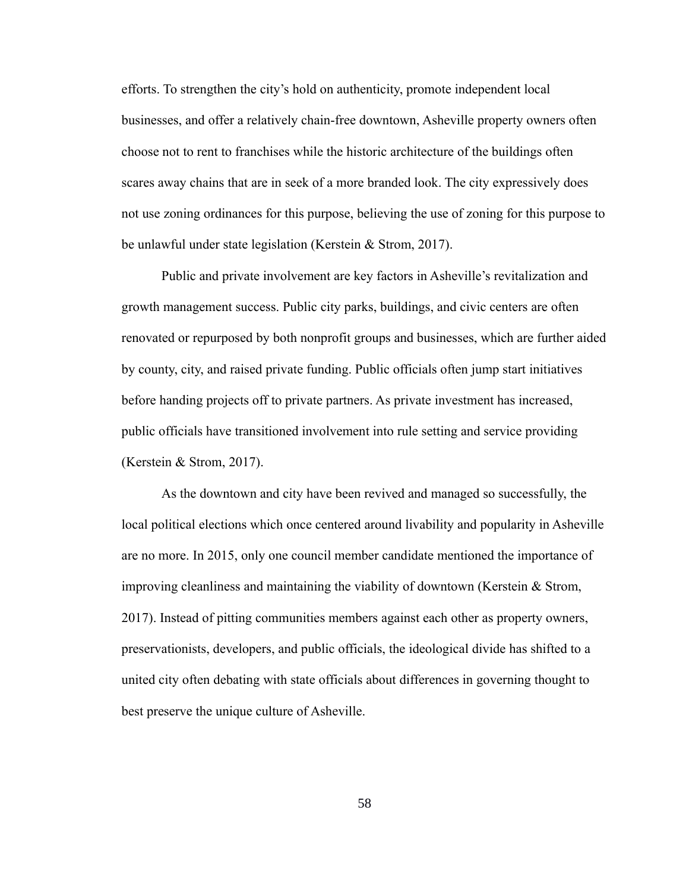efforts. To strengthen the city's hold on authenticity, promote independent local businesses, and offer a relatively chain-free downtown, Asheville property owners often choose not to rent to franchises while the historic architecture of the buildings often scares away chains that are in seek of a more branded look. The city expressively does not use zoning ordinances for this purpose, believing the use of zoning for this purpose to be unlawful under state legislation (Kerstein & Strom, 2017).

Public and private involvement are key factors in Asheville's revitalization and growth management success. Public city parks, buildings, and civic centers are often renovated or repurposed by both nonprofit groups and businesses, which are further aided by county, city, and raised private funding. Public officials often jump start initiatives before handing projects off to private partners. As private investment has increased, public officials have transitioned involvement into rule setting and service providing (Kerstein & Strom, 2017).

As the downtown and city have been revived and managed so successfully, the local political elections which once centered around livability and popularity in Asheville are no more. In 2015, only one council member candidate mentioned the importance of improving cleanliness and maintaining the viability of downtown (Kerstein & Strom, 2017). Instead of pitting communities members against each other as property owners, preservationists, developers, and public officials, the ideological divide has shifted to a united city often debating with state officials about differences in governing thought to best preserve the unique culture of Asheville.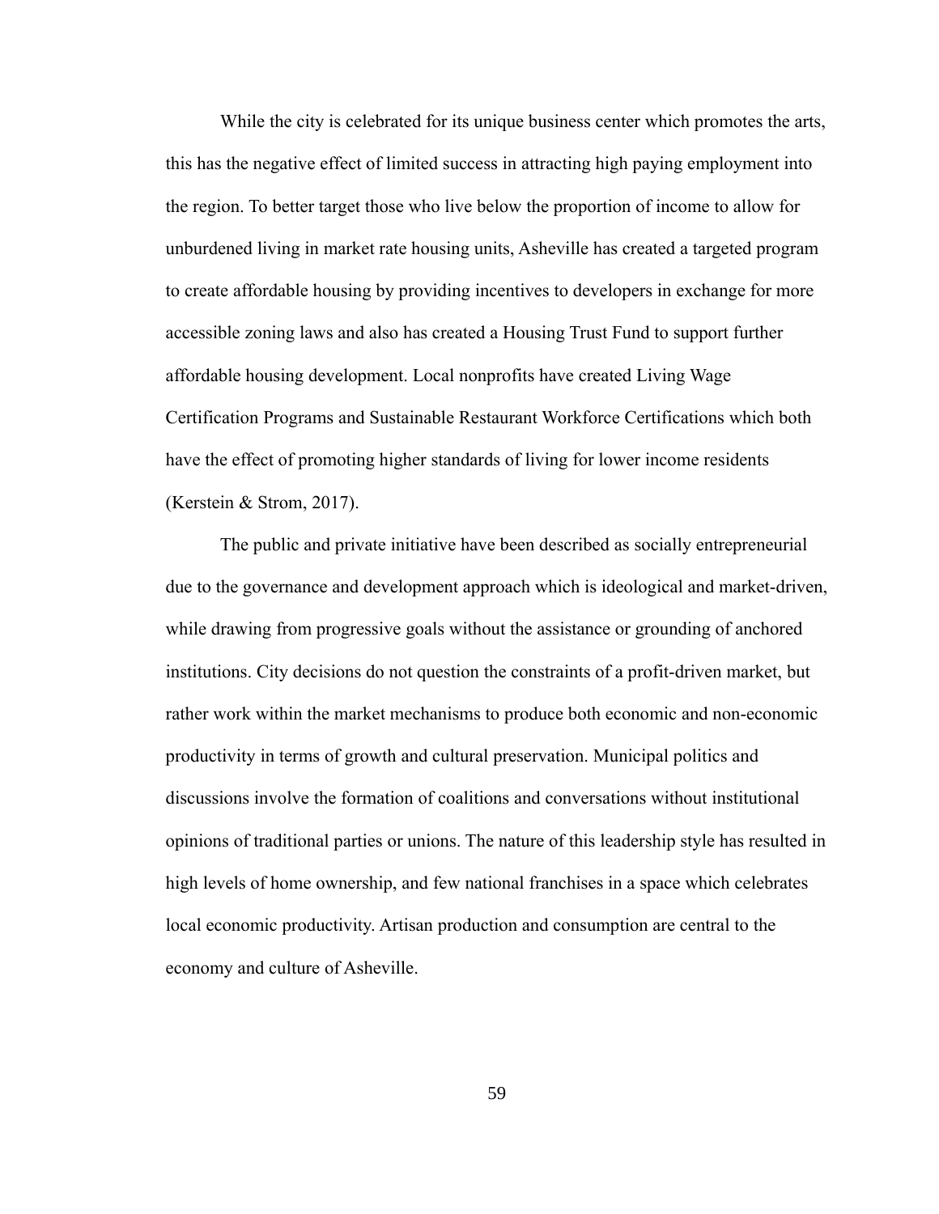While the city is celebrated for its unique business center which promotes the arts, this has the negative effect of limited success in attracting high paying employment into the region. To better target those who live below the proportion of income to allow for unburdened living in market rate housing units, Asheville has created a targeted program to create affordable housing by providing incentives to developers in exchange for more accessible zoning laws and also has created a Housing Trust Fund to support further affordable housing development. Local nonprofits have created Living Wage Certification Programs and Sustainable Restaurant Workforce Certifications which both have the effect of promoting higher standards of living for lower income residents (Kerstein & Strom, 2017).

The public and private initiative have been described as socially entrepreneurial due to the governance and development approach which is ideological and market-driven, while drawing from progressive goals without the assistance or grounding of anchored institutions. City decisions do not question the constraints of a profit-driven market, but rather work within the market mechanisms to produce both economic and non-economic productivity in terms of growth and cultural preservation. Municipal politics and discussions involve the formation of coalitions and conversations without institutional opinions of traditional parties or unions. The nature of this leadership style has resulted in high levels of home ownership, and few national franchises in a space which celebrates local economic productivity. Artisan production and consumption are central to the economy and culture of Asheville.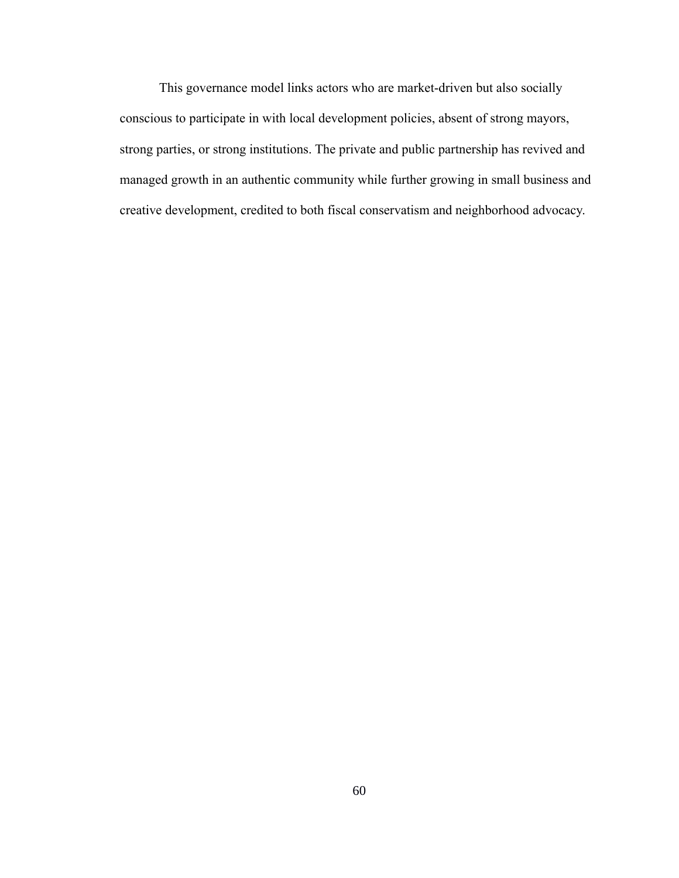This governance model links actors who are market-driven but also socially conscious to participate in with local development policies, absent of strong mayors, strong parties, or strong institutions. The private and public partnership has revived and managed growth in an authentic community while further growing in small business and creative development, credited to both fiscal conservatism and neighborhood advocacy.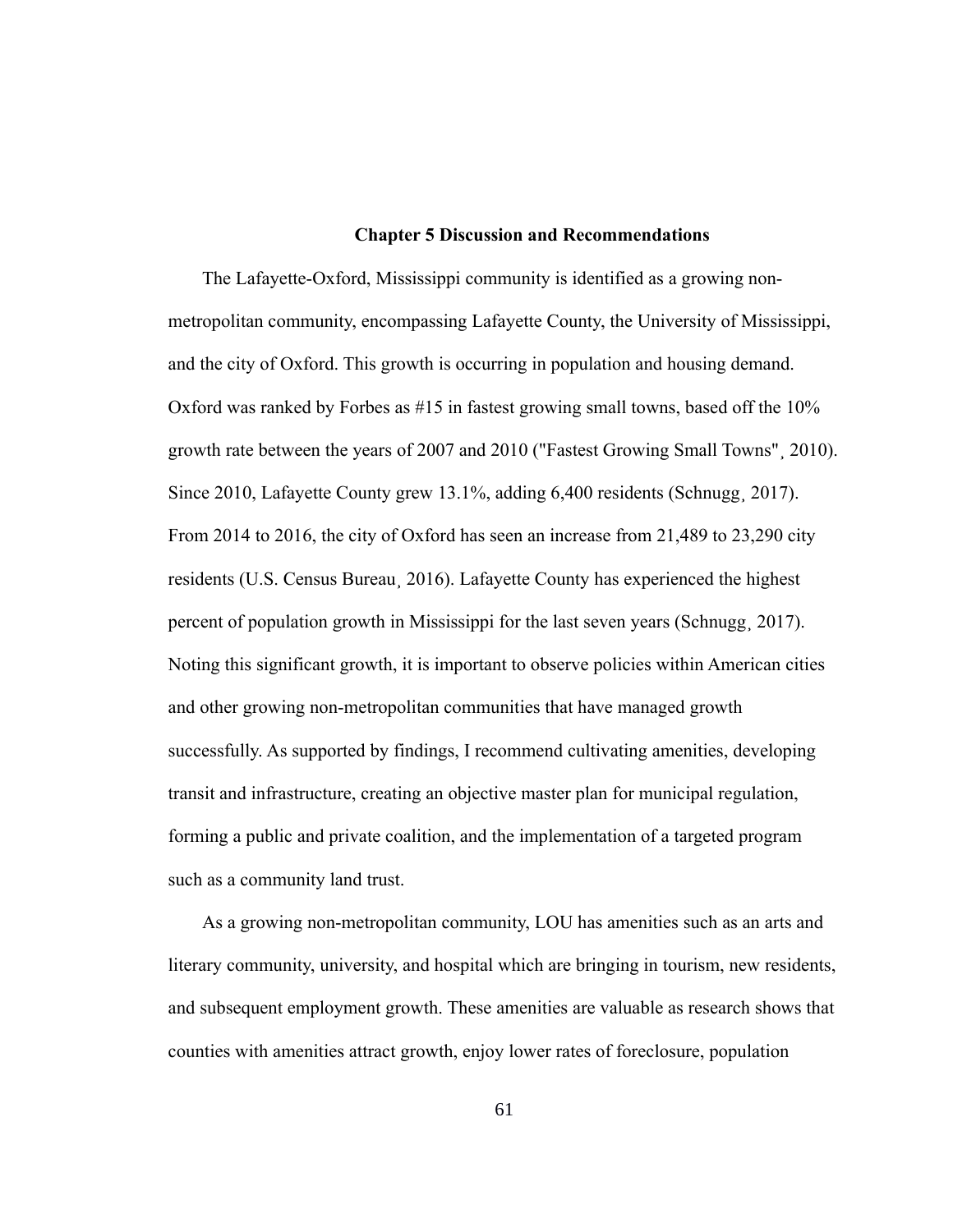## Chapter 5 Discussion and Recommendations

The Lafayette-Oxford, Mississippi community is identified as a growing non-metropolitan community, encompassing Lafayette County, the University of Mississippi, and the city of Oxford. This growth is occurring in population and housing demand. Oxford was ranked by Forbes as #15 in fastest growing small towns, based off the 10% growth rate between the years of 2007 and 2010 ("Fastest Growing Small Towns"¸ 2010). Since 2010, Lafayette County grew 13.1%, adding 6,400 residents (Schnugg¸ 2017). From 2014 to 2016, the city of Oxford has seen an increase from 21,489 to 23,290 city residents (U.S. Census Bureau¸ 2016). Lafayette County has experienced the highest percent of population growth in Mississippi for the last seven years (Schnugg¸ 2017). Noting this significant growth, it is important to observe policies within American cities and other growing non-metropolitan communities that have managed growth successfully. As supported by findings, I recommend cultivating amenities, developing transit and infrastructure, creating an objective master plan for municipal regulation, forming a public and private coalition, and the implementation of a targeted program such as a community land trust.

As a growing non-metropolitan community, LOU has amenities such as an arts and literary community, university, and hospital which are bringing in tourism, new residents, and subsequent employment growth. These amenities are valuable as research shows that counties with amenities attract growth, enjoy lower rates of foreclosure, population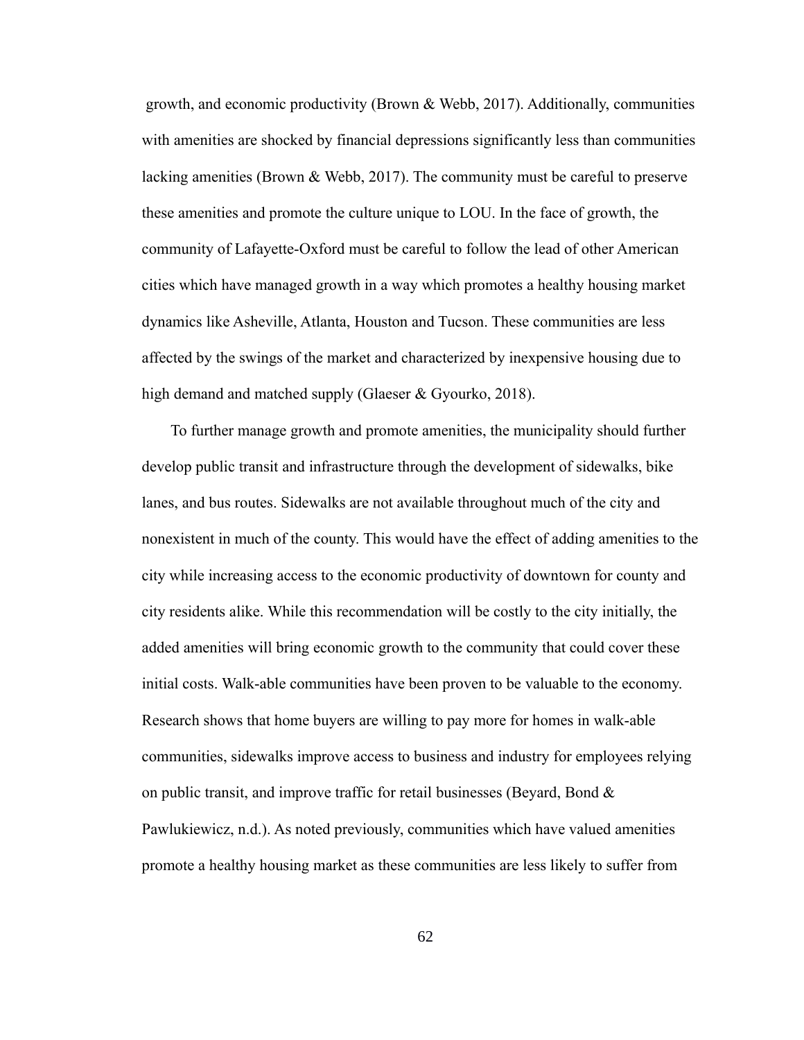growth, and economic productivity (Brown & Webb, 2017). Additionally, communities with amenities are shocked by financial depressions significantly less than communities lacking amenities (Brown & Webb, 2017). The community must be careful to preserve these amenities and promote the culture unique to LOU. In the face of growth, the community of Lafayette-Oxford must be careful to follow the lead of other American cities which have managed growth in a way which promotes a healthy housing market dynamics like Asheville, Atlanta, Houston and Tucson. These communities are less affected by the swings of the market and characterized by inexpensive housing due to high demand and matched supply (Glaeser & Gyourko, 2018).

To further manage growth and promote amenities, the municipality should further develop public transit and infrastructure through the development of sidewalks, bike lanes, and bus routes. Sidewalks are not available throughout much of the city and nonexistent in much of the county. This would have the effect of adding amenities to the city while increasing access to the economic productivity of downtown for county and city residents alike. While this recommendation will be costly to the city initially, the added amenities will bring economic growth to the community that could cover these initial costs. Walk-able communities have been proven to be valuable to the economy. Research shows that home buyers are willing to pay more for homes in walk-able communities, sidewalks improve access to business and industry for employees relying on public transit, and improve traffic for retail businesses (Beyard, Bond & Pawlukiewicz, n.d.). As noted previously, communities which have valued amenities promote a healthy housing market as these communities are less likely to suffer from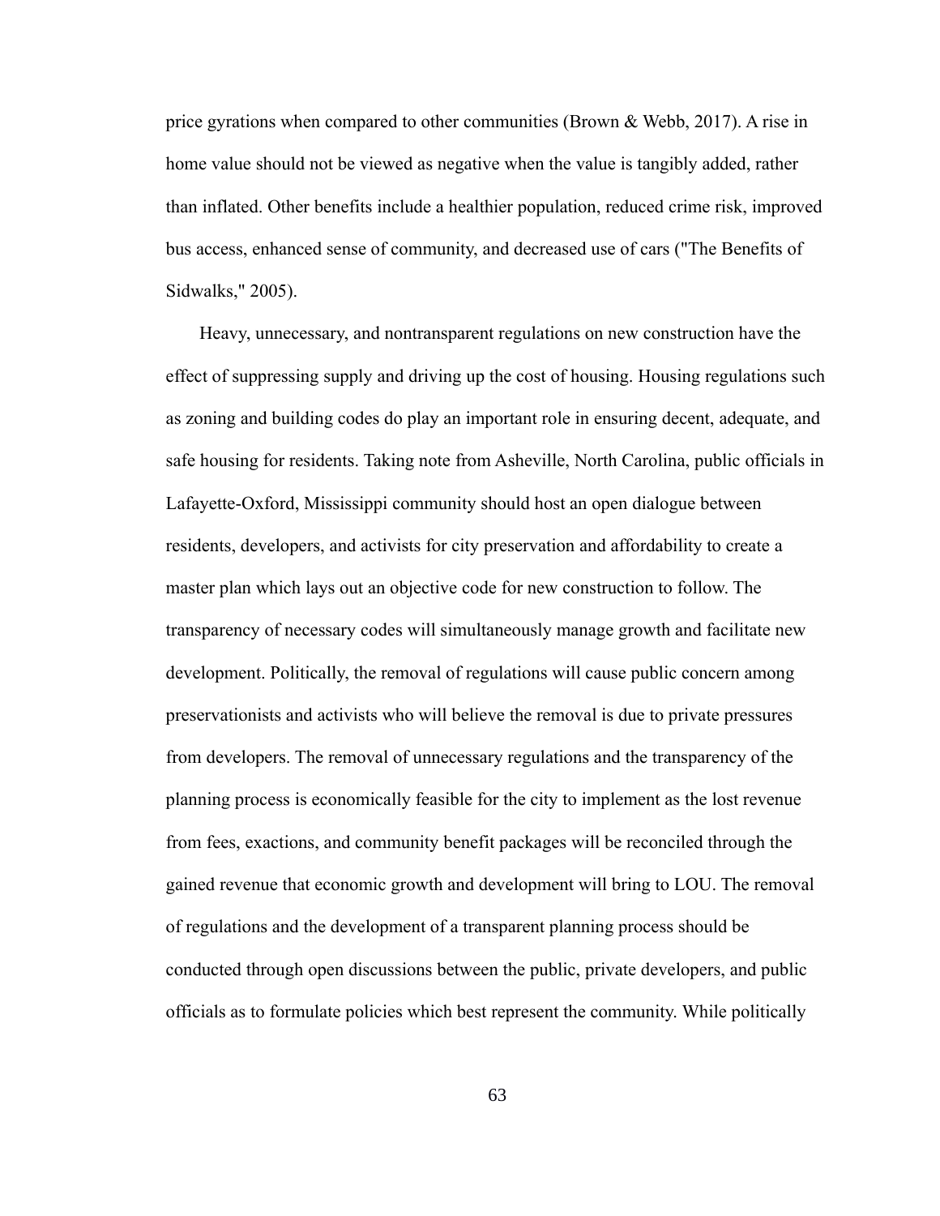price gyrations when compared to other communities (Brown & Webb, 2017). A rise in home value should not be viewed as negative when the value is tangibly added, rather than inflated. Other benefits include a healthier population, reduced crime risk, improved bus access, enhanced sense of community, and decreased use of cars ("The Benefits of Sidwalks," 2005).

Heavy, unnecessary, and nontransparent regulations on new construction have the effect of suppressing supply and driving up the cost of housing. Housing regulations such as zoning and building codes do play an important role in ensuring decent, adequate, and safe housing for residents. Taking note from Asheville, North Carolina, public officials in Lafayette-Oxford, Mississippi community should host an open dialogue between residents, developers, and activists for city preservation and affordability to create a master plan which lays out an objective code for new construction to follow. The transparency of necessary codes will simultaneously manage growth and facilitate new development. Politically, the removal of regulations will cause public concern among preservationists and activists who will believe the removal is due to private pressures from developers. The removal of unnecessary regulations and the transparency of the planning process is economically feasible for the city to implement as the lost revenue from fees, exactions, and community benefit packages will be reconciled through the gained revenue that economic growth and development will bring to LOU. The removal of regulations and the development of a transparent planning process should be conducted through open discussions between the public, private developers, and public officials as to formulate policies which best represent the community. While politically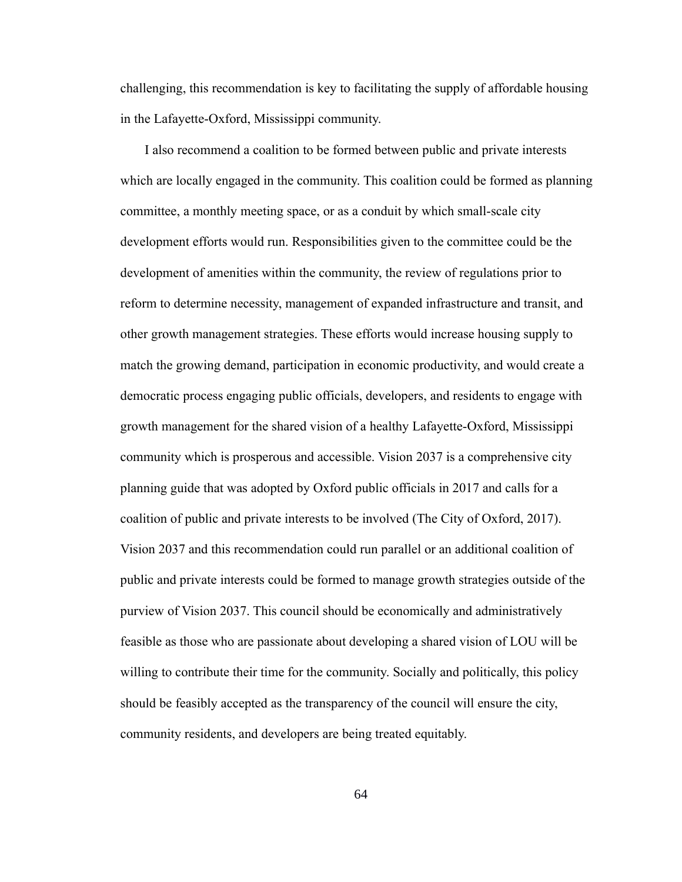challenging, this recommendation is key to facilitating the supply of affordable housing in the Lafayette-Oxford, Mississippi community.

I also recommend a coalition to be formed between public and private interests which are locally engaged in the community. This coalition could be formed as planning committee, a monthly meeting space, or as a conduit by which small-scale city development efforts would run. Responsibilities given to the committee could be the development of amenities within the community, the review of regulations prior to reform to determine necessity, management of expanded infrastructure and transit, and other growth management strategies. These efforts would increase housing supply to match the growing demand, participation in economic productivity, and would create a democratic process engaging public officials, developers, and residents to engage with growth management for the shared vision of a healthy Lafayette-Oxford, Mississippi community which is prosperous and accessible. Vision 2037 is a comprehensive city planning guide that was adopted by Oxford public officials in 2017 and calls for a coalition of public and private interests to be involved (The City of Oxford, 2017). Vision 2037 and this recommendation could run parallel or an additional coalition of public and private interests could be formed to manage growth strategies outside of the purview of Vision 2037. This council should be economically and administratively feasible as those who are passionate about developing a shared vision of LOU will be willing to contribute their time for the community. Socially and politically, this policy should be feasibly accepted as the transparency of the council will ensure the city, community residents, and developers are being treated equitably.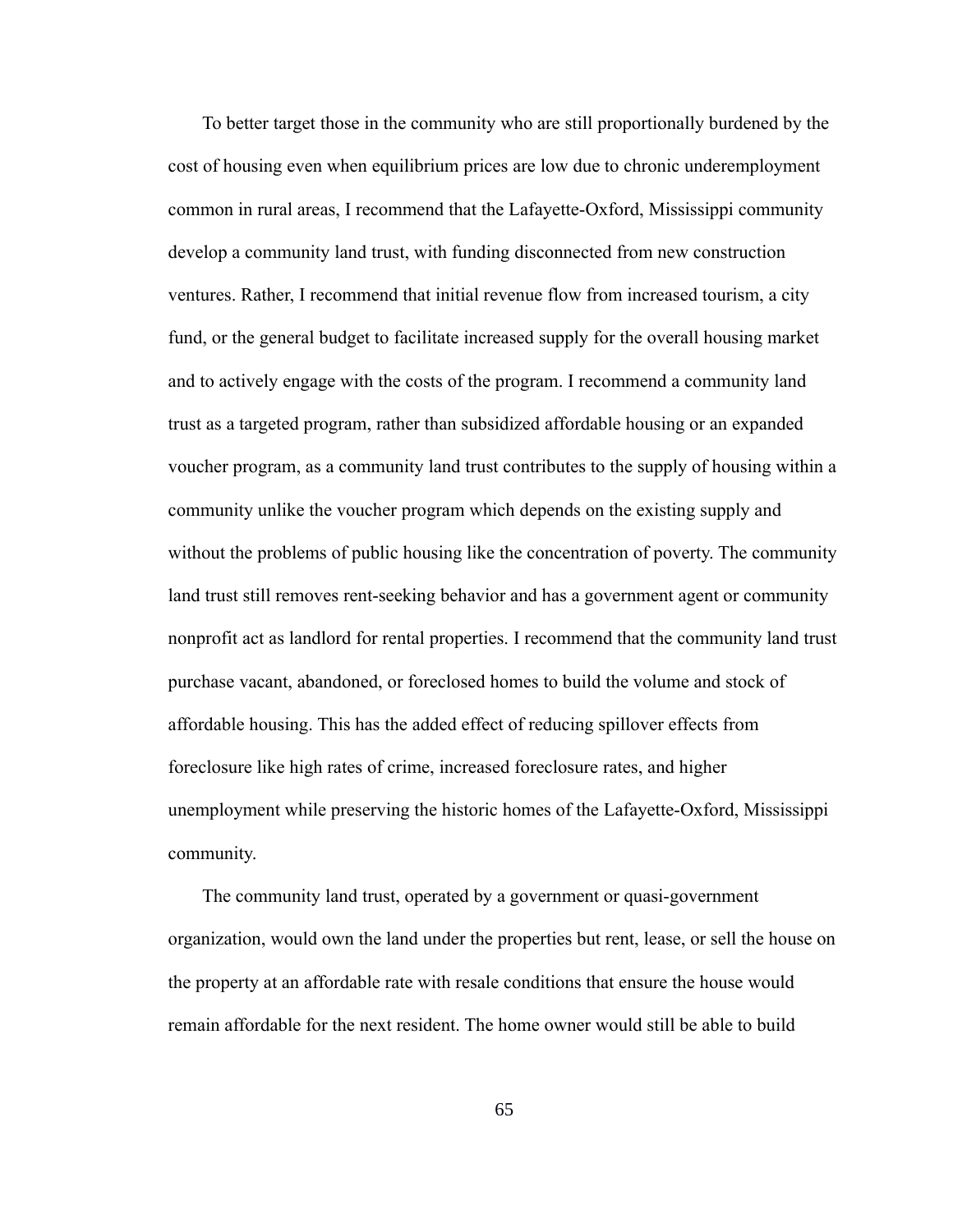To better target those in the community who are still proportionally burdened by the cost of housing even when equilibrium prices are low due to chronic underemployment common in rural areas, I recommend that the Lafayette-Oxford, Mississippi community develop a community land trust, with funding disconnected from new construction ventures. Rather, I recommend that initial revenue flow from increased tourism, a city fund, or the general budget to facilitate increased supply for the overall housing market and to actively engage with the costs of the program. I recommend a community land trust as a targeted program, rather than subsidized affordable housing or an expanded voucher program, as a community land trust contributes to the supply of housing within a community unlike the voucher program which depends on the existing supply and without the problems of public housing like the concentration of poverty. The community land trust still removes rent-seeking behavior and has a government agent or community nonprofit act as landlord for rental properties. I recommend that the community land trust purchase vacant, abandoned, or foreclosed homes to build the volume and stock of affordable housing. This has the added effect of reducing spillover effects from foreclosure like high rates of crime, increased foreclosure rates, and higher unemployment while preserving the historic homes of the Lafayette-Oxford, Mississippi community.

The community land trust, operated by a government or quasi-government organization, would own the land under the properties but rent, lease, or sell the house on the property at an affordable rate with resale conditions that ensure the house would remain affordable for the next resident. The home owner would still be able to build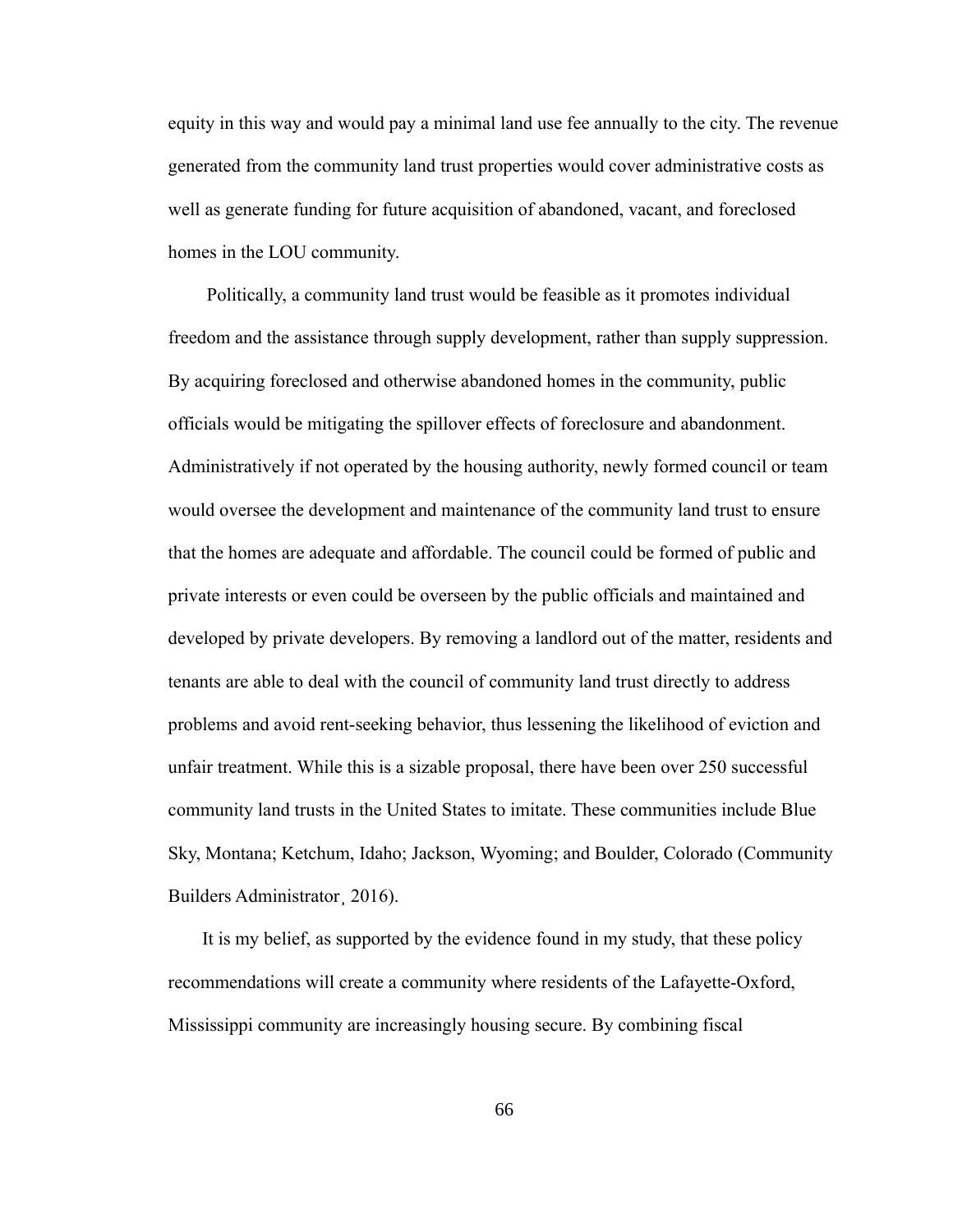equity in this way and would pay a minimal land use fee annually to the city. The revenue generated from the community land trust properties would cover administrative costs as well as generate funding for future acquisition of abandoned, vacant, and foreclosed homes in the LOU community.

Politically, a community land trust would be feasible as it promotes individual freedom and the assistance through supply development, rather than supply suppression. By acquiring foreclosed and otherwise abandoned homes in the community, public officials would be mitigating the spillover effects of foreclosure and abandonment. Administratively if not operated by the housing authority, newly formed council or team would oversee the development and maintenance of the community land trust to ensure that the homes are adequate and affordable. The council could be formed of public and private interests or even could be overseen by the public officials and maintained and developed by private developers. By removing a landlord out of the matter, residents and tenants are able to deal with the council of community land trust directly to address problems and avoid rent-seeking behavior, thus lessening the likelihood of eviction and unfair treatment. While this is a sizable proposal, there have been over 250 successful community land trusts in the United States to imitate. These communities include Blue Sky, Montana; Ketchum, Idaho; Jackson, Wyoming; and Boulder, Colorado (Community Builders Administrator¸ 2016).

It is my belief, as supported by the evidence found in my study, that these policy recommendations will create a community where residents of the Lafayette-Oxford, Mississippi community are increasingly housing secure. By combining fiscal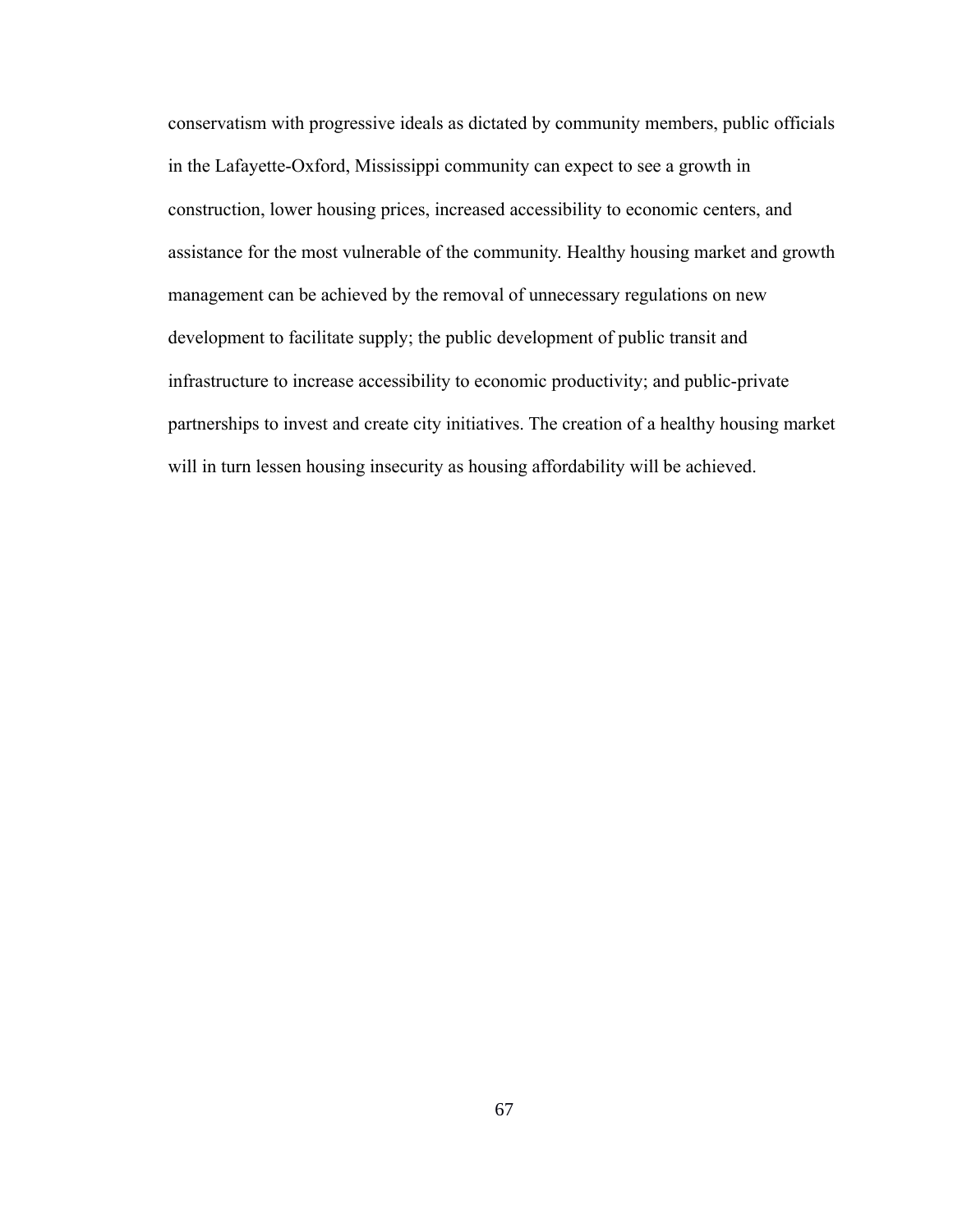conservatism with progressive ideals as dictated by community members, public officials in the Lafayette-Oxford, Mississippi community can expect to see a growth in construction, lower housing prices, increased accessibility to economic centers, and assistance for the most vulnerable of the community. Healthy housing market and growth management can be achieved by the removal of unnecessary regulations on new development to facilitate supply; the public development of public transit and infrastructure to increase accessibility to economic productivity; and public-private partnerships to invest and create city initiatives. The creation of a healthy housing market will in turn lessen housing insecurity as housing affordability will be achieved.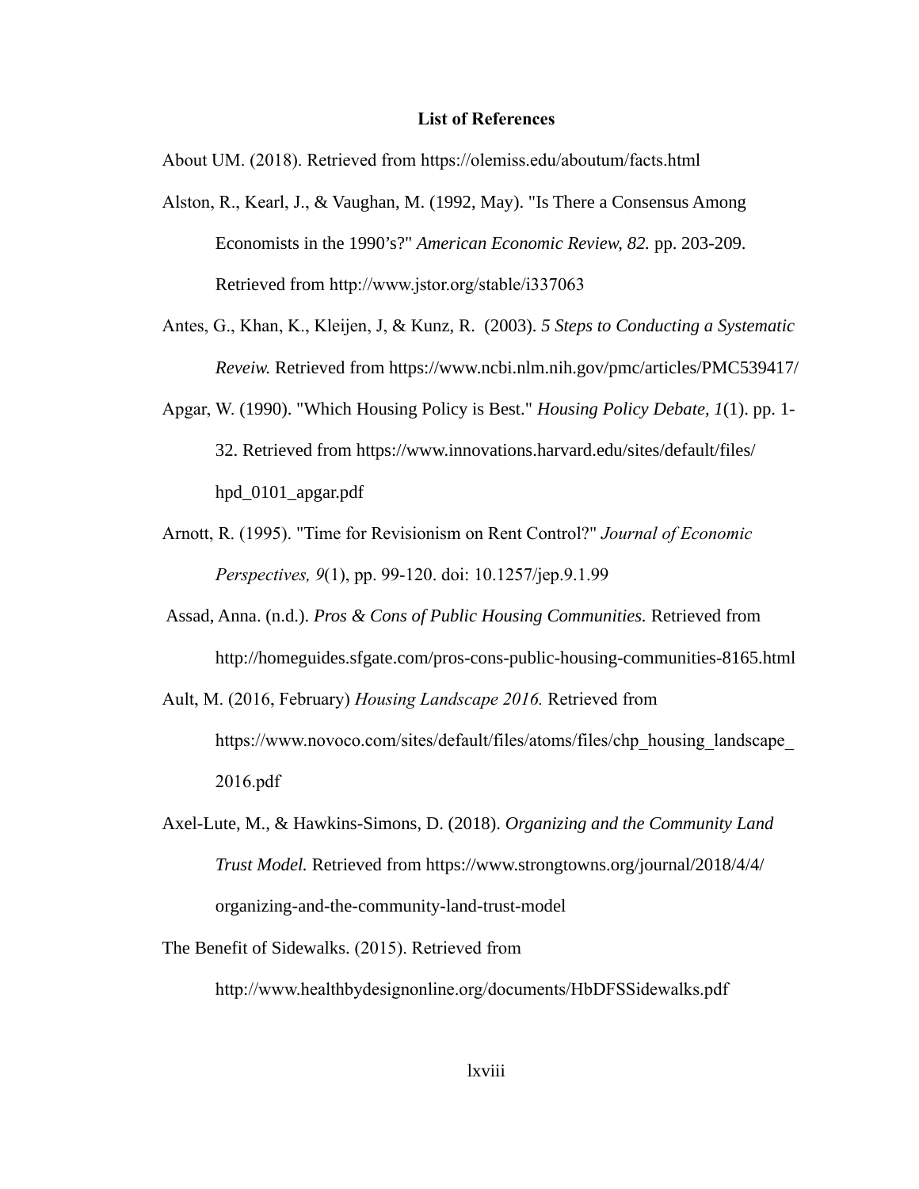## List of References

About UM. (2018). Retrieved from https://olemiss.edu/aboutum/facts.html

Alston, R., Kearl, J., & Vaughan, M. (1992, May). "Is There a Consensus Among Economists in the 1990's?" *American Economic Review, 82.* pp. 203-209. Retrieved from http://www.jstor.org/stable/i337063

Antes, G., Khan, K., Kleijen, J, & Kunz, R. (2003). *5 Steps to Conducting a Systematic Reveiw.* Retrieved from https://www.ncbi.nlm.nih.gov/pmc/articles/PMC539417/

Apgar, W. (1990). "Which Housing Policy is Best." *Housing Policy Debate, 1*(1). pp. 1-32. Retrieved from https://www.innovations.harvard.edu/sites/default/files/hpd_0101_apgar.pdf

Arnott, R. (1995). "Time for Revisionism on Rent Control?" *Journal of Economic Perspectives, 9*(1), pp. 99-120. doi: 10.1257/jep.9.1.99

Assad, Anna. (n.d.). *Pros & Cons of Public Housing Communities.* Retrieved from http://homeguides.sfgate.com/pros-cons-public-housing-communities-8165.html

Ault, M. (2016, February) *Housing Landscape 2016.* Retrieved from https://www.novoco.com/sites/default/files/atoms/files/chp_housing_landscape_2016.pdf

Axel-Lute, M., & Hawkins-Simons, D. (2018). *Organizing and the Community Land Trust Model.* Retrieved from https://www.strongtowns.org/journal/2018/4/4/organizing-and-the-community-land-trust-model

The Benefit of Sidewalks. (2015). Retrieved from http://www.healthbydesignonline.org/documents/HbDFSSidewalks.pdf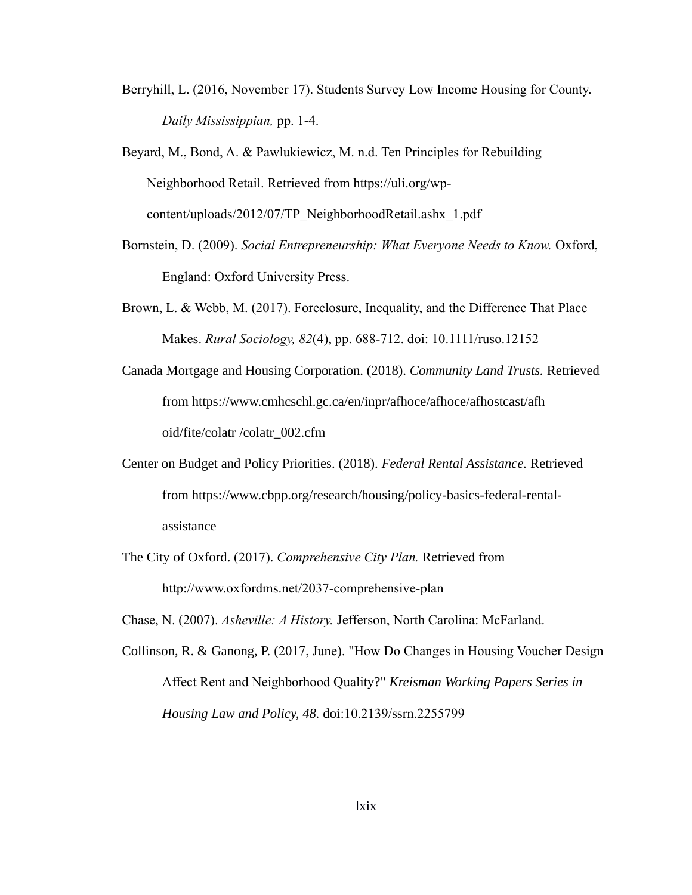Berryhill, L. (2016, November 17). Students Survey Low Income Housing for County. *Daily Mississippian,* pp. 1-4.

Beyard, M., Bond, A. & Pawlukiewicz, M. n.d. Ten Principles for Rebuilding Neighborhood Retail. Retrieved from https://uli.org/wp-content/uploads/2012/07/TP_NeighborhoodRetail.ashx_1.pdf

Bornstein, D. (2009). *Social Entrepreneurship: What Everyone Needs to Know.* Oxford, England: Oxford University Press.

Brown, L. & Webb, M. (2017). Foreclosure, Inequality, and the Difference That Place Makes. *Rural Sociology, 82*(4), pp. 688-712. doi: 10.1111/ruso.12152

Canada Mortgage and Housing Corporation. (2018). *Community Land Trusts.* Retrieved from https://www.cmhcschl.gc.ca/en/inpr/afhoce/afhoce/afhostcast/afhoid/fite/colatr /colatr_002.cfm

Center on Budget and Policy Priorities. (2018). *Federal Rental Assistance.* Retrieved from https://www.cbpp.org/research/housing/policy-basics-federal-rental-assistance

The City of Oxford. (2017). *Comprehensive City Plan.* Retrieved from http://www.oxfordms.net/2037-comprehensive-plan

Chase, N. (2007). *Asheville: A History.* Jefferson, North Carolina: McFarland.

Collinson, R. & Ganong, P. (2017, June). "How Do Changes in Housing Voucher Design Affect Rent and Neighborhood Quality?" *Kreisman Working Papers Series in Housing Law and Policy, 48.* doi:10.2139/ssrn.2255799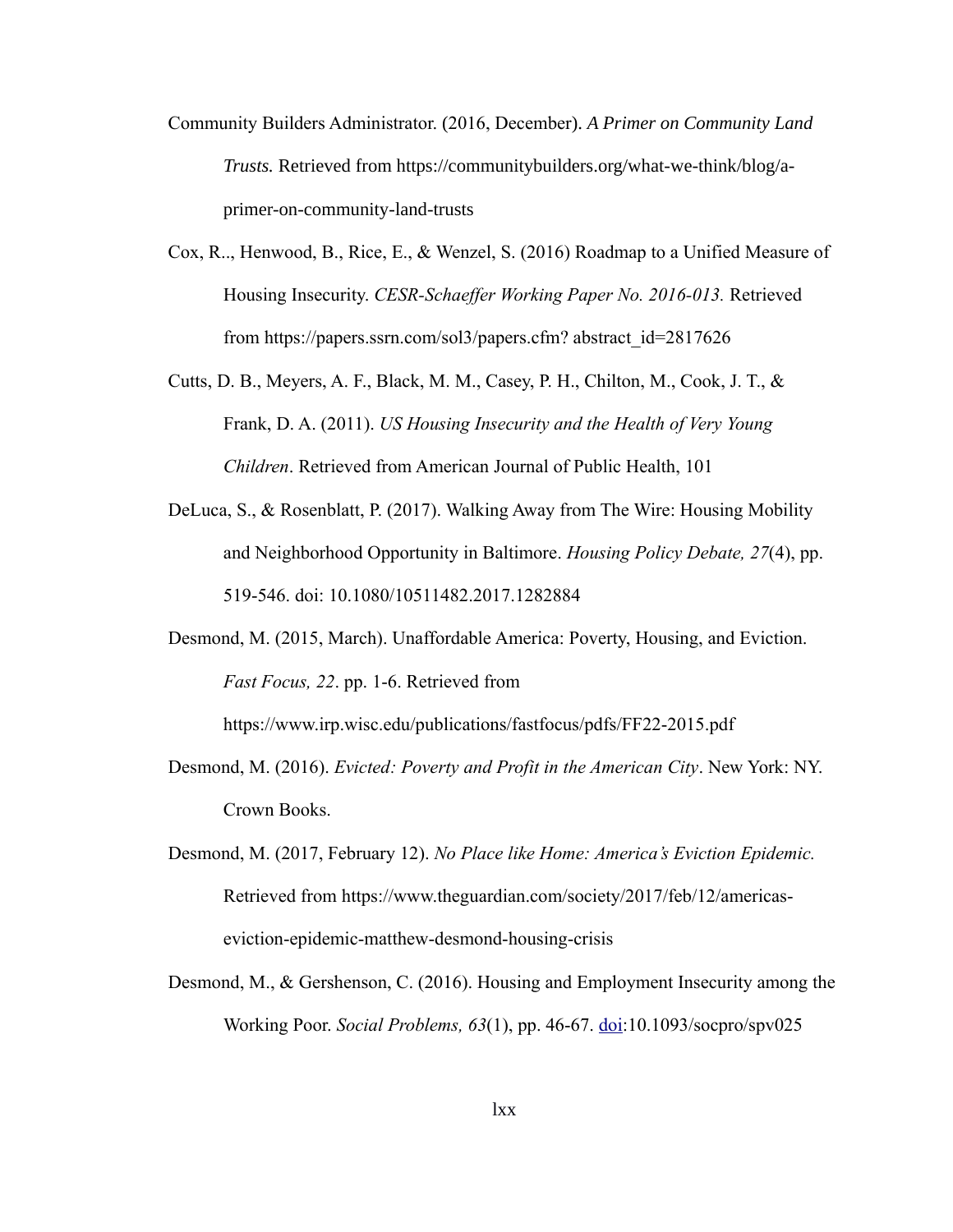Community Builders Administrator. (2016, December). *A Primer on Community Land Trusts.* Retrieved from https://communitybuilders.org/what-we-think/blog/a-primer-on-community-land-trusts

Cox, R.., Henwood, B., Rice, E., & Wenzel, S. (2016) Roadmap to a Unified Measure of Housing Insecurity. *CESR-Schaeffer Working Paper No. 2016-013.* Retrieved from https://papers.ssrn.com/sol3/papers.cfm? abstract_id=2817626

Cutts, D. B., Meyers, A. F., Black, M. M., Casey, P. H., Chilton, M., Cook, J. T., & Frank, D. A. (2011). *US Housing Insecurity and the Health of Very Young Children*. Retrieved from American Journal of Public Health, 101

DeLuca, S., & Rosenblatt, P. (2017). Walking Away from The Wire: Housing Mobility and Neighborhood Opportunity in Baltimore. *Housing Policy Debate, 27*(4), pp. 519-546. doi: 10.1080/10511482.2017.1282884

Desmond, M. (2015, March). Unaffordable America: Poverty, Housing, and Eviction. *Fast Focus, 22*. pp. 1-6. Retrieved from https://www.irp.wisc.edu/publications/fastfocus/pdfs/FF22-2015.pdf

Desmond, M. (2016). *Evicted: Poverty and Profit in the American City*. New York: NY. Crown Books.

Desmond, M. (2017, February 12). *No Place like Home: America's Eviction Epidemic.* Retrieved from https://www.theguardian.com/society/2017/feb/12/americas-eviction-epidemic-matthew-desmond-housing-crisis

Desmond, M., & Gershenson, C. (2016). Housing and Employment Insecurity among the Working Poor. *Social Problems, 63*(1), pp. 46-67. doi:10.1093/socpro/spv025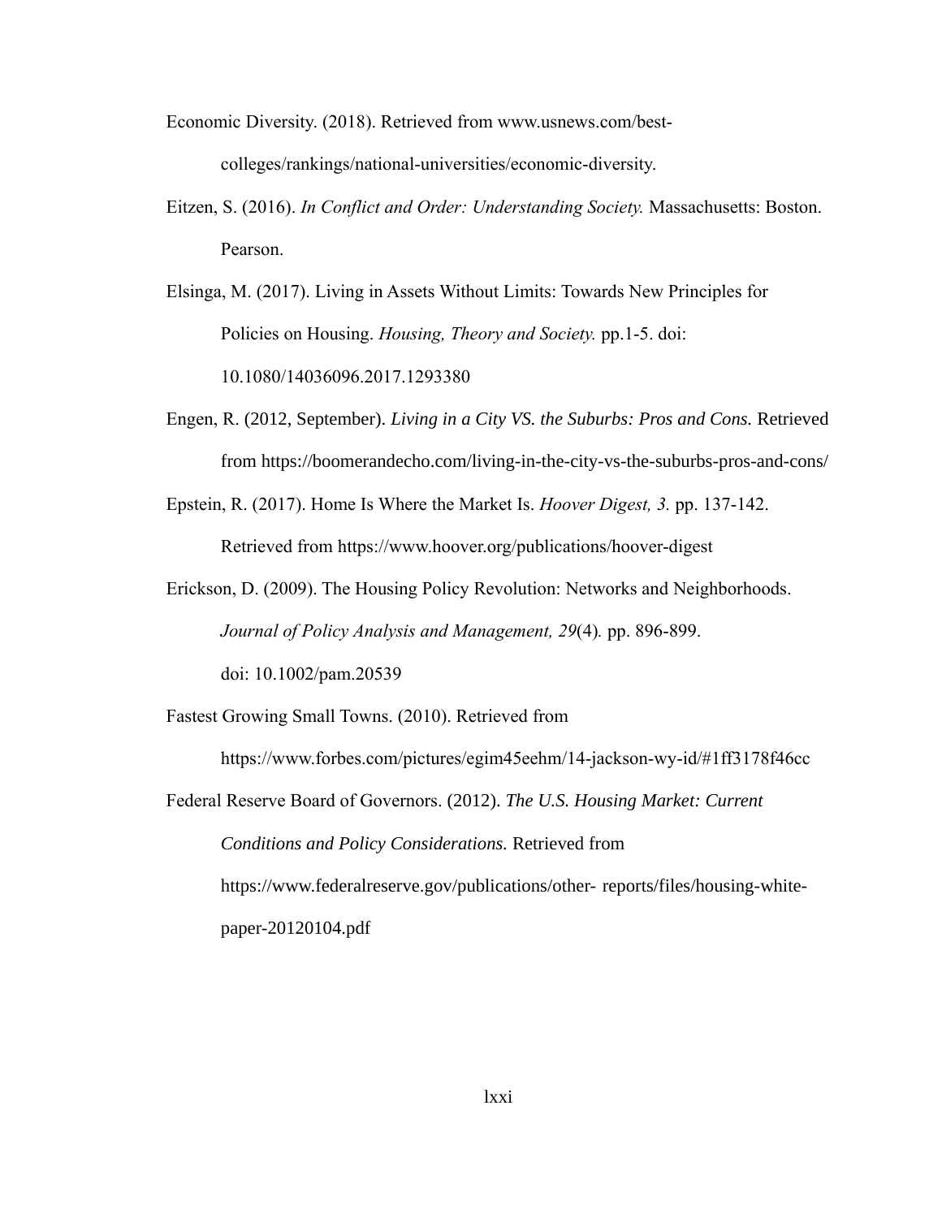Economic Diversity. (2018). Retrieved from www.usnews.com/best-colleges/rankings/national-universities/economic-diversity.

Eitzen, S. (2016). *In Conflict and Order: Understanding Society.* Massachusetts: Boston. Pearson.

Elsinga, M. (2017). Living in Assets Without Limits: Towards New Principles for Policies on Housing. *Housing, Theory and Society.* pp.1-5. doi: 10.1080/14036096.2017.1293380

Engen, R. (2012, September). *Living in a City VS. the Suburbs: Pros and Cons.* Retrieved from https://boomerandecho.com/living-in-the-city-vs-the-suburbs-pros-and-cons/

Epstein, R. (2017). Home Is Where the Market Is. *Hoover Digest, 3.* pp. 137-142. Retrieved from https://www.hoover.org/publications/hoover-digest

Erickson, D. (2009). The Housing Policy Revolution: Networks and Neighborhoods. *Journal of Policy Analysis and Management, 29*(4)*.* pp. 896-899. doi: 10.1002/pam.20539

Fastest Growing Small Towns. (2010). Retrieved from https://www.forbes.com/pictures/egim45eehm/14-jackson-wy-id/#1ff3178f46cc

Federal Reserve Board of Governors. (2012). *The U.S. Housing Market: Current Conditions and Policy Considerations.* Retrieved from https://www.federalreserve.gov/publications/other- reports/files/housing-white-paper-20120104.pdf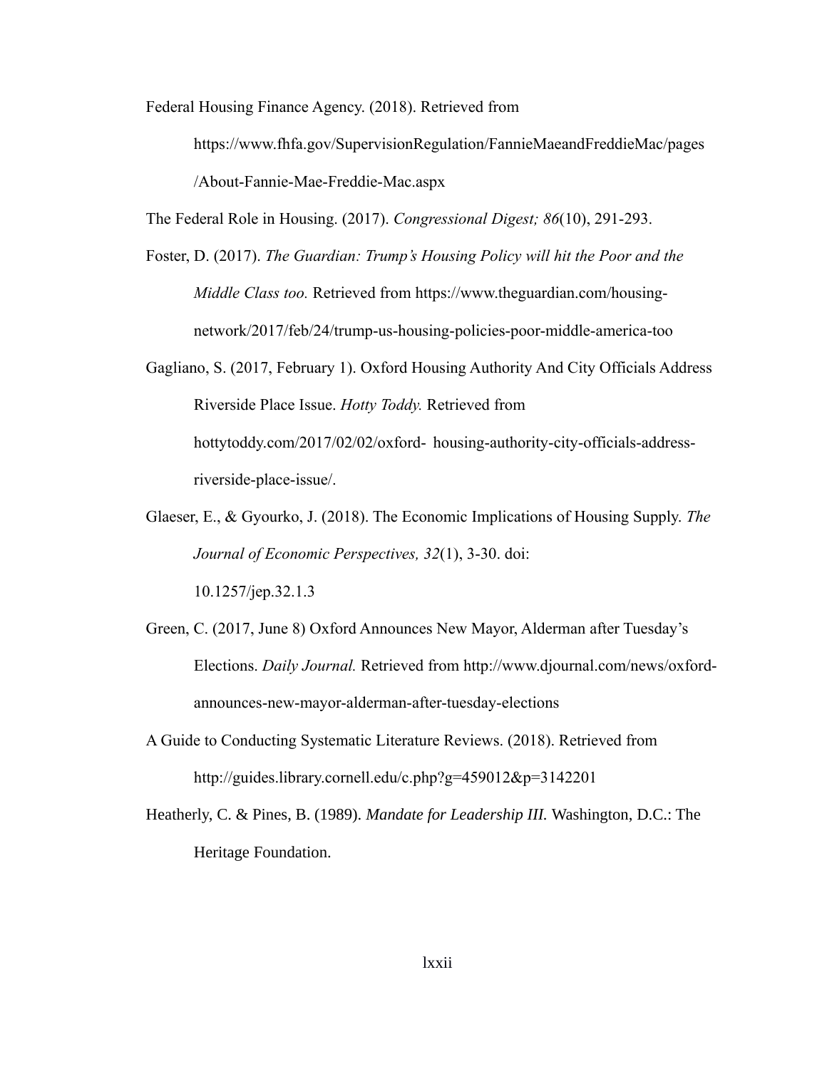Federal Housing Finance Agency. (2018). Retrieved from https://www.fhfa.gov/SupervisionRegulation/FannieMaeandFreddieMac/pages/About-Fannie-Mae-Freddie-Mac.aspx

The Federal Role in Housing. (2017). *Congressional Digest; 86*(10), 291-293.

Foster, D. (2017). *The Guardian: Trump's Housing Policy will hit the Poor and the Middle Class too.* Retrieved from https://www.theguardian.com/housing-network/2017/feb/24/trump-us-housing-policies-poor-middle-america-too

Gagliano, S. (2017, February 1). Oxford Housing Authority And City Officials Address Riverside Place Issue. *Hotty Toddy.* Retrieved from hottytoddy.com/2017/02/02/oxford- housing-authority-city-officials-address-riverside-place-issue/.

Glaeser, E., & Gyourko, J. (2018). The Economic Implications of Housing Supply. *The Journal of Economic Perspectives, 32*(1), 3-30. doi: 10.1257/jep.32.1.3

Green, C. (2017, June 8) Oxford Announces New Mayor, Alderman after Tuesday's Elections. *Daily Journal.* Retrieved from http://www.djournal.com/news/oxford-announces-new-mayor-alderman-after-tuesday-elections

A Guide to Conducting Systematic Literature Reviews. (2018). Retrieved from http://guides.library.cornell.edu/c.php?g=459012&p=3142201

Heatherly, C. & Pines, B. (1989). *Mandate for Leadership III.* Washington, D.C.: The Heritage Foundation.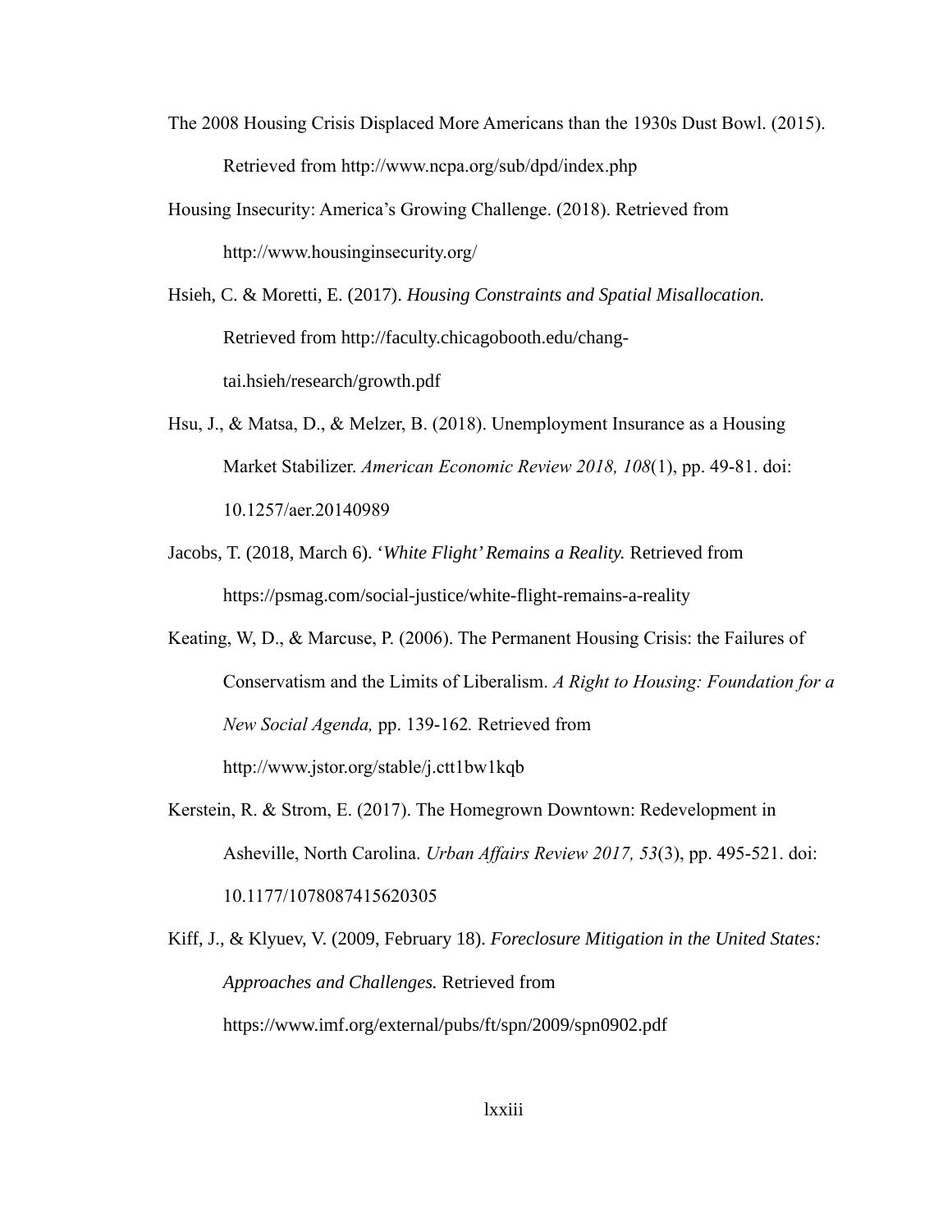The 2008 Housing Crisis Displaced More Americans than the 1930s Dust Bowl. (2015). Retrieved from http://www.ncpa.org/sub/dpd/index.php

Housing Insecurity: America's Growing Challenge. (2018). Retrieved from http://www.housinginsecurity.org/

Hsieh, C. & Moretti, E. (2017). *Housing Constraints and Spatial Misallocation.* Retrieved from http://faculty.chicagobooth.edu/chang-tai.hsieh/research/growth.pdf

Hsu, J., & Matsa, D., & Melzer, B. (2018). Unemployment Insurance as a Housing Market Stabilizer. *American Economic Review 2018, 108*(1), pp. 49-81. doi: 10.1257/aer.20140989

Jacobs, T. (2018, March 6). '*White Flight' Remains a Reality.* Retrieved from https://psmag.com/social-justice/white-flight-remains-a-reality

Keating, W, D., & Marcuse, P. (2006). The Permanent Housing Crisis: the Failures of Conservatism and the Limits of Liberalism. *A Right to Housing: Foundation for a New Social Agenda,* pp. 139-162*.* Retrieved from http://www.jstor.org/stable/j.ctt1bw1kqb

Kerstein, R. & Strom, E. (2017). The Homegrown Downtown: Redevelopment in Asheville, North Carolina. *Urban Affairs Review 2017, 53*(3), pp. 495-521. doi: 10.1177/1078087415620305

Kiff, J., & Klyuev, V. (2009, February 18). *Foreclosure Mitigation in the United States: Approaches and Challenges.* Retrieved from https://www.imf.org/external/pubs/ft/spn/2009/spn0902.pdf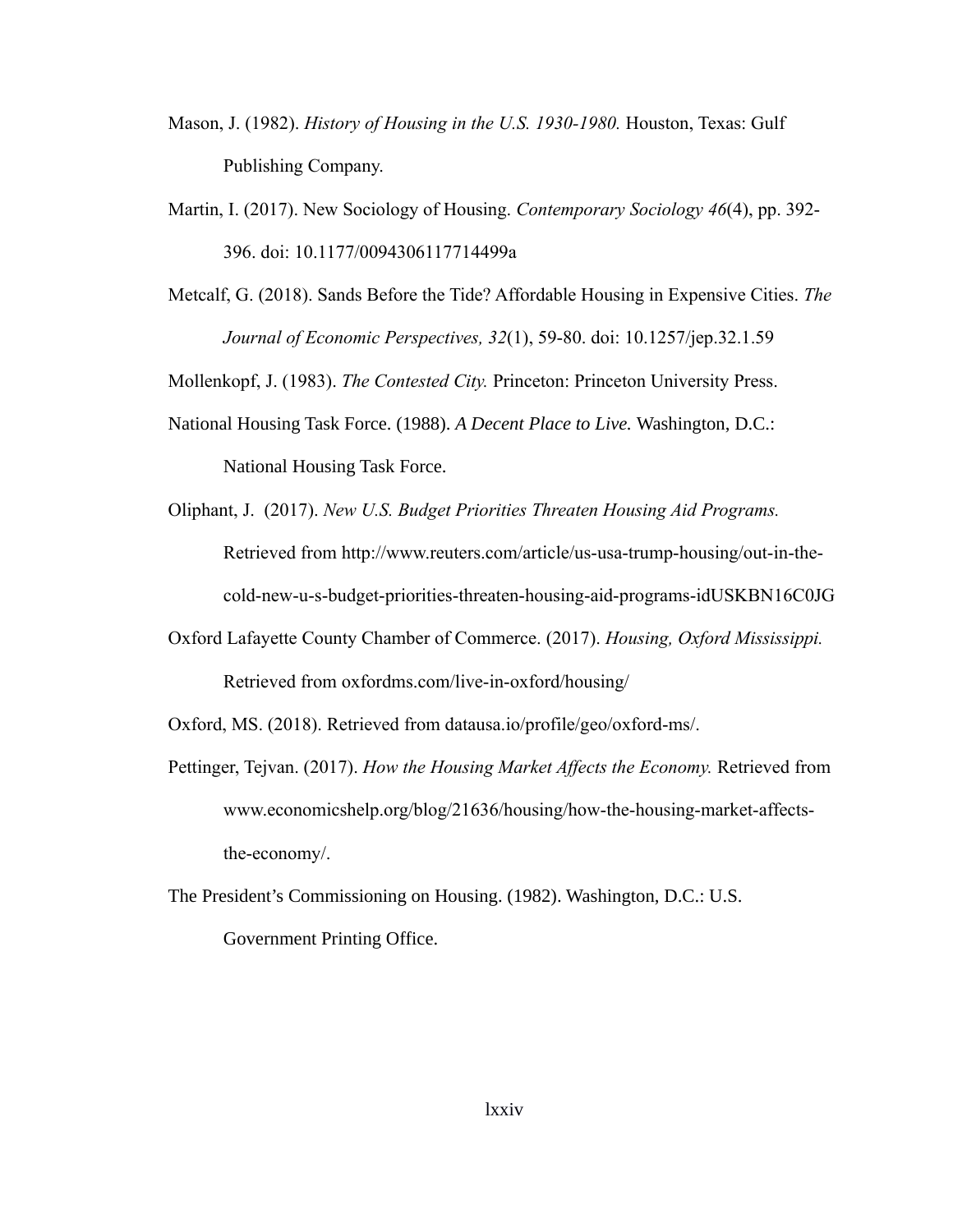Mason, J. (1982). *History of Housing in the U.S. 1930-1980.* Houston, Texas: Gulf Publishing Company.

Martin, I. (2017). New Sociology of Housing. *Contemporary Sociology 46*(4), pp. 392-396. doi: 10.1177/0094306117714499a

Metcalf, G. (2018). Sands Before the Tide? Affordable Housing in Expensive Cities. *The Journal of Economic Perspectives, 32*(1), 59-80. doi: 10.1257/jep.32.1.59

Mollenkopf, J. (1983). *The Contested City.* Princeton: Princeton University Press.

National Housing Task Force. (1988). *A Decent Place to Live.* Washington, D.C.: National Housing Task Force.

Oliphant, J. (2017). *New U.S. Budget Priorities Threaten Housing Aid Programs.* Retrieved from http://www.reuters.com/article/us-usa-trump-housing/out-in-the-cold-new-u-s-budget-priorities-threaten-housing-aid-programs-idUSKBN16C0JG

Oxford Lafayette County Chamber of Commerce. (2017). *Housing, Oxford Mississippi.* Retrieved from oxfordms.com/live-in-oxford/housing/

Oxford, MS. (2018). Retrieved from datausa.io/profile/geo/oxford-ms/.

Pettinger, Tejvan. (2017). *How the Housing Market Affects the Economy.* Retrieved from www.economicshelp.org/blog/21636/housing/how-the-housing-market-affects-the-economy/.

The President's Commissioning on Housing. (1982). Washington, D.C.: U.S. Government Printing Office.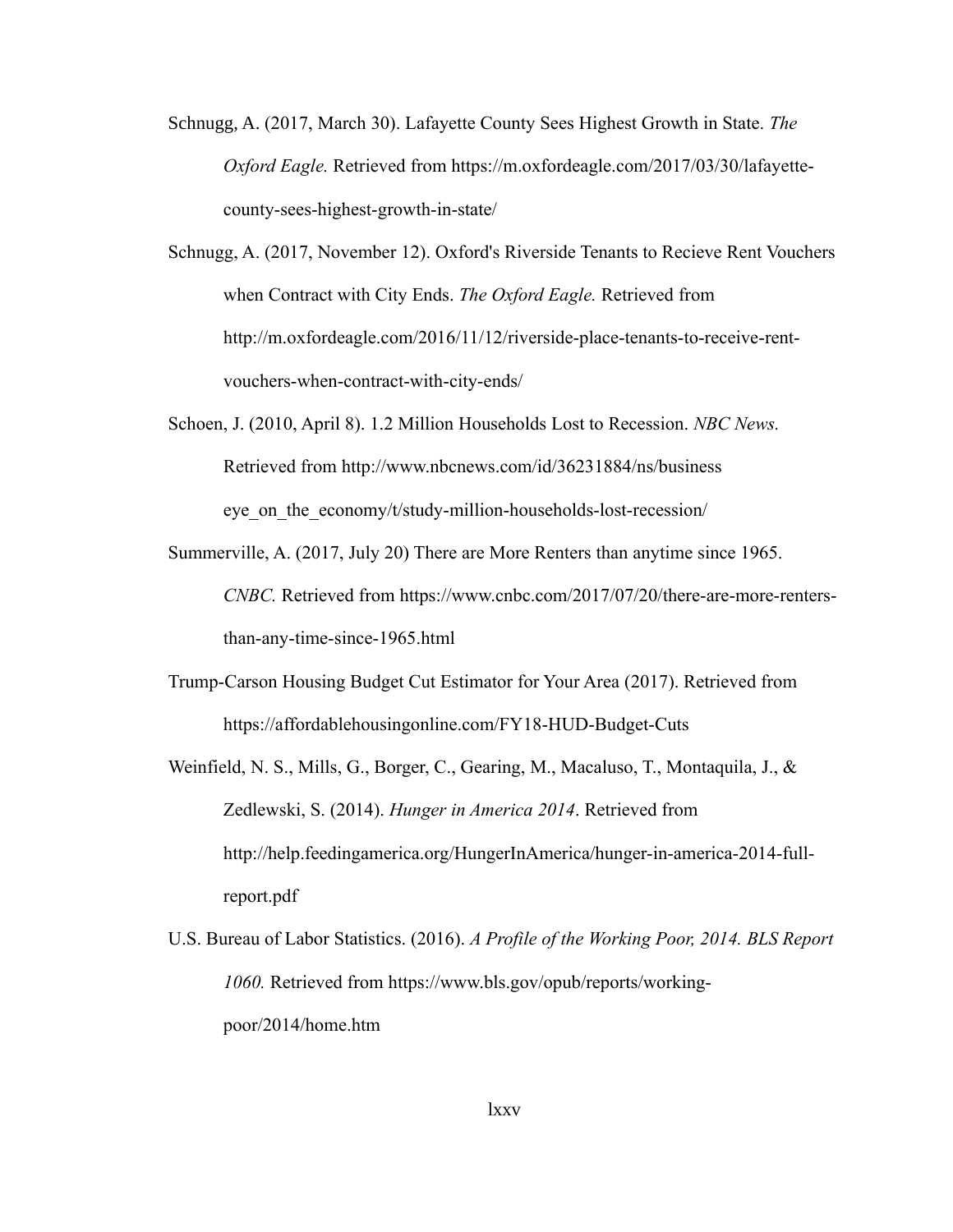Schnugg, A. (2017, March 30). Lafayette County Sees Highest Growth in State. *The Oxford Eagle.* Retrieved from https://m.oxfordeagle.com/2017/03/30/lafayette-county-sees-highest-growth-in-state/

Schnugg, A. (2017, November 12). Oxford's Riverside Tenants to Recieve Rent Vouchers when Contract with City Ends. *The Oxford Eagle.* Retrieved from http://m.oxfordeagle.com/2016/11/12/riverside-place-tenants-to-receive-rent-vouchers-when-contract-with-city-ends/

Schoen, J. (2010, April 8). 1.2 Million Households Lost to Recession. *NBC News.* Retrieved from http://www.nbcnews.com/id/36231884/ns/business eye_on_the_economy/t/study-million-households-lost-recession/

Summerville, A. (2017, July 20) There are More Renters than anytime since 1965. *CNBC.* Retrieved from https://www.cnbc.com/2017/07/20/there-are-more-renters-than-any-time-since-1965.html

Trump-Carson Housing Budget Cut Estimator for Your Area (2017). Retrieved from https://affordablehousingonline.com/FY18-HUD-Budget-Cuts

Weinfield, N. S., Mills, G., Borger, C., Gearing, M., Macaluso, T., Montaquila, J., & Zedlewski, S. (2014). *Hunger in America 2014*. Retrieved from http://help.feedingamerica.org/HungerInAmerica/hunger-in-america-2014-full-report.pdf

U.S. Bureau of Labor Statistics. (2016). *A Profile of the Working Poor, 2014. BLS Report 1060.* Retrieved from https://www.bls.gov/opub/reports/working-poor/2014/home.htm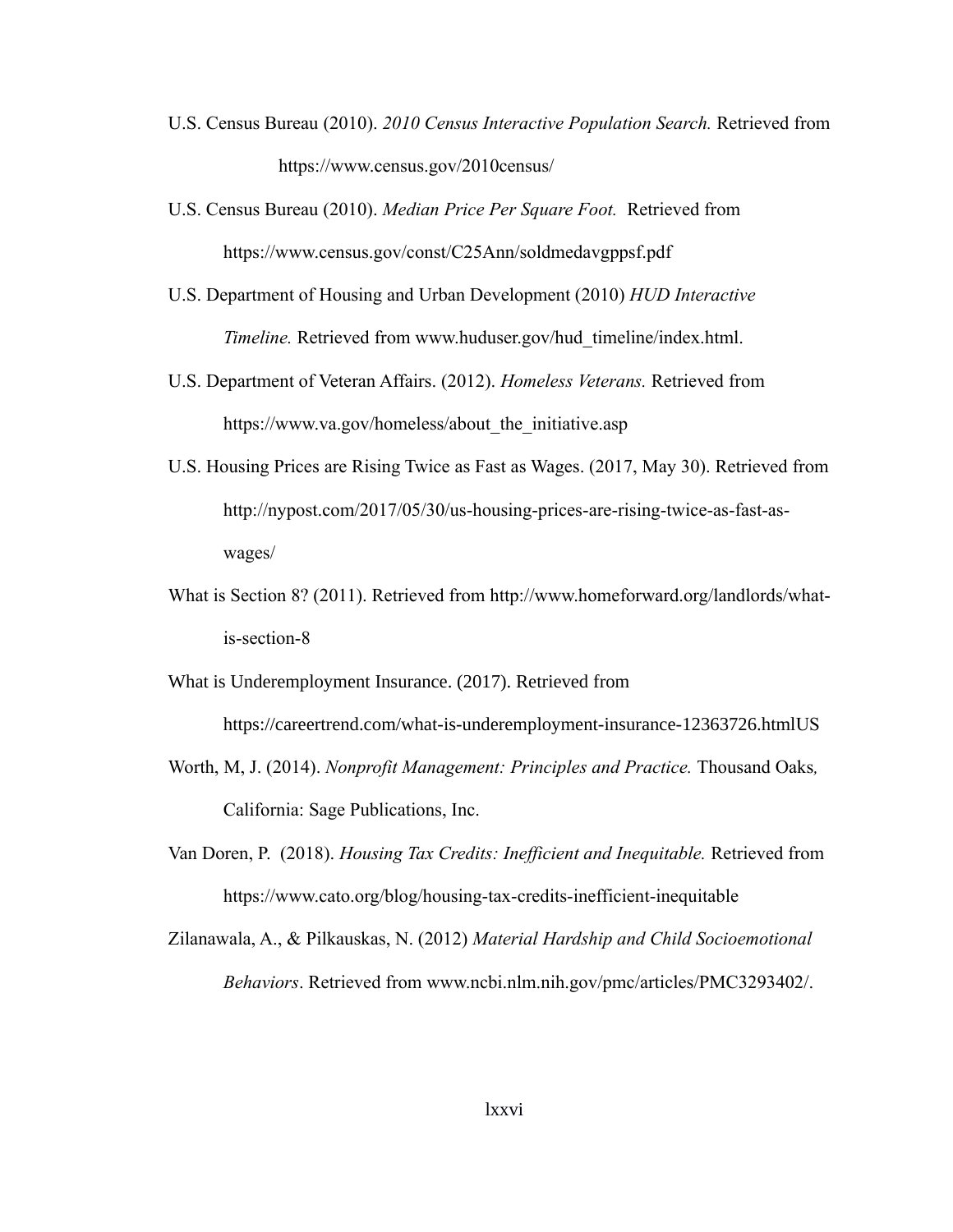U.S. Census Bureau (2010). *2010 Census Interactive Population Search.* Retrieved from https://www.census.gov/2010census/

U.S. Census Bureau (2010). *Median Price Per Square Foot.* Retrieved from https://www.census.gov/const/C25Ann/soldmedavgppsf.pdf

U.S. Department of Housing and Urban Development (2010) *HUD Interactive Timeline.* Retrieved from www.huduser.gov/hud_timeline/index.html.

U.S. Department of Veteran Affairs. (2012). *Homeless Veterans.* Retrieved from https://www.va.gov/homeless/about_the_initiative.asp

U.S. Housing Prices are Rising Twice as Fast as Wages. (2017, May 30). Retrieved from http://nypost.com/2017/05/30/us-housing-prices-are-rising-twice-as-fast-as-wages/

What is Section 8? (2011). Retrieved from http://www.homeforward.org/landlords/what-is-section-8

What is Underemployment Insurance. (2017). Retrieved from https://careertrend.com/what-is-underemployment-insurance-12363726.htmlUS

Worth, M, J. (2014). *Nonprofit Management: Principles and Practice.* Thousand Oaks, California: Sage Publications, Inc.

Van Doren, P. (2018). *Housing Tax Credits: Inefficient and Inequitable.* Retrieved from https://www.cato.org/blog/housing-tax-credits-inefficient-inequitable

Zilanawala, A., & Pilkauskas, N. (2012) *Material Hardship and Child Socioemotional Behaviors*. Retrieved from www.ncbi.nlm.nih.gov/pmc/articles/PMC3293402/.